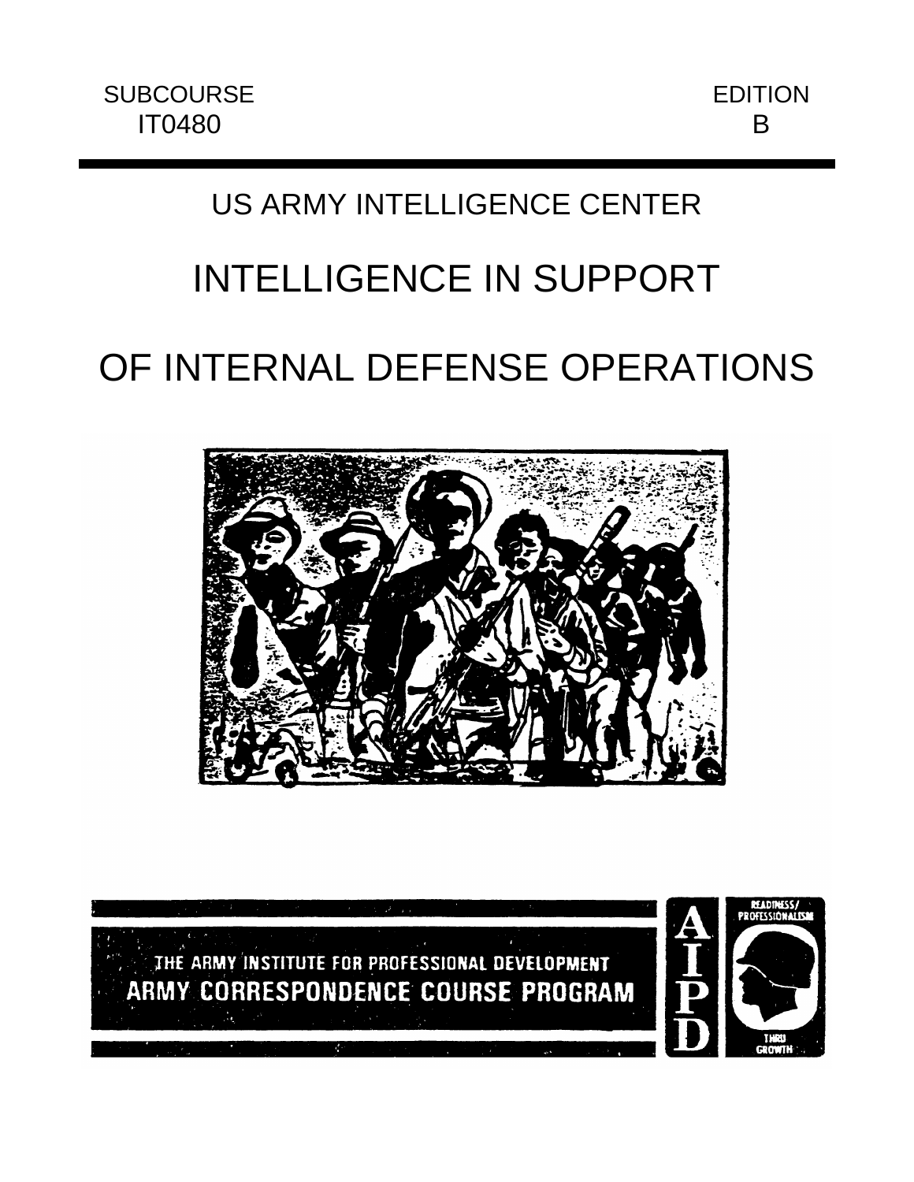SUBCOURSE
IT0480

EDITION
B

US ARMY INTELLIGENCE CENTER

# INTELLIGENCE IN SUPPORT OF INTERNAL DEFENSE OPERATIONS

THE ARMY INSTITUTE FOR PROFESSIONAL DEVELOPMENT

ARMY CORRESPONDENCE COURSE PROGRAM

AIPD

READINESS/PROFESSIONALISM THRU GROWTH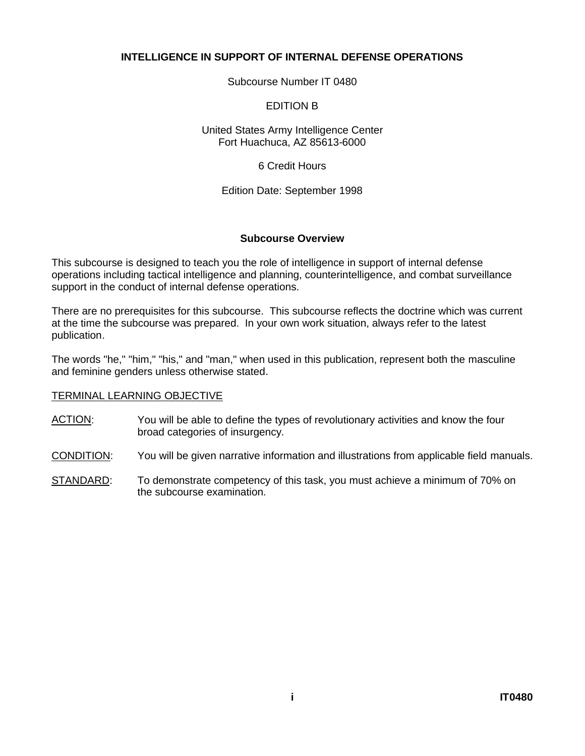# INTELLIGENCE IN SUPPORT OF INTERNAL DEFENSE OPERATIONS

Subcourse Number IT 0480

EDITION B

United States Army Intelligence Center
Fort Huachuca, AZ 85613-6000

6 Credit Hours

Edition Date: September 1998

## Subcourse Overview

This subcourse is designed to teach you the role of intelligence in support of internal defense operations including tactical intelligence and planning, counterintelligence, and combat surveillance support in the conduct of internal defense operations.

There are no prerequisites for this subcourse. This subcourse reflects the doctrine which was current at the time the subcourse was prepared. In your own work situation, always refer to the latest publication.

The words "he," "him," "his," and "man," when used in this publication, represent both the masculine and feminine genders unless otherwise stated.

<u>TERMINAL LEARNING OBJECTIVE</u>

<u>ACTION</u>: You will be able to define the types of revolutionary activities and know the four broad categories of insurgency.

<u>CONDITION</u>: You will be given narrative information and illustrations from applicable field manuals.

<u>STANDARD</u>: To demonstrate competency of this task, you must achieve a minimum of 70% on the subcourse examination.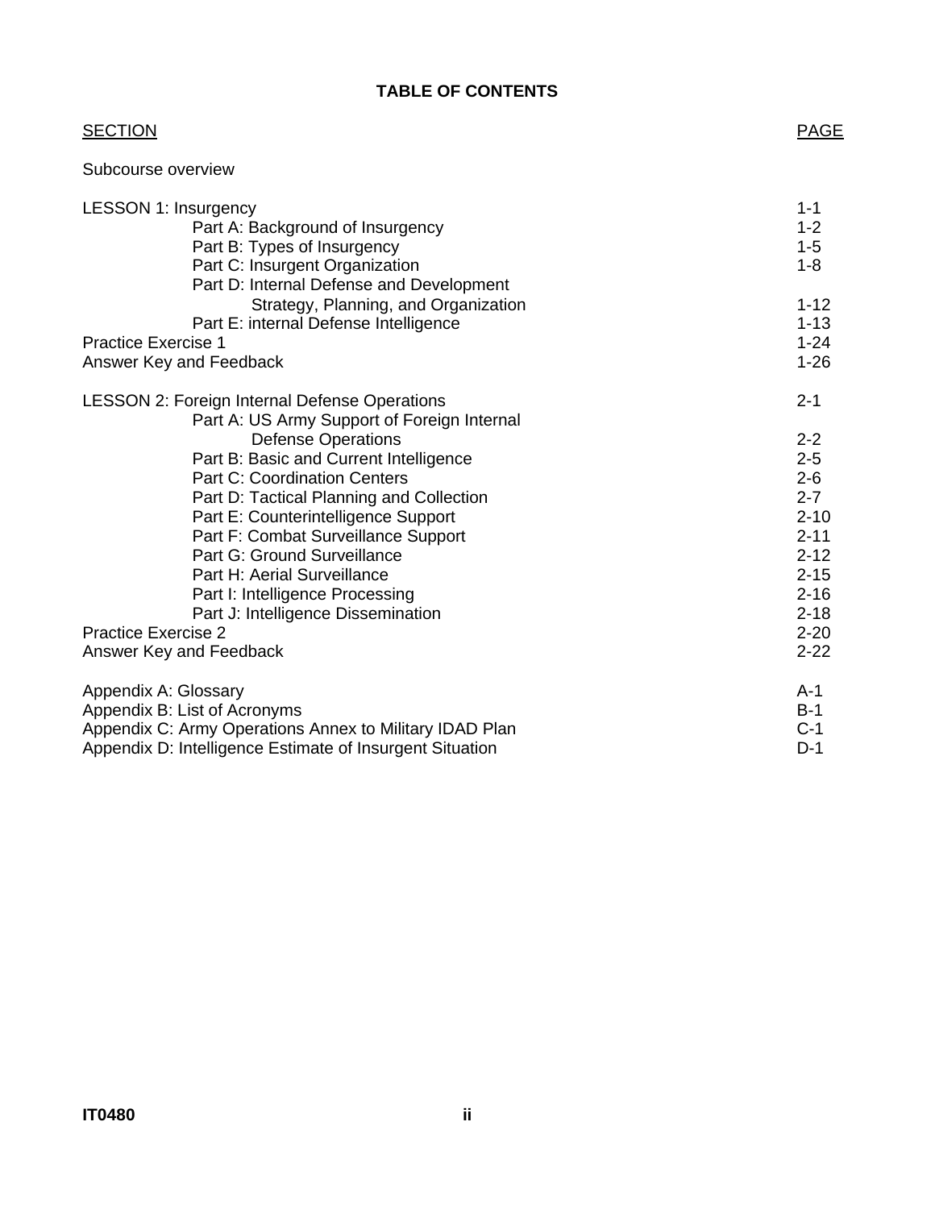# TABLE OF CONTENTS

| SECTION | PAGE |
|---|---|
| Subcourse overview | |
| LESSON 1: Insurgency | 1-1 |
| Part A: Background of Insurgency | 1-2 |
| Part B: Types of Insurgency | 1-5 |
| Part C: Insurgent Organization | 1-8 |
| Part D: Internal Defense and Development Strategy, Planning, and Organization | 1-12 |
| Part E: internal Defense Intelligence | 1-13 |
| Practice Exercise 1 | 1-24 |
| Answer Key and Feedback | 1-26 |
| LESSON 2: Foreign Internal Defense Operations | 2-1 |
| Part A: US Army Support of Foreign Internal Defense Operations | 2-2 |
| Part B: Basic and Current Intelligence | 2-5 |
| Part C: Coordination Centers | 2-6 |
| Part D: Tactical Planning and Collection | 2-7 |
| Part E: Counterintelligence Support | 2-10 |
| Part F: Combat Surveillance Support | 2-11 |
| Part G: Ground Surveillance | 2-12 |
| Part H: Aerial Surveillance | 2-15 |
| Part I: Intelligence Processing | 2-16 |
| Part J: Intelligence Dissemination | 2-18 |
| Practice Exercise 2 | 2-20 |
| Answer Key and Feedback | 2-22 |
| Appendix A: Glossary | A-1 |
| Appendix B: List of Acronyms | B-1 |
| Appendix C: Army Operations Annex to Military IDAD Plan | C-1 |
| Appendix D: Intelligence Estimate of Insurgent Situation | D-1 |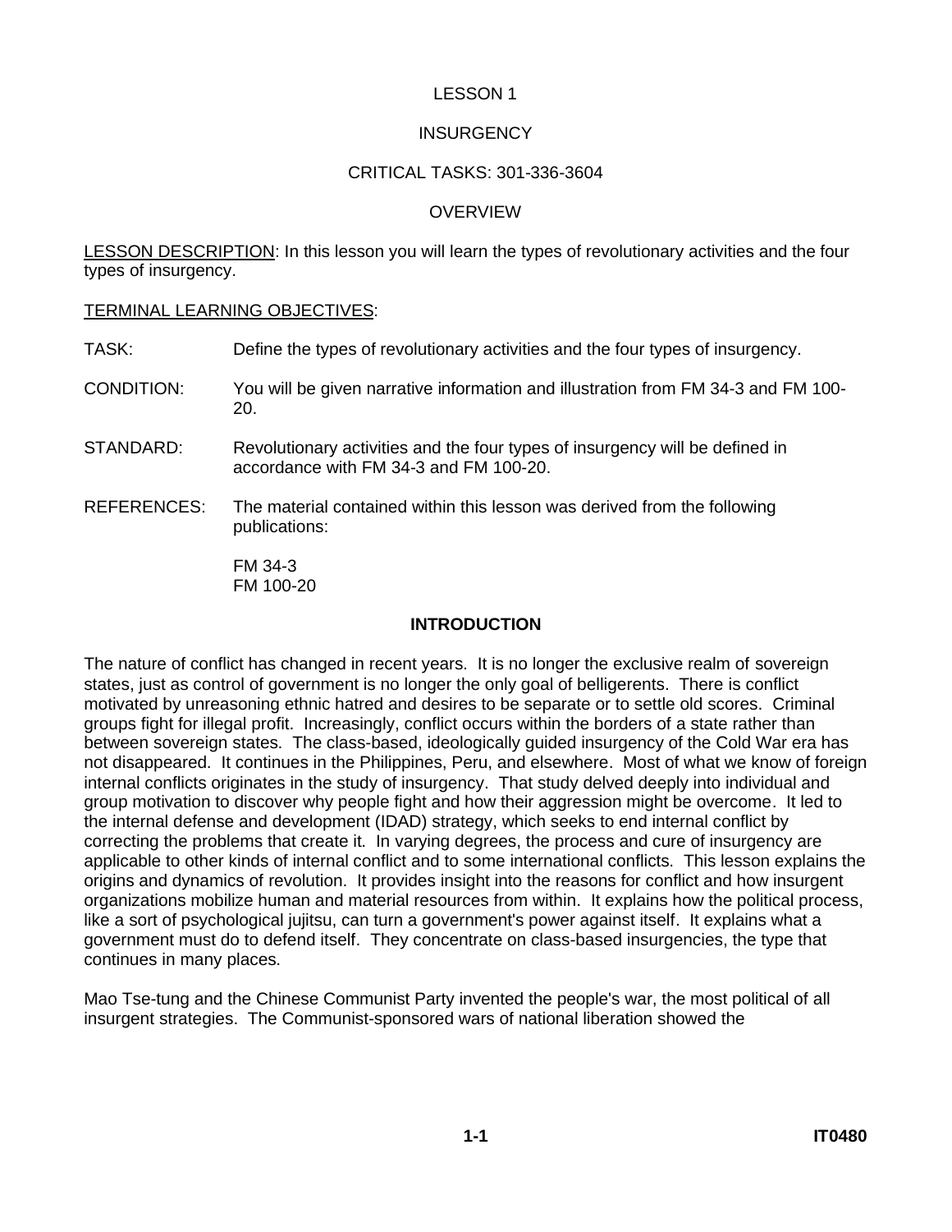LESSON 1

INSURGENCY

CRITICAL TASKS: 301-336-3604

OVERVIEW

LESSON DESCRIPTION: In this lesson you will learn the types of revolutionary activities and the four types of insurgency.

TERMINAL LEARNING OBJECTIVES:

TASK: Define the types of revolutionary activities and the four types of insurgency.

CONDITION: You will be given narrative information and illustration from FM 34-3 and FM 100-20.

STANDARD: Revolutionary activities and the four types of insurgency will be defined in accordance with FM 34-3 and FM 100-20.

REFERENCES: The material contained within this lesson was derived from the following publications:

FM 34-3
FM 100-20

## INTRODUCTION

The nature of conflict has changed in recent years. It is no longer the exclusive realm of sovereign states, just as control of government is no longer the only goal of belligerents. There is conflict motivated by unreasoning ethnic hatred and desires to be separate or to settle old scores. Criminal groups fight for illegal profit. Increasingly, conflict occurs within the borders of a state rather than between sovereign states. The class-based, ideologically guided insurgency of the Cold War era has not disappeared. It continues in the Philippines, Peru, and elsewhere. Most of what we know of foreign internal conflicts originates in the study of insurgency. That study delved deeply into individual and group motivation to discover why people fight and how their aggression might be overcome. It led to the internal defense and development (IDAD) strategy, which seeks to end internal conflict by correcting the problems that create it. In varying degrees, the process and cure of insurgency are applicable to other kinds of internal conflict and to some international conflicts. This lesson explains the origins and dynamics of revolution. It provides insight into the reasons for conflict and how insurgent organizations mobilize human and material resources from within. It explains how the political process, like a sort of psychological jujitsu, can turn a government's power against itself. It explains what a government must do to defend itself. They concentrate on class-based insurgencies, the type that continues in many places.

Mao Tse-tung and the Chinese Communist Party invented the people's war, the most political of all insurgent strategies. The Communist-sponsored wars of national liberation showed the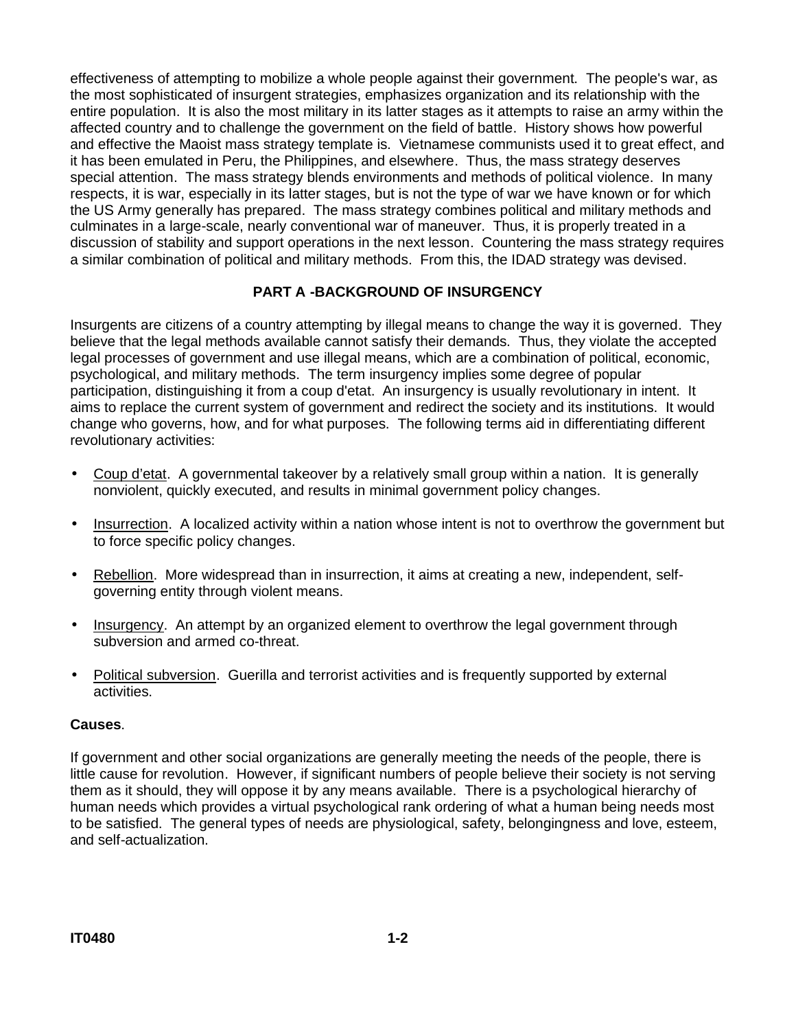effectiveness of attempting to mobilize a whole people against their government. The people's war, as the most sophisticated of insurgent strategies, emphasizes organization and its relationship with the entire population. It is also the most military in its latter stages as it attempts to raise an army within the affected country and to challenge the government on the field of battle. History shows how powerful and effective the Maoist mass strategy template is. Vietnamese communists used it to great effect, and it has been emulated in Peru, the Philippines, and elsewhere. Thus, the mass strategy deserves special attention. The mass strategy blends environments and methods of political violence. In many respects, it is war, especially in its latter stages, but is not the type of war we have known or for which the US Army generally has prepared. The mass strategy combines political and military methods and culminates in a large-scale, nearly conventional war of maneuver. Thus, it is properly treated in a discussion of stability and support operations in the next lesson. Countering the mass strategy requires a similar combination of political and military methods. From this, the IDAD strategy was devised.

## PART A -BACKGROUND OF INSURGENCY

Insurgents are citizens of a country attempting by illegal means to change the way it is governed. They believe that the legal methods available cannot satisfy their demands. Thus, they violate the accepted legal processes of government and use illegal means, which are a combination of political, economic, psychological, and military methods. The term insurgency implies some degree of popular participation, distinguishing it from a coup d'etat. An insurgency is usually revolutionary in intent. It aims to replace the current system of government and redirect the society and its institutions. It would change who governs, how, and for what purposes. The following terms aid in differentiating different revolutionary activities:

- Coup d'etat. A governmental takeover by a relatively small group within a nation. It is generally nonviolent, quickly executed, and results in minimal government policy changes.
- Insurrection. A localized activity within a nation whose intent is not to overthrow the government but to force specific policy changes.
- Rebellion. More widespread than in insurrection, it aims at creating a new, independent, self-governing entity through violent means.
- Insurgency. An attempt by an organized element to overthrow the legal government through subversion and armed co-threat.
- Political subversion. Guerilla and terrorist activities and is frequently supported by external activities.

**Causes**.

If government and other social organizations are generally meeting the needs of the people, there is little cause for revolution. However, if significant numbers of people believe their society is not serving them as it should, they will oppose it by any means available. There is a psychological hierarchy of human needs which provides a virtual psychological rank ordering of what a human being needs most to be satisfied. The general types of needs are physiological, safety, belongingness and love, esteem, and self-actualization.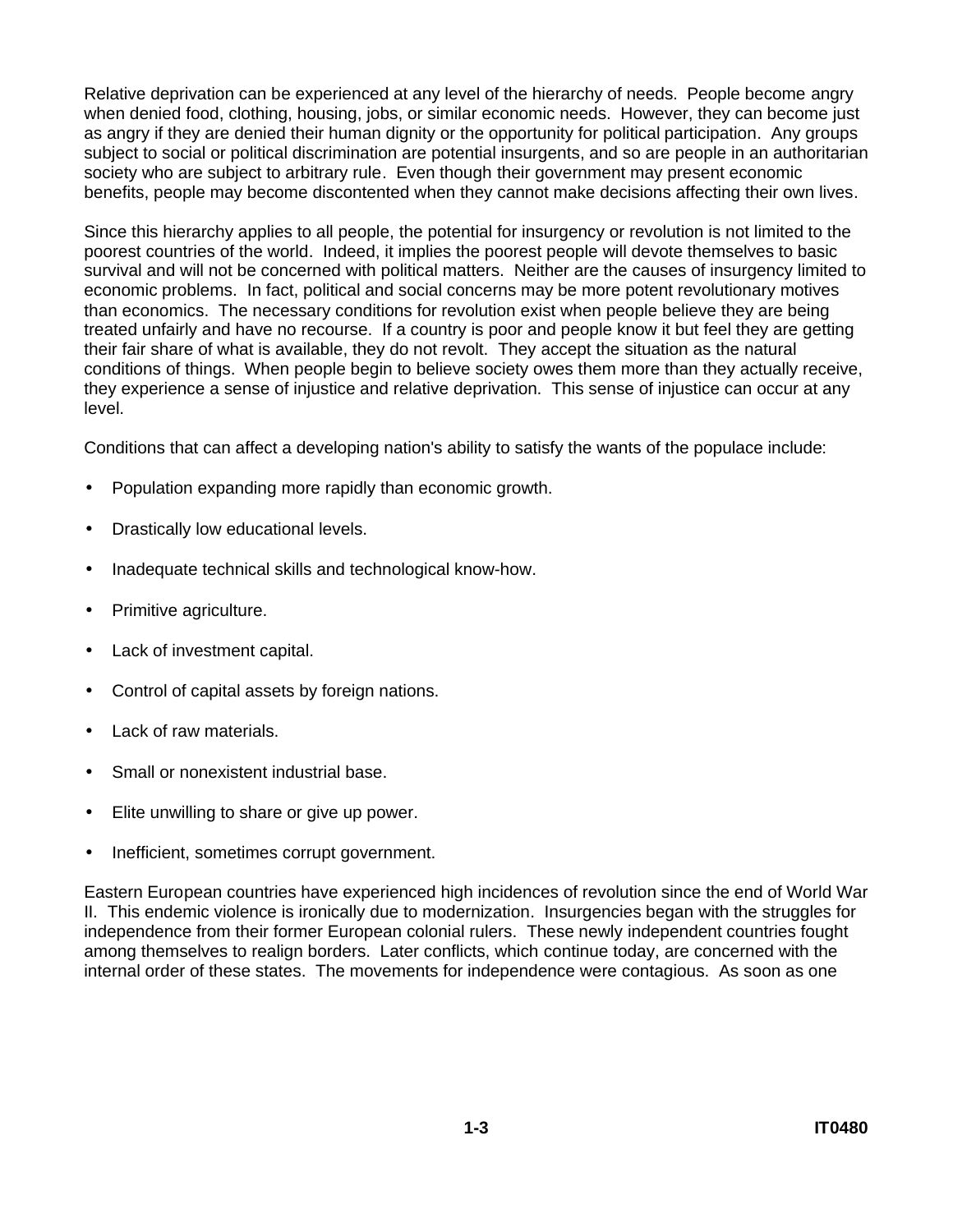Relative deprivation can be experienced at any level of the hierarchy of needs. People become angry when denied food, clothing, housing, jobs, or similar economic needs. However, they can become just as angry if they are denied their human dignity or the opportunity for political participation. Any groups subject to social or political discrimination are potential insurgents, and so are people in an authoritarian society who are subject to arbitrary rule. Even though their government may present economic benefits, people may become discontented when they cannot make decisions affecting their own lives.

Since this hierarchy applies to all people, the potential for insurgency or revolution is not limited to the poorest countries of the world. Indeed, it implies the poorest people will devote themselves to basic survival and will not be concerned with political matters. Neither are the causes of insurgency limited to economic problems. In fact, political and social concerns may be more potent revolutionary motives than economics. The necessary conditions for revolution exist when people believe they are being treated unfairly and have no recourse. If a country is poor and people know it but feel they are getting their fair share of what is available, they do not revolt. They accept the situation as the natural conditions of things. When people begin to believe society owes them more than they actually receive, they experience a sense of injustice and relative deprivation. This sense of injustice can occur at any level.

Conditions that can affect a developing nation's ability to satisfy the wants of the populace include:

- Population expanding more rapidly than economic growth.
- Drastically low educational levels.
- Inadequate technical skills and technological know-how.
- Primitive agriculture.
- Lack of investment capital.
- Control of capital assets by foreign nations.
- Lack of raw materials.
- Small or nonexistent industrial base.
- Elite unwilling to share or give up power.
- Inefficient, sometimes corrupt government.

Eastern European countries have experienced high incidences of revolution since the end of World War II. This endemic violence is ironically due to modernization. Insurgencies began with the struggles for independence from their former European colonial rulers. These newly independent countries fought among themselves to realign borders. Later conflicts, which continue today, are concerned with the internal order of these states. The movements for independence were contagious. As soon as one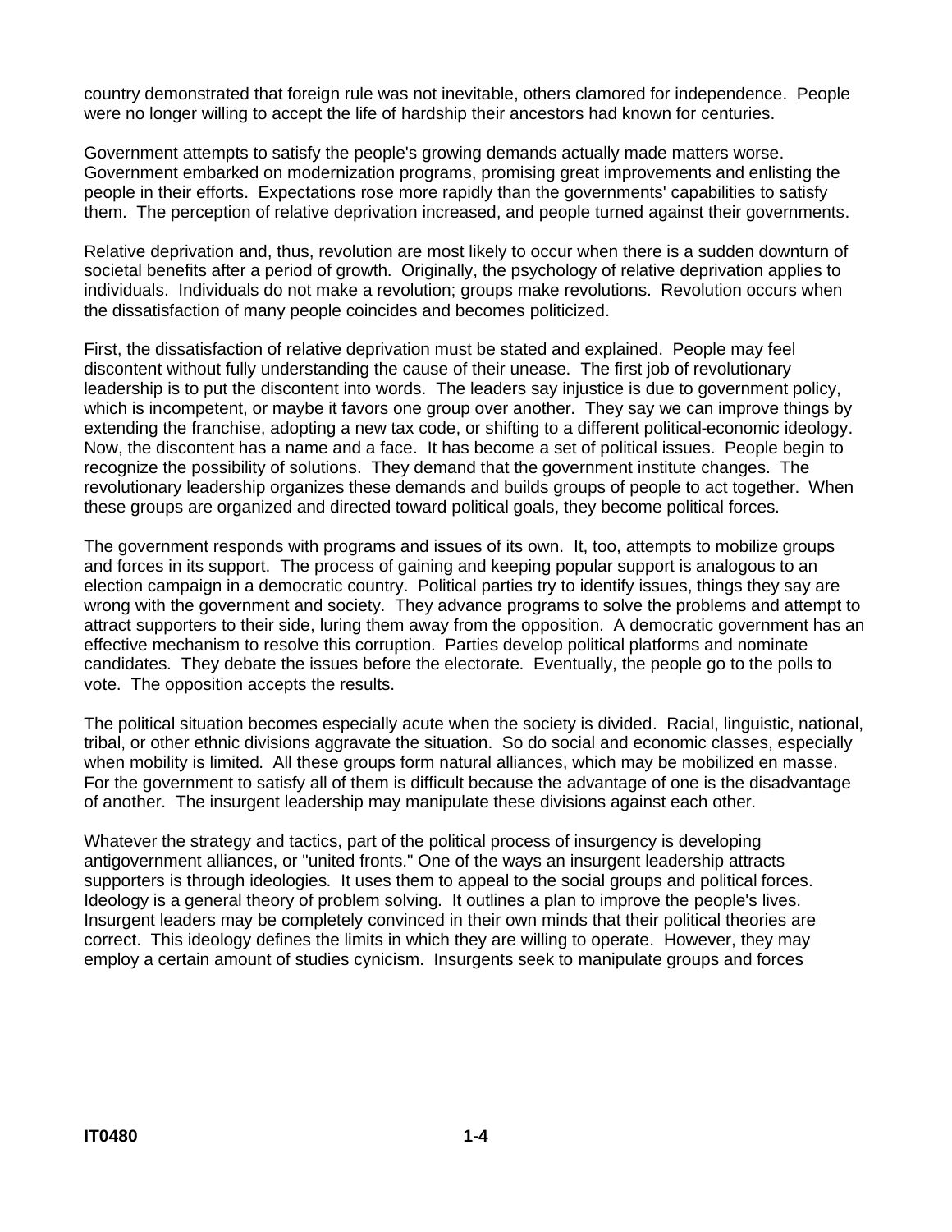country demonstrated that foreign rule was not inevitable, others clamored for independence. People were no longer willing to accept the life of hardship their ancestors had known for centuries.

Government attempts to satisfy the people's growing demands actually made matters worse. Government embarked on modernization programs, promising great improvements and enlisting the people in their efforts. Expectations rose more rapidly than the governments' capabilities to satisfy them. The perception of relative deprivation increased, and people turned against their governments.

Relative deprivation and, thus, revolution are most likely to occur when there is a sudden downturn of societal benefits after a period of growth. Originally, the psychology of relative deprivation applies to individuals. Individuals do not make a revolution; groups make revolutions. Revolution occurs when the dissatisfaction of many people coincides and becomes politicized.

First, the dissatisfaction of relative deprivation must be stated and explained. People may feel discontent without fully understanding the cause of their unease. The first job of revolutionary leadership is to put the discontent into words. The leaders say injustice is due to government policy, which is incompetent, or maybe it favors one group over another. They say we can improve things by extending the franchise, adopting a new tax code, or shifting to a different political-economic ideology. Now, the discontent has a name and a face. It has become a set of political issues. People begin to recognize the possibility of solutions. They demand that the government institute changes. The revolutionary leadership organizes these demands and builds groups of people to act together. When these groups are organized and directed toward political goals, they become political forces.

The government responds with programs and issues of its own. It, too, attempts to mobilize groups and forces in its support. The process of gaining and keeping popular support is analogous to an election campaign in a democratic country. Political parties try to identify issues, things they say are wrong with the government and society. They advance programs to solve the problems and attempt to attract supporters to their side, luring them away from the opposition. A democratic government has an effective mechanism to resolve this corruption. Parties develop political platforms and nominate candidates. They debate the issues before the electorate. Eventually, the people go to the polls to vote. The opposition accepts the results.

The political situation becomes especially acute when the society is divided. Racial, linguistic, national, tribal, or other ethnic divisions aggravate the situation. So do social and economic classes, especially when mobility is limited. All these groups form natural alliances, which may be mobilized en masse. For the government to satisfy all of them is difficult because the advantage of one is the disadvantage of another. The insurgent leadership may manipulate these divisions against each other.

Whatever the strategy and tactics, part of the political process of insurgency is developing antigovernment alliances, or "united fronts." One of the ways an insurgent leadership attracts supporters is through ideologies. It uses them to appeal to the social groups and political forces. Ideology is a general theory of problem solving. It outlines a plan to improve the people's lives. Insurgent leaders may be completely convinced in their own minds that their political theories are correct. This ideology defines the limits in which they are willing to operate. However, they may employ a certain amount of studies cynicism. Insurgents seek to manipulate groups and forces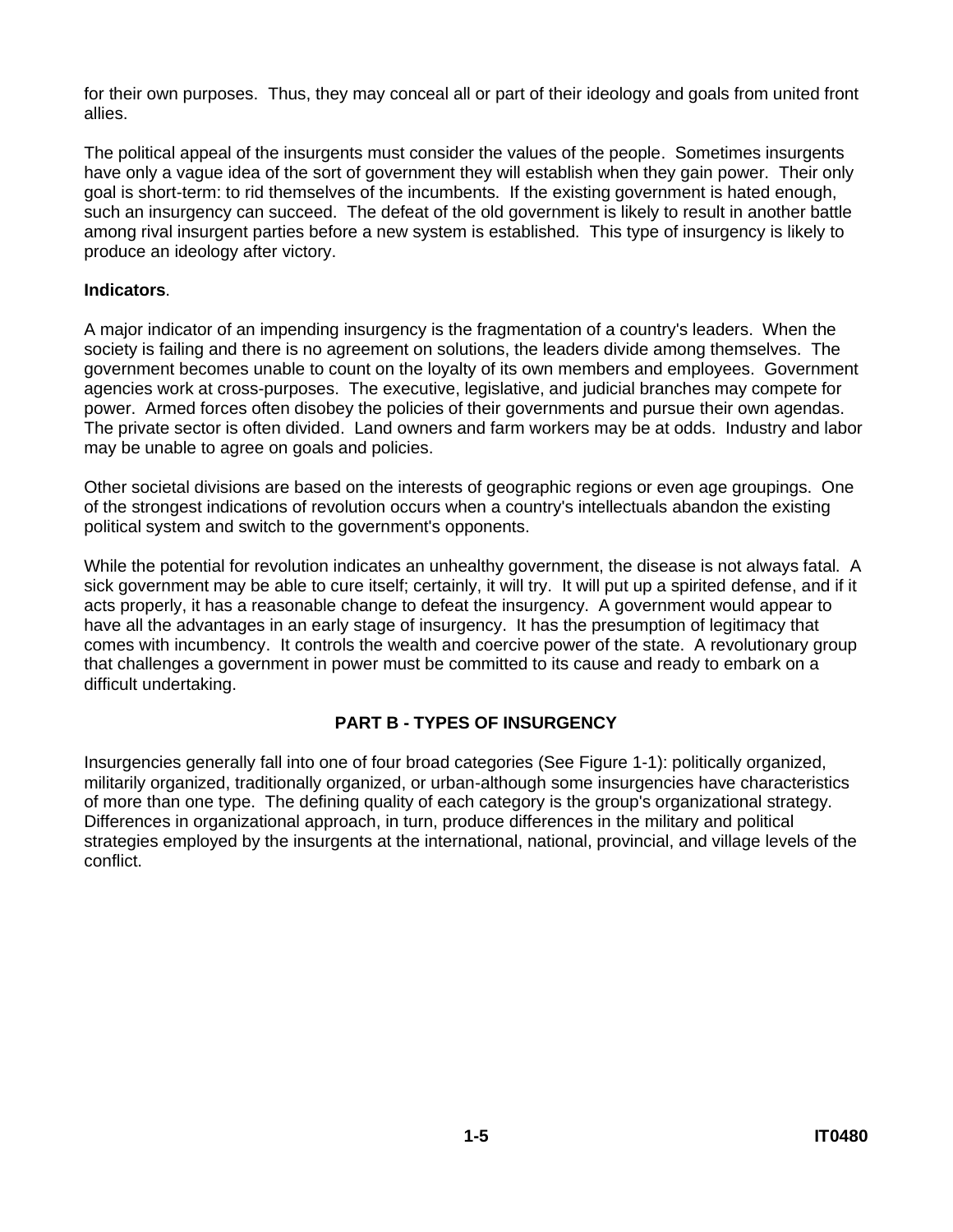for their own purposes. Thus, they may conceal all or part of their ideology and goals from united front allies.

The political appeal of the insurgents must consider the values of the people. Sometimes insurgents have only a vague idea of the sort of government they will establish when they gain power. Their only goal is short-term: to rid themselves of the incumbents. If the existing government is hated enough, such an insurgency can succeed. The defeat of the old government is likely to result in another battle among rival insurgent parties before a new system is established. This type of insurgency is likely to produce an ideology after victory.

**Indicators**.

A major indicator of an impending insurgency is the fragmentation of a country's leaders. When the society is failing and there is no agreement on solutions, the leaders divide among themselves. The government becomes unable to count on the loyalty of its own members and employees. Government agencies work at cross-purposes. The executive, legislative, and judicial branches may compete for power. Armed forces often disobey the policies of their governments and pursue their own agendas. The private sector is often divided. Land owners and farm workers may be at odds. Industry and labor may be unable to agree on goals and policies.

Other societal divisions are based on the interests of geographic regions or even age groupings. One of the strongest indications of revolution occurs when a country's intellectuals abandon the existing political system and switch to the government's opponents.

While the potential for revolution indicates an unhealthy government, the disease is not always fatal. A sick government may be able to cure itself; certainly, it will try. It will put up a spirited defense, and if it acts properly, it has a reasonable change to defeat the insurgency. A government would appear to have all the advantages in an early stage of insurgency. It has the presumption of legitimacy that comes with incumbency. It controls the wealth and coercive power of the state. A revolutionary group that challenges a government in power must be committed to its cause and ready to embark on a difficult undertaking.

## PART B - TYPES OF INSURGENCY

Insurgencies generally fall into one of four broad categories (See Figure 1-1): politically organized, militarily organized, traditionally organized, or urban-although some insurgencies have characteristics of more than one type. The defining quality of each category is the group's organizational strategy. Differences in organizational approach, in turn, produce differences in the military and political strategies employed by the insurgents at the international, national, provincial, and village levels of the conflict.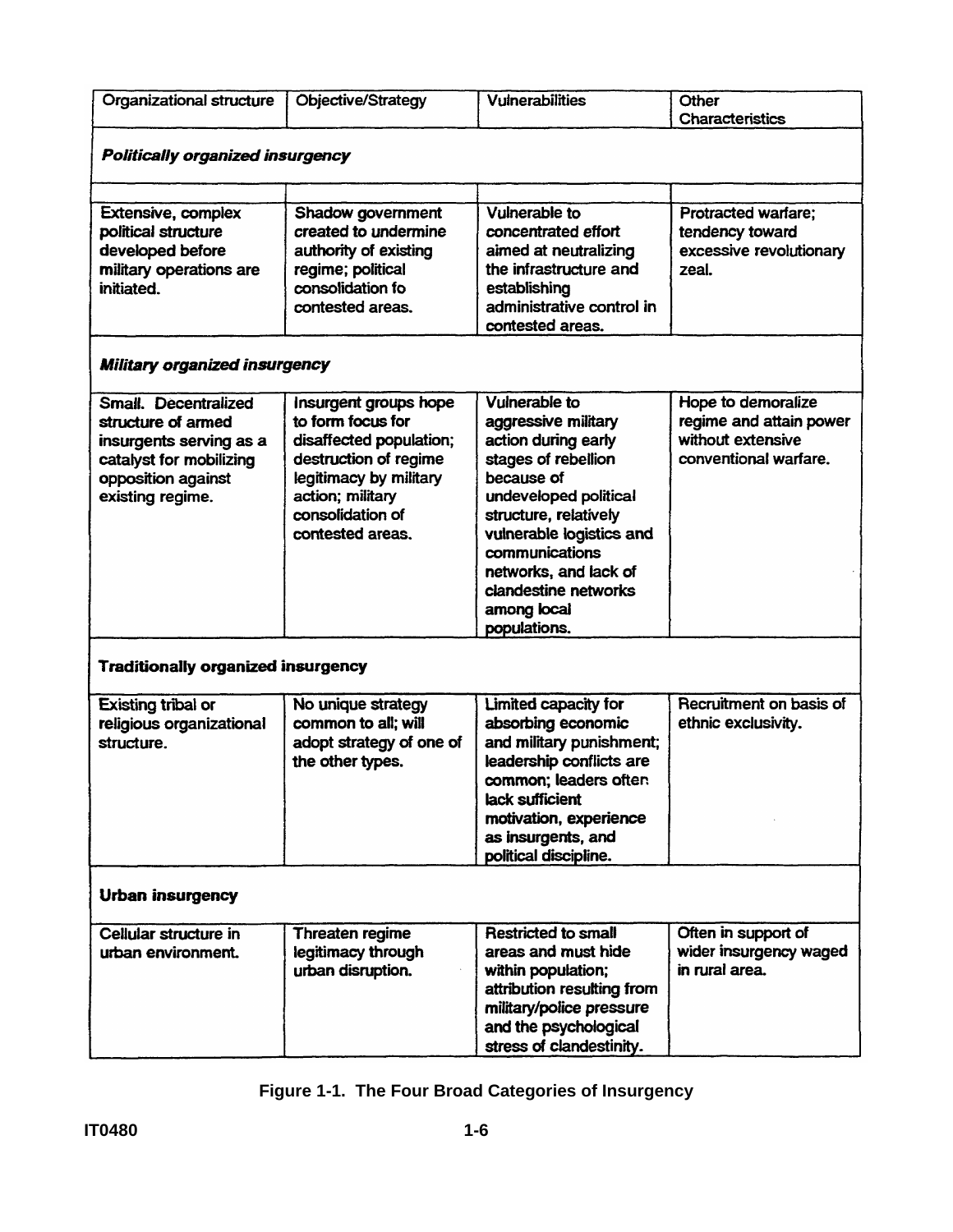| Organizational structure | Objective/Strategy | Vulnerabilities | Other Characteristics |
|---|---|---|---|
| ***Politically organized insurgency*** | | | |
| Extensive, complex political structure developed before military operations are initiated. | Shadow government created to undermine authority of existing regime; political consolidation fo contested areas. | Vulnerable to concentrated effort aimed at neutralizing the infrastructure and establishing administrative control in contested areas. | Protracted warfare; tendency toward excessive revolutionary zeal. |
| ***Military organized insurgency*** | | | |
| Small. Decentralized structure of armed insurgents serving as a catalyst for mobilizing opposition against existing regime. | Insurgent groups hope to form focus for disaffected population; destruction of regime legitimacy by military action; military consolidation of contested areas. | Vulnerable to aggressive military action during early stages of rebellion because of undeveloped political structure, relatively vulnerable logistics and communications networks, and lack of clandestine networks among local populations. | Hope to demoralize regime and attain power without extensive conventional warfare. |
| **Traditionally organized insurgency** | | | |
| Existing tribal or religious organizational structure. | No unique strategy common to all; will adopt strategy of one of the other types. | Limited capacity for absorbing economic and military punishment; leadership conflicts are common; leaders often lack sufficient motivation, experience as insurgents, and political discipline. | Recruitment on basis of ethnic exclusivity. |
| **Urban insurgency** | | | |
| Cellular structure in urban environment. | Threaten regime legitimacy through urban disruption. | Restricted to small areas and must hide within population; attribution resulting from military/police pressure and the psychological stress of clandestinity. | Often in support of wider insurgency waged in rural area. |

**Figure 1-1. The Four Broad Categories of Insurgency**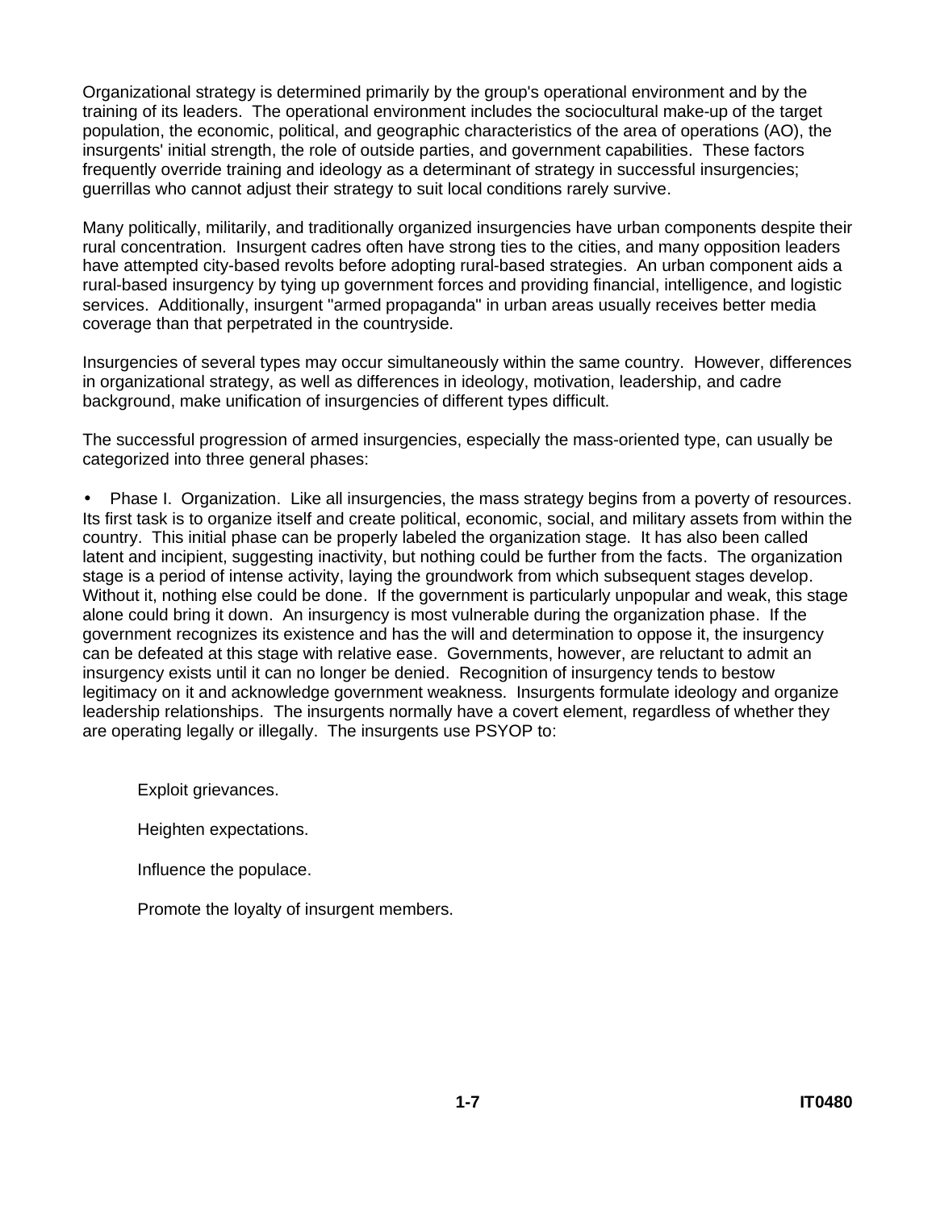Organizational strategy is determined primarily by the group's operational environment and by the training of its leaders. The operational environment includes the sociocultural make-up of the target population, the economic, political, and geographic characteristics of the area of operations (AO), the insurgents' initial strength, the role of outside parties, and government capabilities. These factors frequently override training and ideology as a determinant of strategy in successful insurgencies; guerrillas who cannot adjust their strategy to suit local conditions rarely survive.

Many politically, militarily, and traditionally organized insurgencies have urban components despite their rural concentration. Insurgent cadres often have strong ties to the cities, and many opposition leaders have attempted city-based revolts before adopting rural-based strategies. An urban component aids a rural-based insurgency by tying up government forces and providing financial, intelligence, and logistic services. Additionally, insurgent "armed propaganda" in urban areas usually receives better media coverage than that perpetrated in the countryside.

Insurgencies of several types may occur simultaneously within the same country. However, differences in organizational strategy, as well as differences in ideology, motivation, leadership, and cadre background, make unification of insurgencies of different types difficult.

The successful progression of armed insurgencies, especially the mass-oriented type, can usually be categorized into three general phases:

- Phase I. Organization. Like all insurgencies, the mass strategy begins from a poverty of resources. Its first task is to organize itself and create political, economic, social, and military assets from within the country. This initial phase can be properly labeled the organization stage. It has also been called latent and incipient, suggesting inactivity, but nothing could be further from the facts. The organization stage is a period of intense activity, laying the groundwork from which subsequent stages develop. Without it, nothing else could be done. If the government is particularly unpopular and weak, this stage alone could bring it down. An insurgency is most vulnerable during the organization phase. If the government recognizes its existence and has the will and determination to oppose it, the insurgency can be defeated at this stage with relative ease. Governments, however, are reluctant to admit an insurgency exists until it can no longer be denied. Recognition of insurgency tends to bestow legitimacy on it and acknowledge government weakness. Insurgents formulate ideology and organize leadership relationships. The insurgents normally have a covert element, regardless of whether they are operating legally or illegally. The insurgents use PSYOP to:

  Exploit grievances.

  Heighten expectations.

  Influence the populace.

  Promote the loyalty of insurgent members.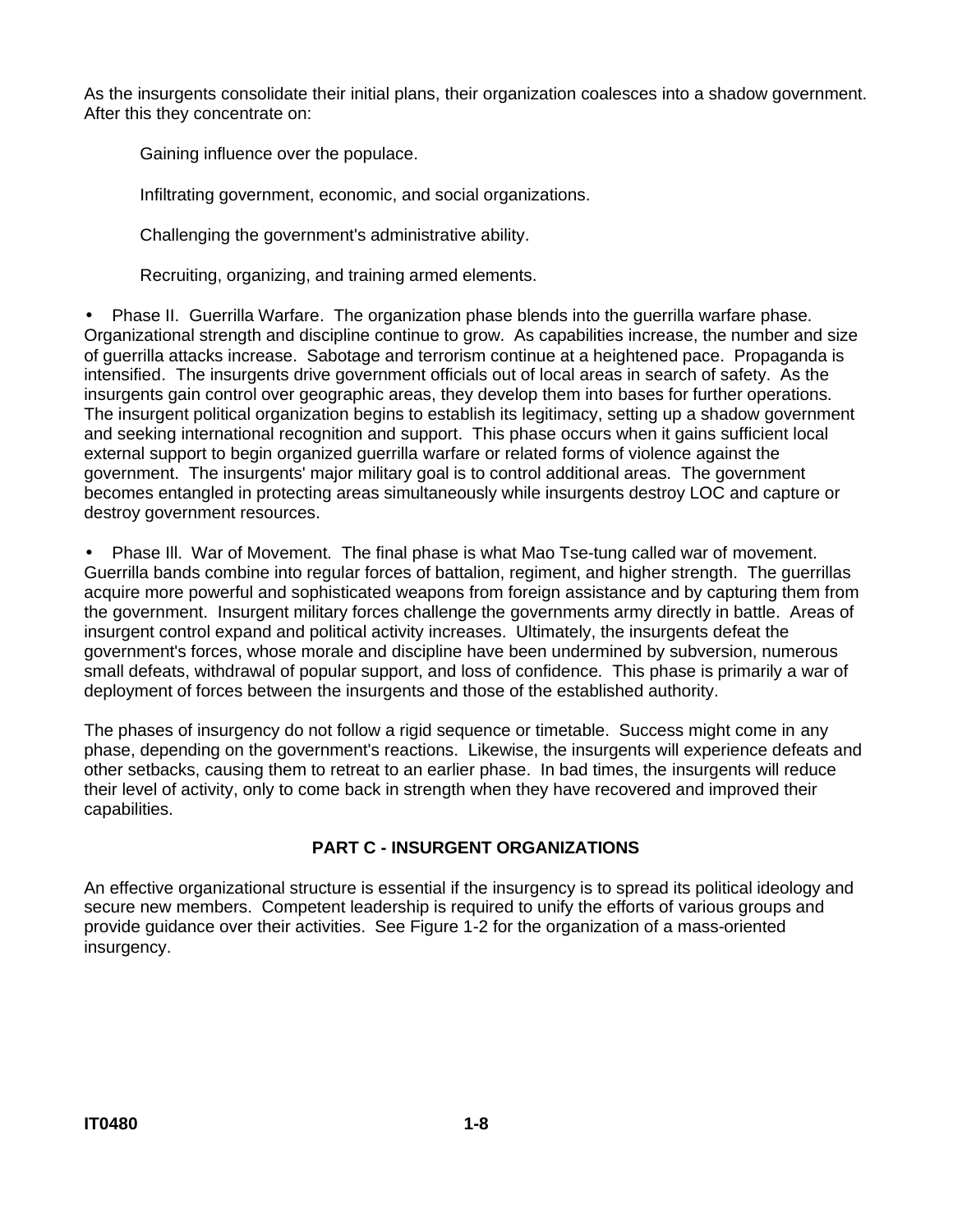As the insurgents consolidate their initial plans, their organization coalesces into a shadow government. After this they concentrate on:

Gaining influence over the populace.

Infiltrating government, economic, and social organizations.

Challenging the government's administrative ability.

Recruiting, organizing, and training armed elements.

- Phase II. Guerrilla Warfare. The organization phase blends into the guerrilla warfare phase. Organizational strength and discipline continue to grow. As capabilities increase, the number and size of guerrilla attacks increase. Sabotage and terrorism continue at a heightened pace. Propaganda is intensified. The insurgents drive government officials out of local areas in search of safety. As the insurgents gain control over geographic areas, they develop them into bases for further operations. The insurgent political organization begins to establish its legitimacy, setting up a shadow government and seeking international recognition and support. This phase occurs when it gains sufficient local external support to begin organized guerrilla warfare or related forms of violence against the government. The insurgents' major military goal is to control additional areas. The government becomes entangled in protecting areas simultaneously while insurgents destroy LOC and capture or destroy government resources.

- Phase Ill. War of Movement. The final phase is what Mao Tse-tung called war of movement. Guerrilla bands combine into regular forces of battalion, regiment, and higher strength. The guerrillas acquire more powerful and sophisticated weapons from foreign assistance and by capturing them from the government. Insurgent military forces challenge the governments army directly in battle. Areas of insurgent control expand and political activity increases. Ultimately, the insurgents defeat the government's forces, whose morale and discipline have been undermined by subversion, numerous small defeats, withdrawal of popular support, and loss of confidence. This phase is primarily a war of deployment of forces between the insurgents and those of the established authority.

The phases of insurgency do not follow a rigid sequence or timetable. Success might come in any phase, depending on the government's reactions. Likewise, the insurgents will experience defeats and other setbacks, causing them to retreat to an earlier phase. In bad times, the insurgents will reduce their level of activity, only to come back in strength when they have recovered and improved their capabilities.

## PART C - INSURGENT ORGANIZATIONS

An effective organizational structure is essential if the insurgency is to spread its political ideology and secure new members. Competent leadership is required to unify the efforts of various groups and provide guidance over their activities. See Figure 1-2 for the organization of a mass-oriented insurgency.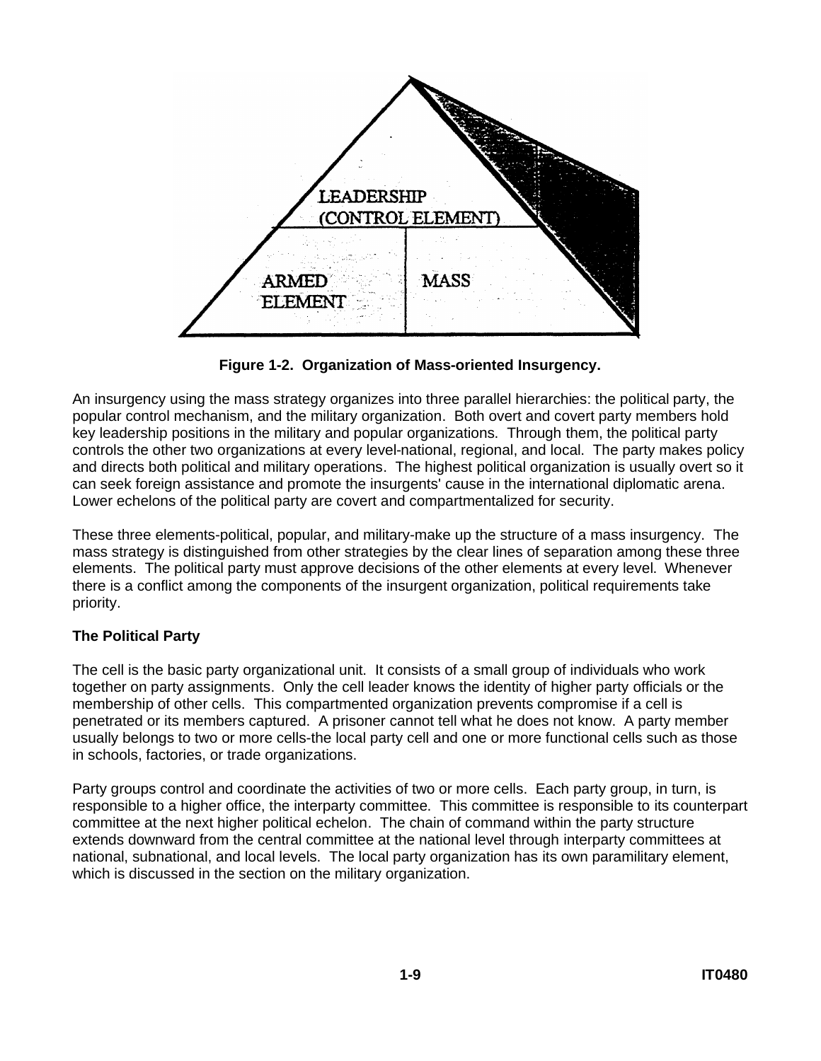LEADERSHIP (CONTROL ELEMENT)

ARMED ELEMENT

MASS

**Figure 1-2. Organization of Mass-oriented Insurgency.**

An insurgency using the mass strategy organizes into three parallel hierarchies: the political party, the popular control mechanism, and the military organization. Both overt and covert party members hold key leadership positions in the military and popular organizations. Through them, the political party controls the other two organizations at every level-national, regional, and local. The party makes policy and directs both political and military operations. The highest political organization is usually overt so it can seek foreign assistance and promote the insurgents' cause in the international diplomatic arena. Lower echelons of the political party are covert and compartmentalized for security.

These three elements-political, popular, and military-make up the structure of a mass insurgency. The mass strategy is distinguished from other strategies by the clear lines of separation among these three elements. The political party must approve decisions of the other elements at every level. Whenever there is a conflict among the components of the insurgent organization, political requirements take priority.

**The Political Party**

The cell is the basic party organizational unit. It consists of a small group of individuals who work together on party assignments. Only the cell leader knows the identity of higher party officials or the membership of other cells. This compartmented organization prevents compromise if a cell is penetrated or its members captured. A prisoner cannot tell what he does not know. A party member usually belongs to two or more cells-the local party cell and one or more functional cells such as those in schools, factories, or trade organizations.

Party groups control and coordinate the activities of two or more cells. Each party group, in turn, is responsible to a higher office, the interparty committee. This committee is responsible to its counterpart committee at the next higher political echelon. The chain of command within the party structure extends downward from the central committee at the national level through interparty committees at national, subnational, and local levels. The local party organization has its own paramilitary element, which is discussed in the section on the military organization.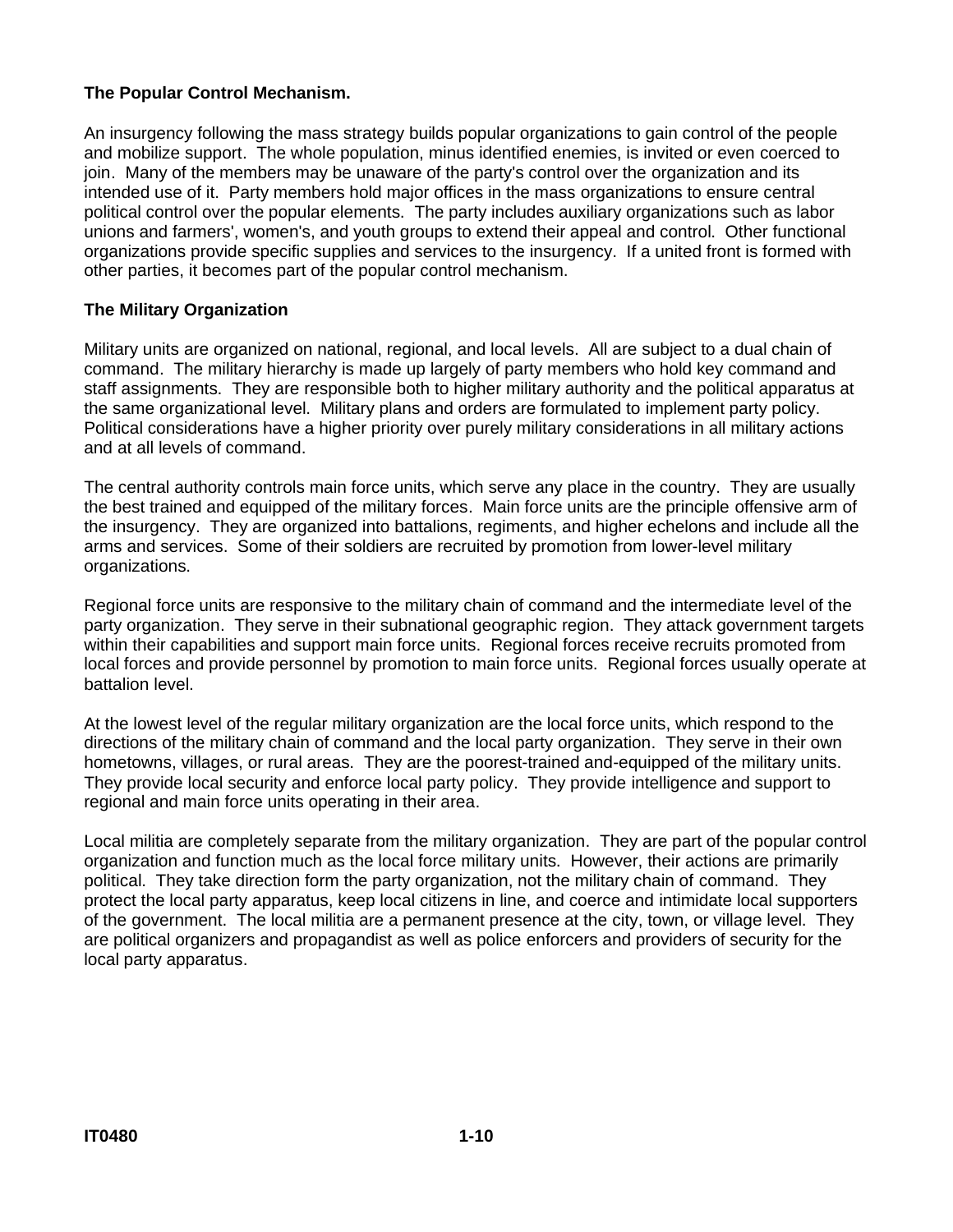**The Popular Control Mechanism.**

An insurgency following the mass strategy builds popular organizations to gain control of the people and mobilize support. The whole population, minus identified enemies, is invited or even coerced to join. Many of the members may be unaware of the party's control over the organization and its intended use of it. Party members hold major offices in the mass organizations to ensure central political control over the popular elements. The party includes auxiliary organizations such as labor unions and farmers', women's, and youth groups to extend their appeal and control. Other functional organizations provide specific supplies and services to the insurgency. If a united front is formed with other parties, it becomes part of the popular control mechanism.

**The Military Organization**

Military units are organized on national, regional, and local levels. All are subject to a dual chain of command. The military hierarchy is made up largely of party members who hold key command and staff assignments. They are responsible both to higher military authority and the political apparatus at the same organizational level. Military plans and orders are formulated to implement party policy. Political considerations have a higher priority over purely military considerations in all military actions and at all levels of command.

The central authority controls main force units, which serve any place in the country. They are usually the best trained and equipped of the military forces. Main force units are the principle offensive arm of the insurgency. They are organized into battalions, regiments, and higher echelons and include all the arms and services. Some of their soldiers are recruited by promotion from lower-level military organizations.

Regional force units are responsive to the military chain of command and the intermediate level of the party organization. They serve in their subnational geographic region. They attack government targets within their capabilities and support main force units. Regional forces receive recruits promoted from local forces and provide personnel by promotion to main force units. Regional forces usually operate at battalion level.

At the lowest level of the regular military organization are the local force units, which respond to the directions of the military chain of command and the local party organization. They serve in their own hometowns, villages, or rural areas. They are the poorest-trained and-equipped of the military units. They provide local security and enforce local party policy. They provide intelligence and support to regional and main force units operating in their area.

Local militia are completely separate from the military organization. They are part of the popular control organization and function much as the local force military units. However, their actions are primarily political. They take direction form the party organization, not the military chain of command. They protect the local party apparatus, keep local citizens in line, and coerce and intimidate local supporters of the government. The local militia are a permanent presence at the city, town, or village level. They are political organizers and propagandist as well as police enforcers and providers of security for the local party apparatus.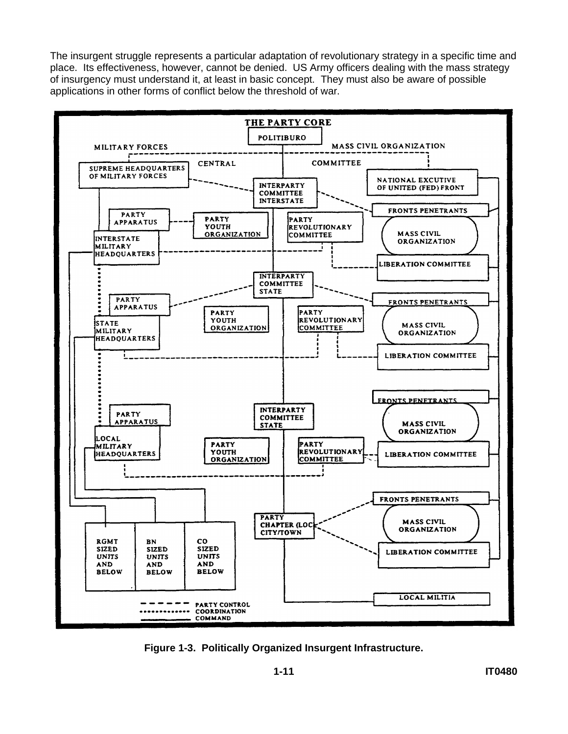The insurgent struggle represents a particular adaptation of revolutionary strategy in a specific time and place. Its effectiveness, however, cannot be denied. US Army officers dealing with the mass strategy of insurgency must understand it, at least in basic concept. They must also be aware of possible applications in other forms of conflict below the threshold of war.

**Figure 1-3. Politically Organized Insurgent Infrastructure.**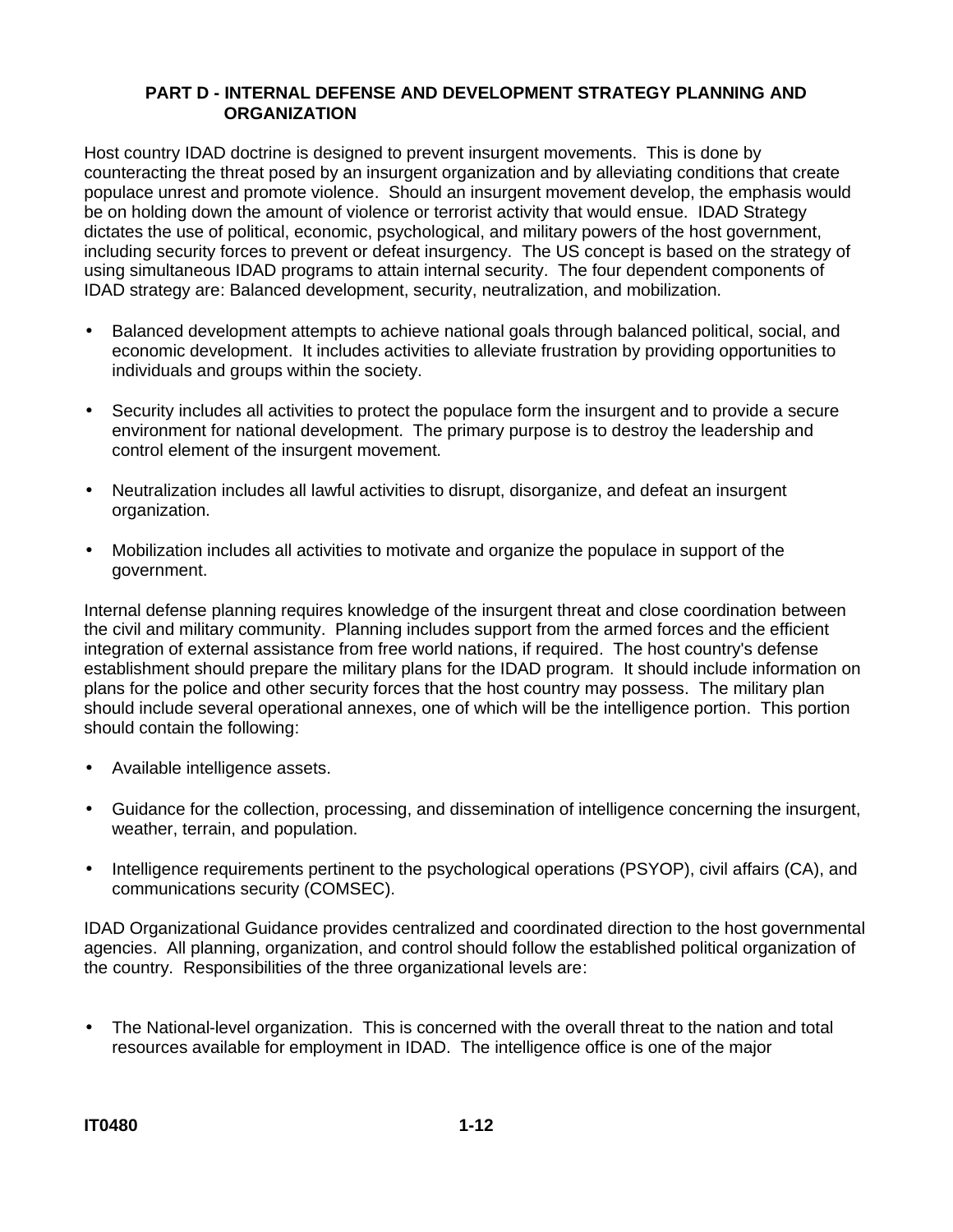## PART D - INTERNAL DEFENSE AND DEVELOPMENT STRATEGY PLANNING AND ORGANIZATION

Host country IDAD doctrine is designed to prevent insurgent movements. This is done by counteracting the threat posed by an insurgent organization and by alleviating conditions that create populace unrest and promote violence. Should an insurgent movement develop, the emphasis would be on holding down the amount of violence or terrorist activity that would ensue. IDAD Strategy dictates the use of political, economic, psychological, and military powers of the host government, including security forces to prevent or defeat insurgency. The US concept is based on the strategy of using simultaneous IDAD programs to attain internal security. The four dependent components of IDAD strategy are: Balanced development, security, neutralization, and mobilization.

- Balanced development attempts to achieve national goals through balanced political, social, and economic development. It includes activities to alleviate frustration by providing opportunities to individuals and groups within the society.

- Security includes all activities to protect the populace form the insurgent and to provide a secure environment for national development. The primary purpose is to destroy the leadership and control element of the insurgent movement.

- Neutralization includes all lawful activities to disrupt, disorganize, and defeat an insurgent organization.

- Mobilization includes all activities to motivate and organize the populace in support of the government.

Internal defense planning requires knowledge of the insurgent threat and close coordination between the civil and military community. Planning includes support from the armed forces and the efficient integration of external assistance from free world nations, if required. The host country's defense establishment should prepare the military plans for the IDAD program. It should include information on plans for the police and other security forces that the host country may possess. The military plan should include several operational annexes, one of which will be the intelligence portion. This portion should contain the following:

- Available intelligence assets.

- Guidance for the collection, processing, and dissemination of intelligence concerning the insurgent, weather, terrain, and population.

- Intelligence requirements pertinent to the psychological operations (PSYOP), civil affairs (CA), and communications security (COMSEC).

IDAD Organizational Guidance provides centralized and coordinated direction to the host governmental agencies. All planning, organization, and control should follow the established political organization of the country. Responsibilities of the three organizational levels are:

- The National-level organization. This is concerned with the overall threat to the nation and total resources available for employment in IDAD. The intelligence office is one of the major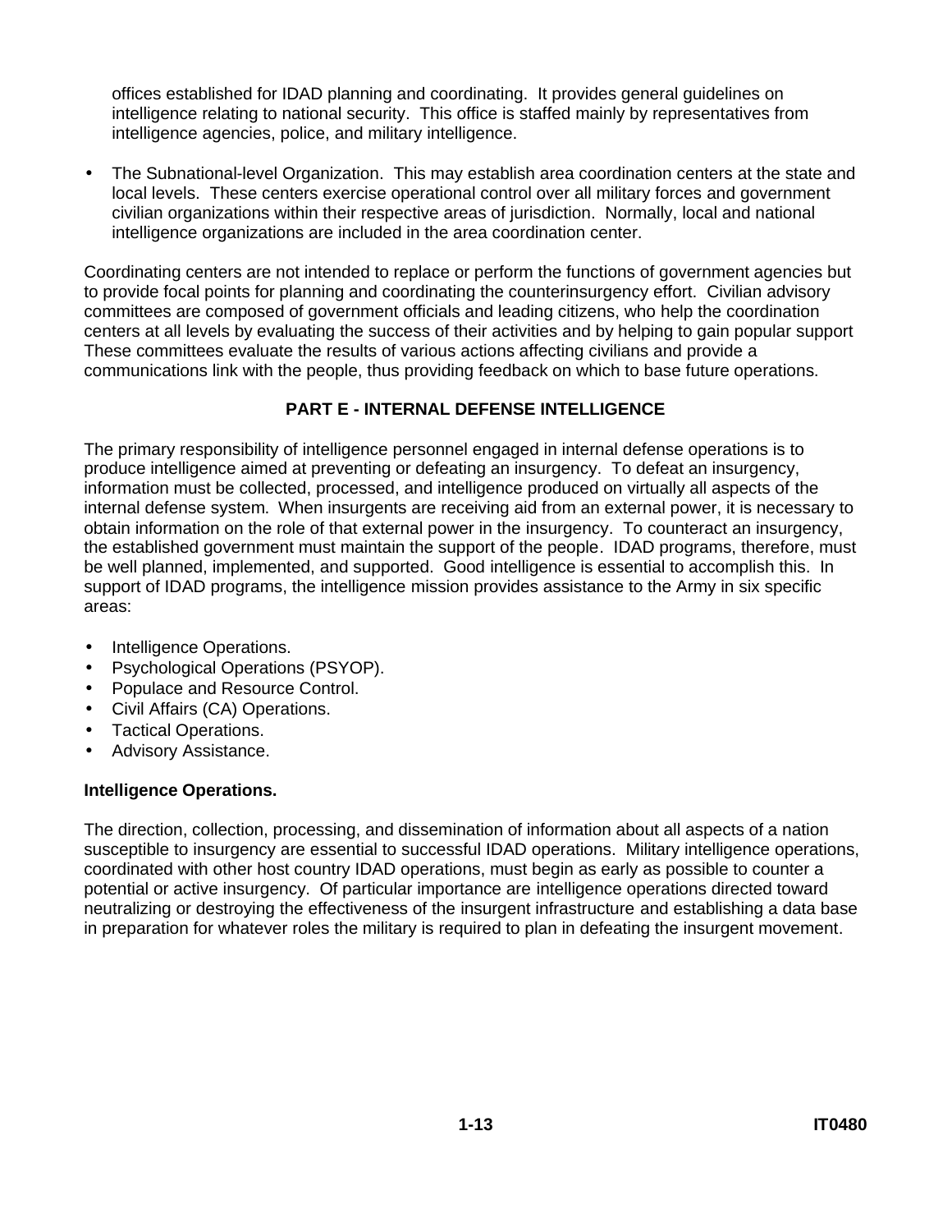offices established for IDAD planning and coordinating. It provides general guidelines on intelligence relating to national security. This office is staffed mainly by representatives from intelligence agencies, police, and military intelligence.

- The Subnational-level Organization. This may establish area coordination centers at the state and local levels. These centers exercise operational control over all military forces and government civilian organizations within their respective areas of jurisdiction. Normally, local and national intelligence organizations are included in the area coordination center.

Coordinating centers are not intended to replace or perform the functions of government agencies but to provide focal points for planning and coordinating the counterinsurgency effort. Civilian advisory committees are composed of government officials and leading citizens, who help the coordination centers at all levels by evaluating the success of their activities and by helping to gain popular support These committees evaluate the results of various actions affecting civilians and provide a communications link with the people, thus providing feedback on which to base future operations.

## PART E - INTERNAL DEFENSE INTELLIGENCE

The primary responsibility of intelligence personnel engaged in internal defense operations is to produce intelligence aimed at preventing or defeating an insurgency. To defeat an insurgency, information must be collected, processed, and intelligence produced on virtually all aspects of the internal defense system. When insurgents are receiving aid from an external power, it is necessary to obtain information on the role of that external power in the insurgency. To counteract an insurgency, the established government must maintain the support of the people. IDAD programs, therefore, must be well planned, implemented, and supported. Good intelligence is essential to accomplish this. In support of IDAD programs, the intelligence mission provides assistance to the Army in six specific areas:

- Intelligence Operations.
- Psychological Operations (PSYOP).
- Populace and Resource Control.
- Civil Affairs (CA) Operations.
- Tactical Operations.
- Advisory Assistance.

**Intelligence Operations.**

The direction, collection, processing, and dissemination of information about all aspects of a nation susceptible to insurgency are essential to successful IDAD operations. Military intelligence operations, coordinated with other host country IDAD operations, must begin as early as possible to counter a potential or active insurgency. Of particular importance are intelligence operations directed toward neutralizing or destroying the effectiveness of the insurgent infrastructure and establishing a data base in preparation for whatever roles the military is required to plan in defeating the insurgent movement.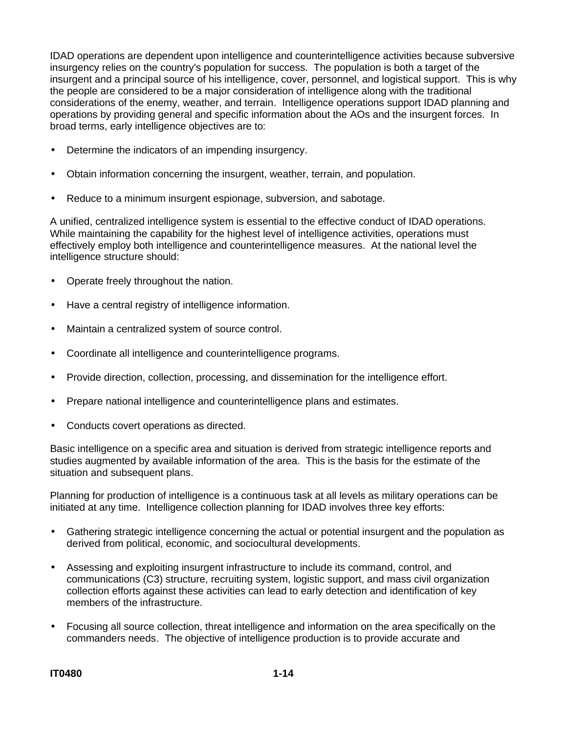IDAD operations are dependent upon intelligence and counterintelligence activities because subversive insurgency relies on the country's population for success. The population is both a target of the insurgent and a principal source of his intelligence, cover, personnel, and logistical support. This is why the people are considered to be a major consideration of intelligence along with the traditional considerations of the enemy, weather, and terrain. Intelligence operations support IDAD planning and operations by providing general and specific information about the AOs and the insurgent forces. In broad terms, early intelligence objectives are to:

- Determine the indicators of an impending insurgency.
- Obtain information concerning the insurgent, weather, terrain, and population.
- Reduce to a minimum insurgent espionage, subversion, and sabotage.

A unified, centralized intelligence system is essential to the effective conduct of IDAD operations. While maintaining the capability for the highest level of intelligence activities, operations must effectively employ both intelligence and counterintelligence measures. At the national level the intelligence structure should:

- Operate freely throughout the nation.
- Have a central registry of intelligence information.
- Maintain a centralized system of source control.
- Coordinate all intelligence and counterintelligence programs.
- Provide direction, collection, processing, and dissemination for the intelligence effort.
- Prepare national intelligence and counterintelligence plans and estimates.
- Conducts covert operations as directed.

Basic intelligence on a specific area and situation is derived from strategic intelligence reports and studies augmented by available information of the area. This is the basis for the estimate of the situation and subsequent plans.

Planning for production of intelligence is a continuous task at all levels as military operations can be initiated at any time. Intelligence collection planning for IDAD involves three key efforts:

- Gathering strategic intelligence concerning the actual or potential insurgent and the population as derived from political, economic, and sociocultural developments.
- Assessing and exploiting insurgent infrastructure to include its command, control, and communications (C3) structure, recruiting system, logistic support, and mass civil organization collection efforts against these activities can lead to early detection and identification of key members of the infrastructure.
- Focusing all source collection, threat intelligence and information on the area specifically on the commanders needs. The objective of intelligence production is to provide accurate and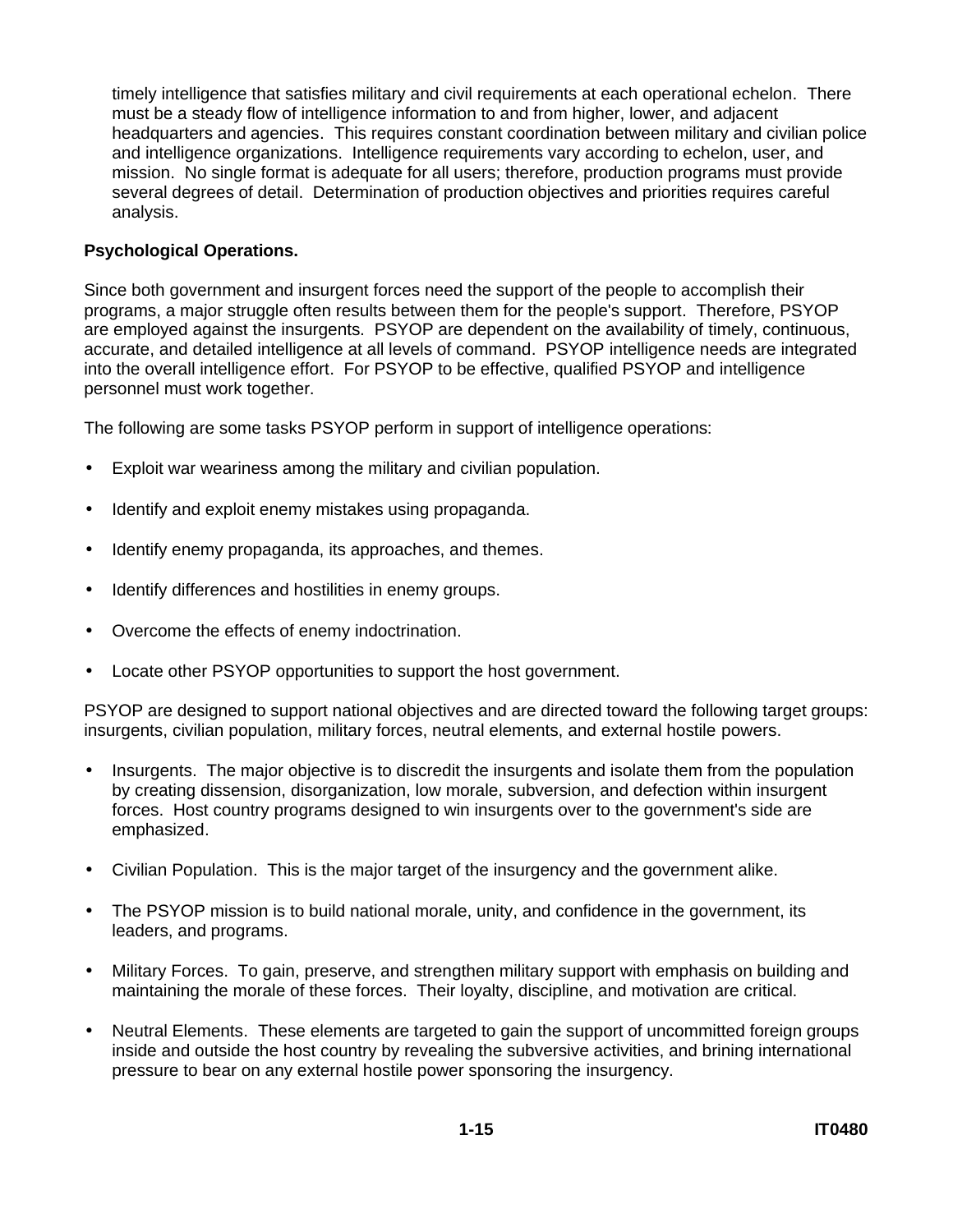timely intelligence that satisfies military and civil requirements at each operational echelon. There must be a steady flow of intelligence information to and from higher, lower, and adjacent headquarters and agencies. This requires constant coordination between military and civilian police and intelligence organizations. Intelligence requirements vary according to echelon, user, and mission. No single format is adequate for all users; therefore, production programs must provide several degrees of detail. Determination of production objectives and priorities requires careful analysis.

**Psychological Operations.**

Since both government and insurgent forces need the support of the people to accomplish their programs, a major struggle often results between them for the people's support. Therefore, PSYOP are employed against the insurgents. PSYOP are dependent on the availability of timely, continuous, accurate, and detailed intelligence at all levels of command. PSYOP intelligence needs are integrated into the overall intelligence effort. For PSYOP to be effective, qualified PSYOP and intelligence personnel must work together.

The following are some tasks PSYOP perform in support of intelligence operations:

- Exploit war weariness among the military and civilian population.
- Identify and exploit enemy mistakes using propaganda.
- Identify enemy propaganda, its approaches, and themes.
- Identify differences and hostilities in enemy groups.
- Overcome the effects of enemy indoctrination.
- Locate other PSYOP opportunities to support the host government.

PSYOP are designed to support national objectives and are directed toward the following target groups: insurgents, civilian population, military forces, neutral elements, and external hostile powers.

- Insurgents. The major objective is to discredit the insurgents and isolate them from the population by creating dissension, disorganization, low morale, subversion, and defection within insurgent forces. Host country programs designed to win insurgents over to the government's side are emphasized.
- Civilian Population. This is the major target of the insurgency and the government alike.
- The PSYOP mission is to build national morale, unity, and confidence in the government, its leaders, and programs.
- Military Forces. To gain, preserve, and strengthen military support with emphasis on building and maintaining the morale of these forces. Their loyalty, discipline, and motivation are critical.
- Neutral Elements. These elements are targeted to gain the support of uncommitted foreign groups inside and outside the host country by revealing the subversive activities, and brining international pressure to bear on any external hostile power sponsoring the insurgency.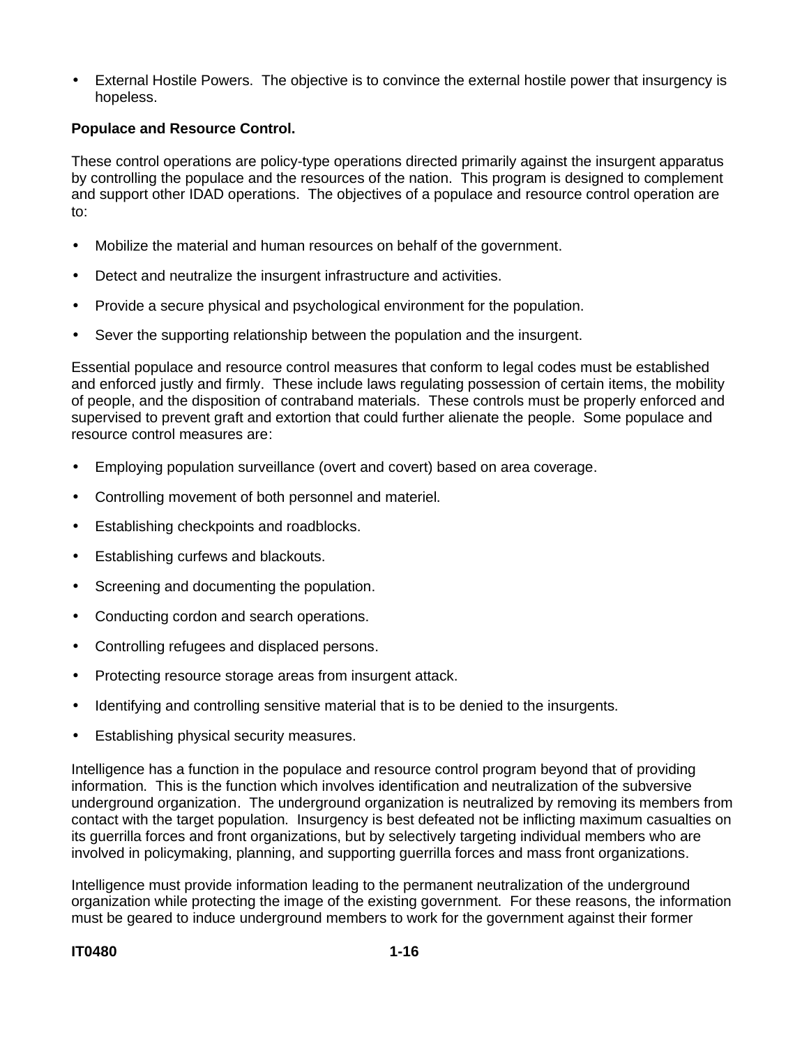- External Hostile Powers. The objective is to convince the external hostile power that insurgency is hopeless.

**Populace and Resource Control.**

These control operations are policy-type operations directed primarily against the insurgent apparatus by controlling the populace and the resources of the nation. This program is designed to complement and support other IDAD operations. The objectives of a populace and resource control operation are to:

- Mobilize the material and human resources on behalf of the government.
- Detect and neutralize the insurgent infrastructure and activities.
- Provide a secure physical and psychological environment for the population.
- Sever the supporting relationship between the population and the insurgent.

Essential populace and resource control measures that conform to legal codes must be established and enforced justly and firmly. These include laws regulating possession of certain items, the mobility of people, and the disposition of contraband materials. These controls must be properly enforced and supervised to prevent graft and extortion that could further alienate the people. Some populace and resource control measures are:

- Employing population surveillance (overt and covert) based on area coverage.
- Controlling movement of both personnel and materiel.
- Establishing checkpoints and roadblocks.
- Establishing curfews and blackouts.
- Screening and documenting the population.
- Conducting cordon and search operations.
- Controlling refugees and displaced persons.
- Protecting resource storage areas from insurgent attack.
- Identifying and controlling sensitive material that is to be denied to the insurgents.
- Establishing physical security measures.

Intelligence has a function in the populace and resource control program beyond that of providing information. This is the function which involves identification and neutralization of the subversive underground organization. The underground organization is neutralized by removing its members from contact with the target population. Insurgency is best defeated not be inflicting maximum casualties on its guerrilla forces and front organizations, but by selectively targeting individual members who are involved in policymaking, planning, and supporting guerrilla forces and mass front organizations.

Intelligence must provide information leading to the permanent neutralization of the underground organization while protecting the image of the existing government. For these reasons, the information must be geared to induce underground members to work for the government against their former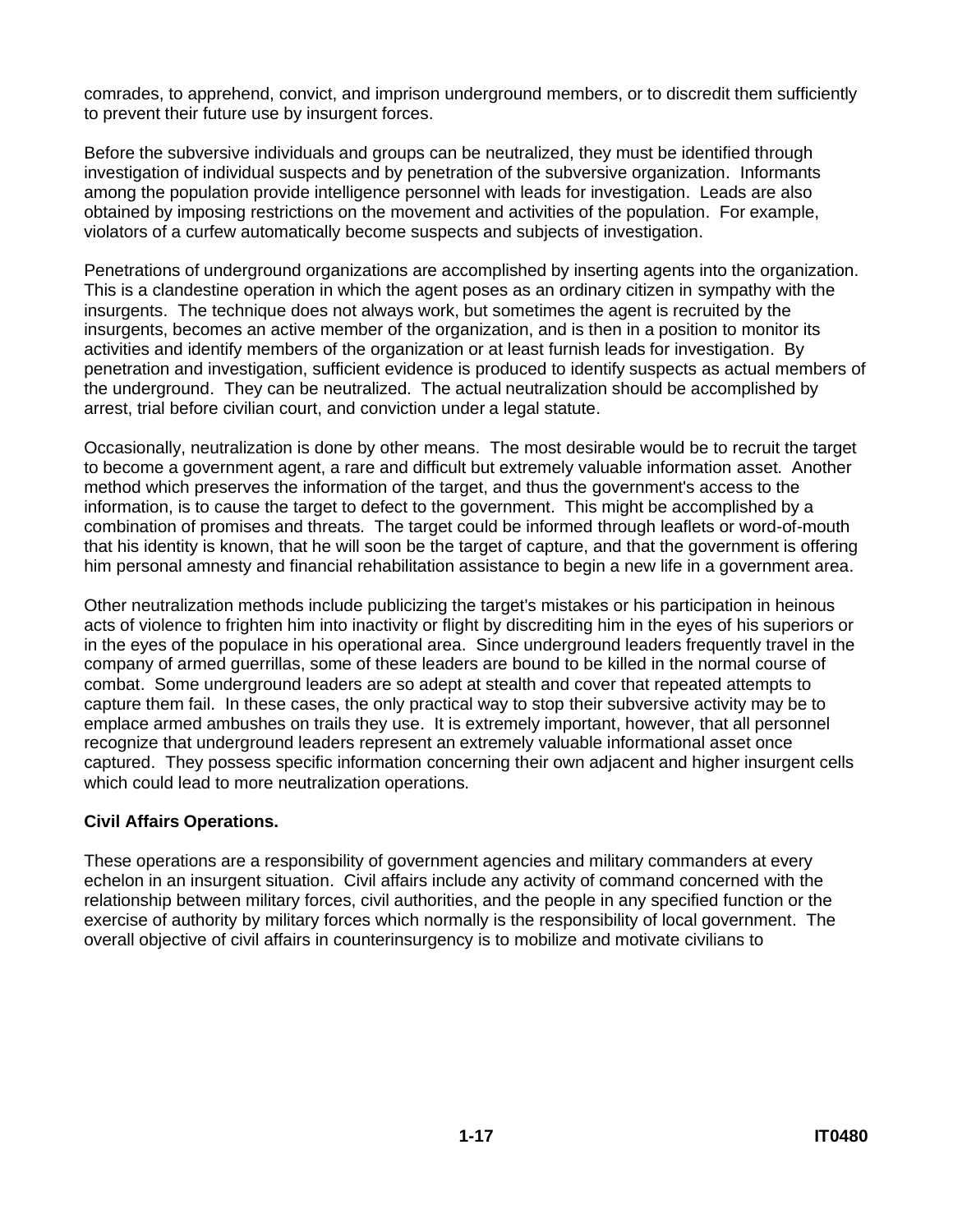comrades, to apprehend, convict, and imprison underground members, or to discredit them sufficiently to prevent their future use by insurgent forces.

Before the subversive individuals and groups can be neutralized, they must be identified through investigation of individual suspects and by penetration of the subversive organization. Informants among the population provide intelligence personnel with leads for investigation. Leads are also obtained by imposing restrictions on the movement and activities of the population. For example, violators of a curfew automatically become suspects and subjects of investigation.

Penetrations of underground organizations are accomplished by inserting agents into the organization. This is a clandestine operation in which the agent poses as an ordinary citizen in sympathy with the insurgents. The technique does not always work, but sometimes the agent is recruited by the insurgents, becomes an active member of the organization, and is then in a position to monitor its activities and identify members of the organization or at least furnish leads for investigation. By penetration and investigation, sufficient evidence is produced to identify suspects as actual members of the underground. They can be neutralized. The actual neutralization should be accomplished by arrest, trial before civilian court, and conviction under a legal statute.

Occasionally, neutralization is done by other means. The most desirable would be to recruit the target to become a government agent, a rare and difficult but extremely valuable information asset. Another method which preserves the information of the target, and thus the government's access to the information, is to cause the target to defect to the government. This might be accomplished by a combination of promises and threats. The target could be informed through leaflets or word-of-mouth that his identity is known, that he will soon be the target of capture, and that the government is offering him personal amnesty and financial rehabilitation assistance to begin a new life in a government area.

Other neutralization methods include publicizing the target's mistakes or his participation in heinous acts of violence to frighten him into inactivity or flight by discrediting him in the eyes of his superiors or in the eyes of the populace in his operational area. Since underground leaders frequently travel in the company of armed guerrillas, some of these leaders are bound to be killed in the normal course of combat. Some underground leaders are so adept at stealth and cover that repeated attempts to capture them fail. In these cases, the only practical way to stop their subversive activity may be to emplace armed ambushes on trails they use. It is extremely important, however, that all personnel recognize that underground leaders represent an extremely valuable informational asset once captured. They possess specific information concerning their own adjacent and higher insurgent cells which could lead to more neutralization operations.

**Civil Affairs Operations.**

These operations are a responsibility of government agencies and military commanders at every echelon in an insurgent situation. Civil affairs include any activity of command concerned with the relationship between military forces, civil authorities, and the people in any specified function or the exercise of authority by military forces which normally is the responsibility of local government. The overall objective of civil affairs in counterinsurgency is to mobilize and motivate civilians to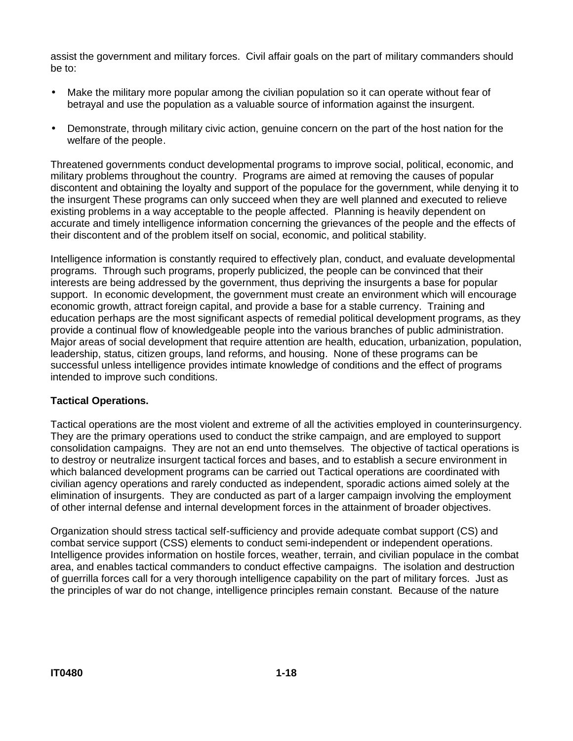assist the government and military forces. Civil affair goals on the part of military commanders should be to:

- Make the military more popular among the civilian population so it can operate without fear of betrayal and use the population as a valuable source of information against the insurgent.

- Demonstrate, through military civic action, genuine concern on the part of the host nation for the welfare of the people.

Threatened governments conduct developmental programs to improve social, political, economic, and military problems throughout the country. Programs are aimed at removing the causes of popular discontent and obtaining the loyalty and support of the populace for the government, while denying it to the insurgent These programs can only succeed when they are well planned and executed to relieve existing problems in a way acceptable to the people affected. Planning is heavily dependent on accurate and timely intelligence information concerning the grievances of the people and the effects of their discontent and of the problem itself on social, economic, and political stability.

Intelligence information is constantly required to effectively plan, conduct, and evaluate developmental programs. Through such programs, properly publicized, the people can be convinced that their interests are being addressed by the government, thus depriving the insurgents a base for popular support. In economic development, the government must create an environment which will encourage economic growth, attract foreign capital, and provide a base for a stable currency. Training and education perhaps are the most significant aspects of remedial political development programs, as they provide a continual flow of knowledgeable people into the various branches of public administration. Major areas of social development that require attention are health, education, urbanization, population, leadership, status, citizen groups, land reforms, and housing. None of these programs can be successful unless intelligence provides intimate knowledge of conditions and the effect of programs intended to improve such conditions.

**Tactical Operations.**

Tactical operations are the most violent and extreme of all the activities employed in counterinsurgency. They are the primary operations used to conduct the strike campaign, and are employed to support consolidation campaigns. They are not an end unto themselves. The objective of tactical operations is to destroy or neutralize insurgent tactical forces and bases, and to establish a secure environment in which balanced development programs can be carried out Tactical operations are coordinated with civilian agency operations and rarely conducted as independent, sporadic actions aimed solely at the elimination of insurgents. They are conducted as part of a larger campaign involving the employment of other internal defense and internal development forces in the attainment of broader objectives.

Organization should stress tactical self-sufficiency and provide adequate combat support (CS) and combat service support (CSS) elements to conduct semi-independent or independent operations. Intelligence provides information on hostile forces, weather, terrain, and civilian populace in the combat area, and enables tactical commanders to conduct effective campaigns. The isolation and destruction of guerrilla forces call for a very thorough intelligence capability on the part of military forces. Just as the principles of war do not change, intelligence principles remain constant. Because of the nature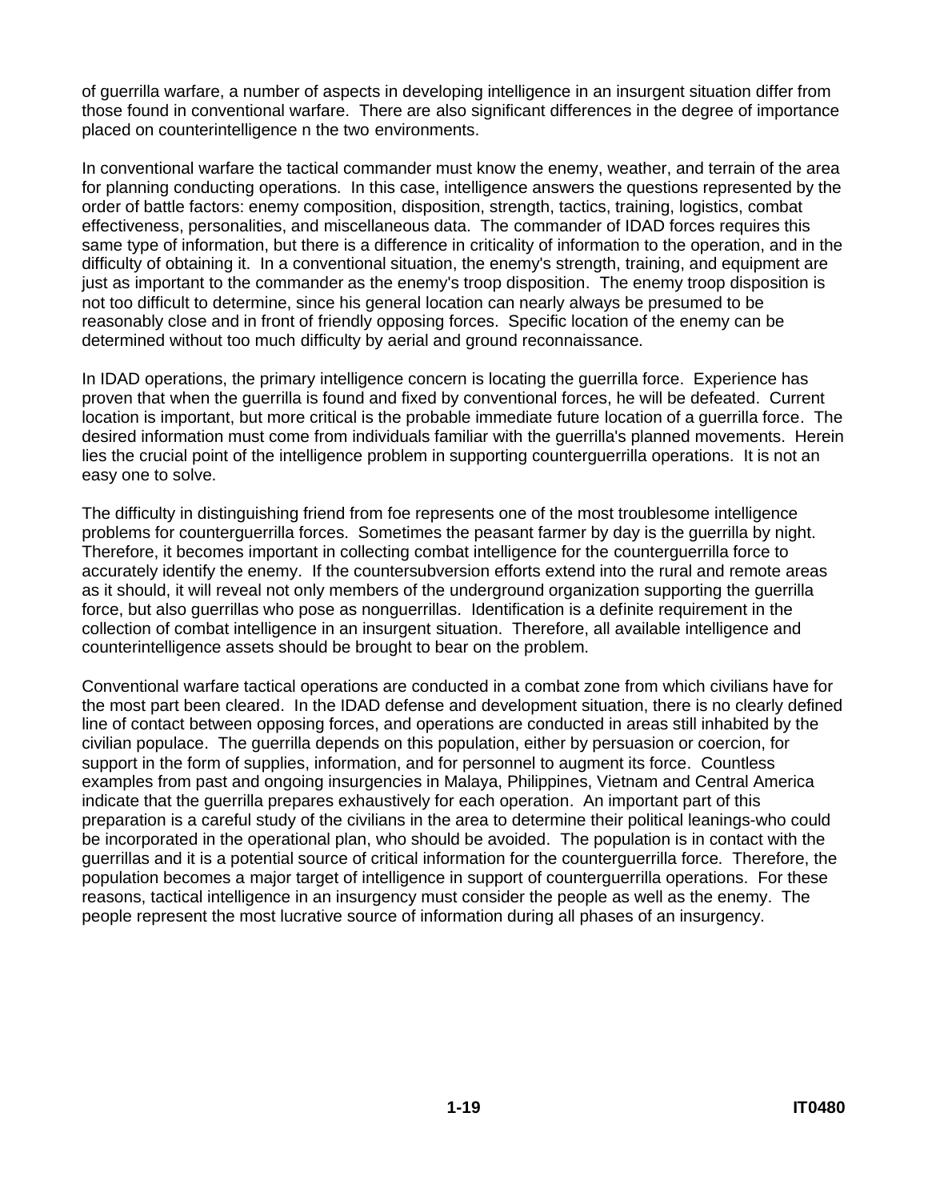of guerrilla warfare, a number of aspects in developing intelligence in an insurgent situation differ from those found in conventional warfare. There are also significant differences in the degree of importance placed on counterintelligence n the two environments.

In conventional warfare the tactical commander must know the enemy, weather, and terrain of the area for planning conducting operations. In this case, intelligence answers the questions represented by the order of battle factors: enemy composition, disposition, strength, tactics, training, logistics, combat effectiveness, personalities, and miscellaneous data. The commander of IDAD forces requires this same type of information, but there is a difference in criticality of information to the operation, and in the difficulty of obtaining it. In a conventional situation, the enemy's strength, training, and equipment are just as important to the commander as the enemy's troop disposition. The enemy troop disposition is not too difficult to determine, since his general location can nearly always be presumed to be reasonably close and in front of friendly opposing forces. Specific location of the enemy can be determined without too much difficulty by aerial and ground reconnaissance.

In IDAD operations, the primary intelligence concern is locating the guerrilla force. Experience has proven that when the guerrilla is found and fixed by conventional forces, he will be defeated. Current location is important, but more critical is the probable immediate future location of a guerrilla force. The desired information must come from individuals familiar with the guerrilla's planned movements. Herein lies the crucial point of the intelligence problem in supporting counterguerrilla operations. It is not an easy one to solve.

The difficulty in distinguishing friend from foe represents one of the most troublesome intelligence problems for counterguerrilla forces. Sometimes the peasant farmer by day is the guerrilla by night. Therefore, it becomes important in collecting combat intelligence for the counterguerrilla force to accurately identify the enemy. If the countersubversion efforts extend into the rural and remote areas as it should, it will reveal not only members of the underground organization supporting the guerrilla force, but also guerrillas who pose as nonguerrillas. Identification is a definite requirement in the collection of combat intelligence in an insurgent situation. Therefore, all available intelligence and counterintelligence assets should be brought to bear on the problem.

Conventional warfare tactical operations are conducted in a combat zone from which civilians have for the most part been cleared. In the IDAD defense and development situation, there is no clearly defined line of contact between opposing forces, and operations are conducted in areas still inhabited by the civilian populace. The guerrilla depends on this population, either by persuasion or coercion, for support in the form of supplies, information, and for personnel to augment its force. Countless examples from past and ongoing insurgencies in Malaya, Philippines, Vietnam and Central America indicate that the guerrilla prepares exhaustively for each operation. An important part of this preparation is a careful study of the civilians in the area to determine their political leanings-who could be incorporated in the operational plan, who should be avoided. The population is in contact with the guerrillas and it is a potential source of critical information for the counterguerrilla force. Therefore, the population becomes a major target of intelligence in support of counterguerrilla operations. For these reasons, tactical intelligence in an insurgency must consider the people as well as the enemy. The people represent the most lucrative source of information during all phases of an insurgency.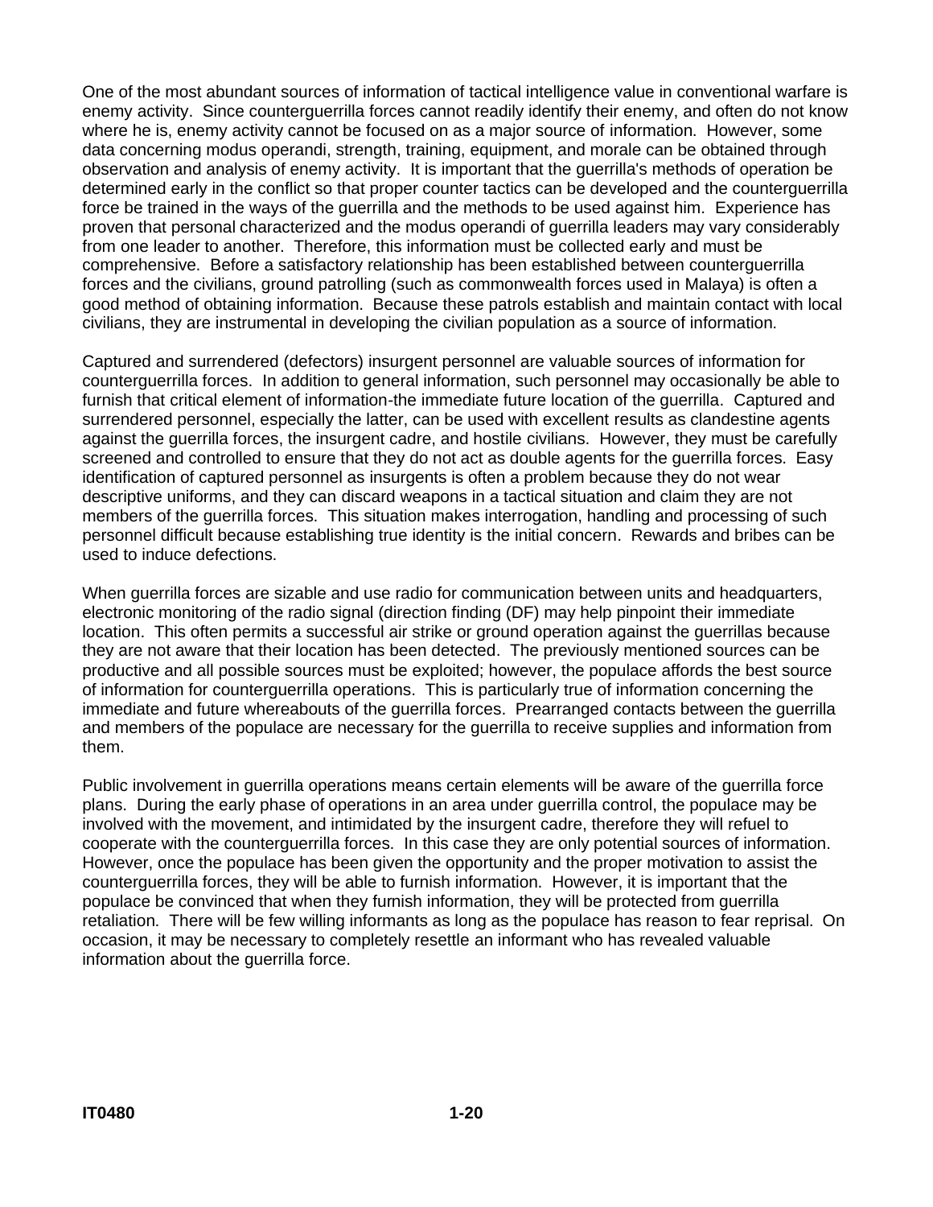One of the most abundant sources of information of tactical intelligence value in conventional warfare is enemy activity. Since counterguerrilla forces cannot readily identify their enemy, and often do not know where he is, enemy activity cannot be focused on as a major source of information. However, some data concerning modus operandi, strength, training, equipment, and morale can be obtained through observation and analysis of enemy activity. It is important that the guerrilla's methods of operation be determined early in the conflict so that proper counter tactics can be developed and the counterguerrilla force be trained in the ways of the guerrilla and the methods to be used against him. Experience has proven that personal characterized and the modus operandi of guerrilla leaders may vary considerably from one leader to another. Therefore, this information must be collected early and must be comprehensive. Before a satisfactory relationship has been established between counterguerrilla forces and the civilians, ground patrolling (such as commonwealth forces used in Malaya) is often a good method of obtaining information. Because these patrols establish and maintain contact with local civilians, they are instrumental in developing the civilian population as a source of information.

Captured and surrendered (defectors) insurgent personnel are valuable sources of information for counterguerrilla forces. In addition to general information, such personnel may occasionally be able to furnish that critical element of information-the immediate future location of the guerrilla. Captured and surrendered personnel, especially the latter, can be used with excellent results as clandestine agents against the guerrilla forces, the insurgent cadre, and hostile civilians. However, they must be carefully screened and controlled to ensure that they do not act as double agents for the guerrilla forces. Easy identification of captured personnel as insurgents is often a problem because they do not wear descriptive uniforms, and they can discard weapons in a tactical situation and claim they are not members of the guerrilla forces. This situation makes interrogation, handling and processing of such personnel difficult because establishing true identity is the initial concern. Rewards and bribes can be used to induce defections.

When guerrilla forces are sizable and use radio for communication between units and headquarters, electronic monitoring of the radio signal (direction finding (DF) may help pinpoint their immediate location. This often permits a successful air strike or ground operation against the guerrillas because they are not aware that their location has been detected. The previously mentioned sources can be productive and all possible sources must be exploited; however, the populace affords the best source of information for counterguerrilla operations. This is particularly true of information concerning the immediate and future whereabouts of the guerrilla forces. Prearranged contacts between the guerrilla and members of the populace are necessary for the guerrilla to receive supplies and information from them.

Public involvement in guerrilla operations means certain elements will be aware of the guerrilla force plans. During the early phase of operations in an area under guerrilla control, the populace may be involved with the movement, and intimidated by the insurgent cadre, therefore they will refuel to cooperate with the counterguerrilla forces. In this case they are only potential sources of information. However, once the populace has been given the opportunity and the proper motivation to assist the counterguerrilla forces, they will be able to furnish information. However, it is important that the populace be convinced that when they furnish information, they will be protected from guerrilla retaliation. There will be few willing informants as long as the populace has reason to fear reprisal. On occasion, it may be necessary to completely resettle an informant who has revealed valuable information about the guerrilla force.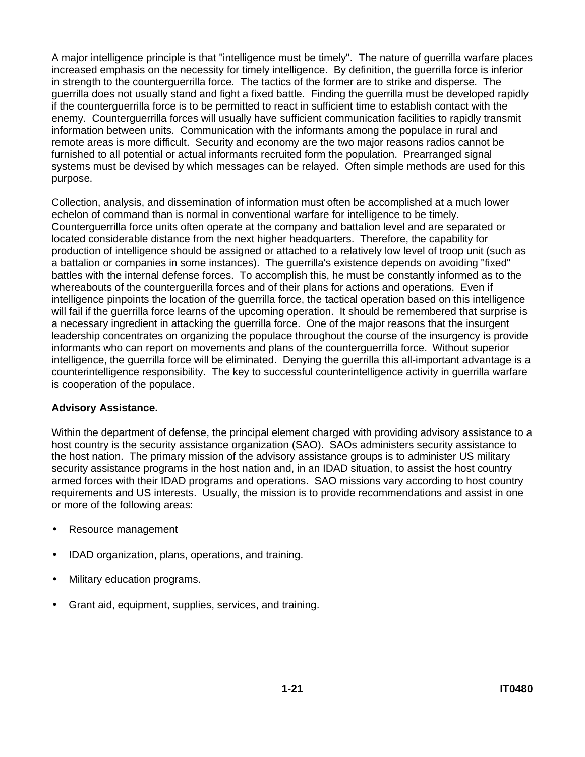A major intelligence principle is that "intelligence must be timely". The nature of guerrilla warfare places increased emphasis on the necessity for timely intelligence. By definition, the guerrilla force is inferior in strength to the counterguerrilla force. The tactics of the former are to strike and disperse. The guerrilla does not usually stand and fight a fixed battle. Finding the guerrilla must be developed rapidly if the counterguerrilla force is to be permitted to react in sufficient time to establish contact with the enemy. Counterguerrilla forces will usually have sufficient communication facilities to rapidly transmit information between units. Communication with the informants among the populace in rural and remote areas is more difficult. Security and economy are the two major reasons radios cannot be furnished to all potential or actual informants recruited form the population. Prearranged signal systems must be devised by which messages can be relayed. Often simple methods are used for this purpose.

Collection, analysis, and dissemination of information must often be accomplished at a much lower echelon of command than is normal in conventional warfare for intelligence to be timely. Counterguerrilla force units often operate at the company and battalion level and are separated or located considerable distance from the next higher headquarters. Therefore, the capability for production of intelligence should be assigned or attached to a relatively low level of troop unit (such as a battalion or companies in some instances). The guerrilla's existence depends on avoiding "fixed" battles with the internal defense forces. To accomplish this, he must be constantly informed as to the whereabouts of the counterguerilla forces and of their plans for actions and operations. Even if intelligence pinpoints the location of the guerrilla force, the tactical operation based on this intelligence will fail if the guerrilla force learns of the upcoming operation. It should be remembered that surprise is a necessary ingredient in attacking the guerrilla force. One of the major reasons that the insurgent leadership concentrates on organizing the populace throughout the course of the insurgency is provide informants who can report on movements and plans of the counterguerrilla force. Without superior intelligence, the guerrilla force will be eliminated. Denying the guerrilla this all-important advantage is a counterintelligence responsibility. The key to successful counterintelligence activity in guerrilla warfare is cooperation of the populace.

**Advisory Assistance.**

Within the department of defense, the principal element charged with providing advisory assistance to a host country is the security assistance organization (SAO). SAOs administers security assistance to the host nation. The primary mission of the advisory assistance groups is to administer US military security assistance programs in the host nation and, in an IDAD situation, to assist the host country armed forces with their IDAD programs and operations. SAO missions vary according to host country requirements and US interests. Usually, the mission is to provide recommendations and assist in one or more of the following areas:

- Resource management
- IDAD organization, plans, operations, and training.
- Military education programs.
- Grant aid, equipment, supplies, services, and training.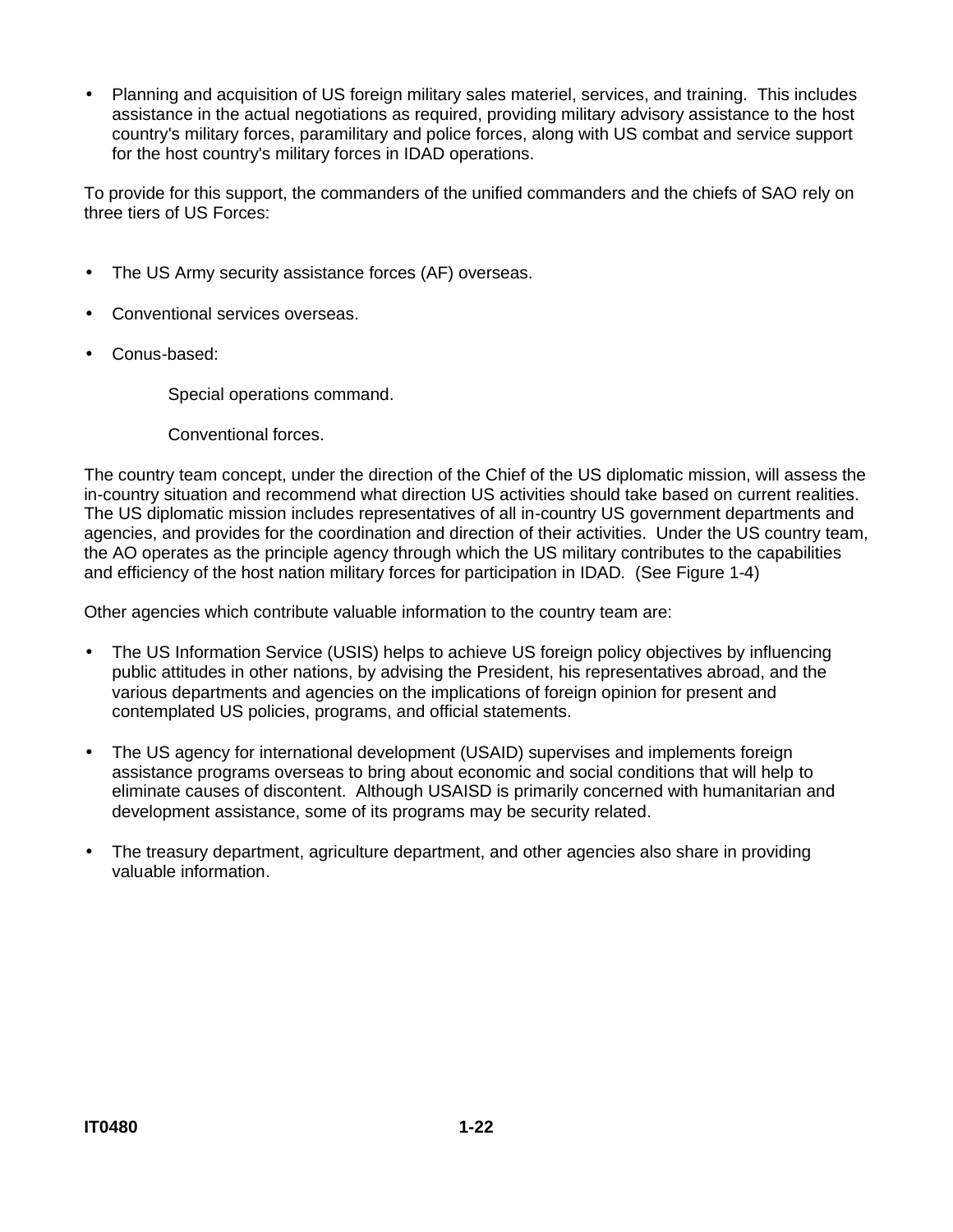- Planning and acquisition of US foreign military sales materiel, services, and training. This includes assistance in the actual negotiations as required, providing military advisory assistance to the host country's military forces, paramilitary and police forces, along with US combat and service support for the host country's military forces in IDAD operations.

To provide for this support, the commanders of the unified commanders and the chiefs of SAO rely on three tiers of US Forces:

- The US Army security assistance forces (AF) overseas.
- Conventional services overseas.
- Conus-based:

  Special operations command.

  Conventional forces.

The country team concept, under the direction of the Chief of the US diplomatic mission, will assess the in-country situation and recommend what direction US activities should take based on current realities. The US diplomatic mission includes representatives of all in-country US government departments and agencies, and provides for the coordination and direction of their activities. Under the US country team, the AO operates as the principle agency through which the US military contributes to the capabilities and efficiency of the host nation military forces for participation in IDAD. (See Figure 1-4)

Other agencies which contribute valuable information to the country team are:

- The US Information Service (USIS) helps to achieve US foreign policy objectives by influencing public attitudes in other nations, by advising the President, his representatives abroad, and the various departments and agencies on the implications of foreign opinion for present and contemplated US policies, programs, and official statements.
- The US agency for international development (USAID) supervises and implements foreign assistance programs overseas to bring about economic and social conditions that will help to eliminate causes of discontent. Although USAISD is primarily concerned with humanitarian and development assistance, some of its programs may be security related.
- The treasury department, agriculture department, and other agencies also share in providing valuable information.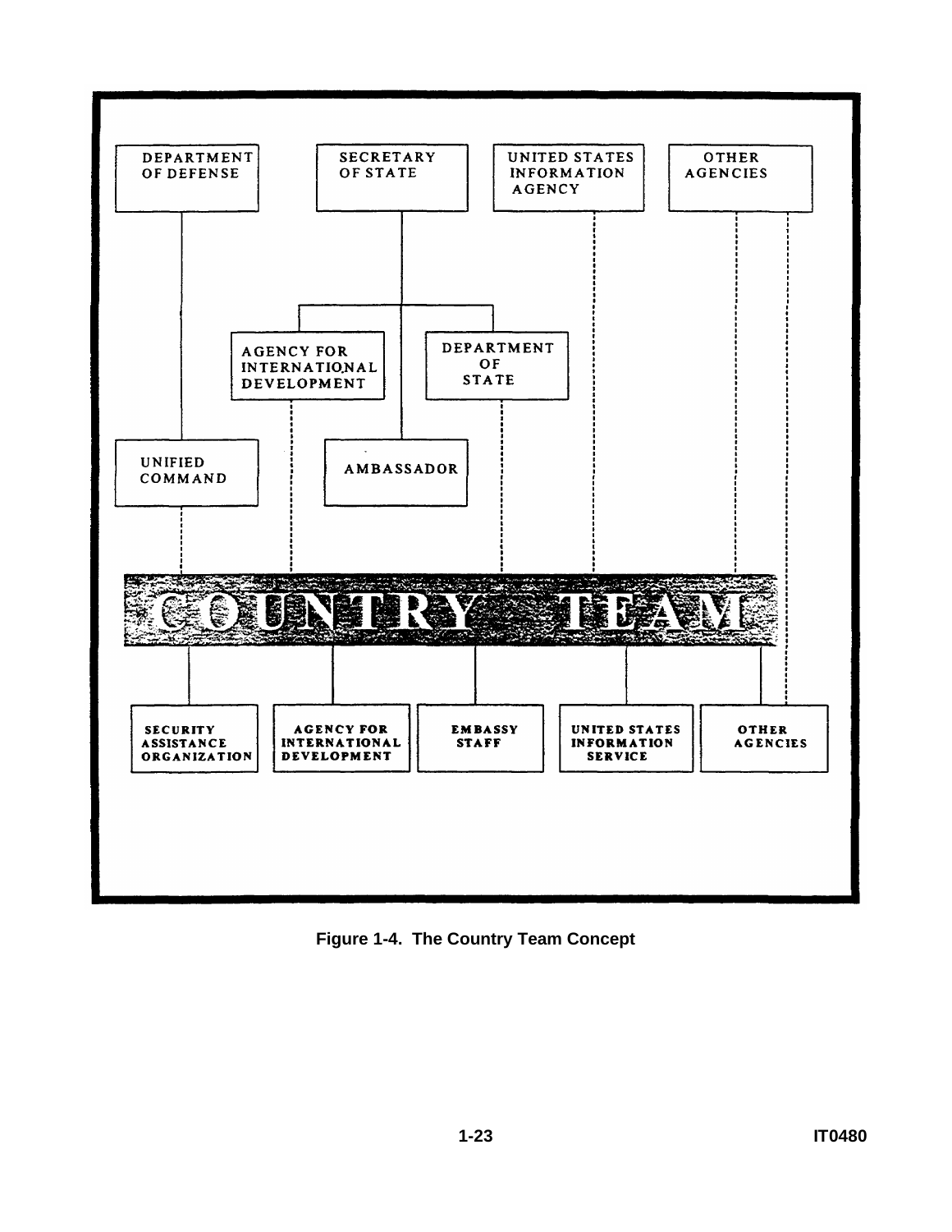DEPARTMENT OF DEFENSE

SECRETARY OF STATE

UNITED STATES INFORMATION AGENCY

OTHER AGENCIES

AGENCY FOR INTERNATIONAL DEVELOPMENT

DEPARTMENT OF STATE

UNIFIED COMMAND

AMBASSADOR

COUNTRY TEAM

SECURITY ASSISTANCE ORGANIZATION

AGENCY FOR INTERNATIONAL DEVELOPMENT

EMBASSY STAFF

UNITED STATES INFORMATION SERVICE

OTHER AGENCIES

**Figure 1-4. The Country Team Concept**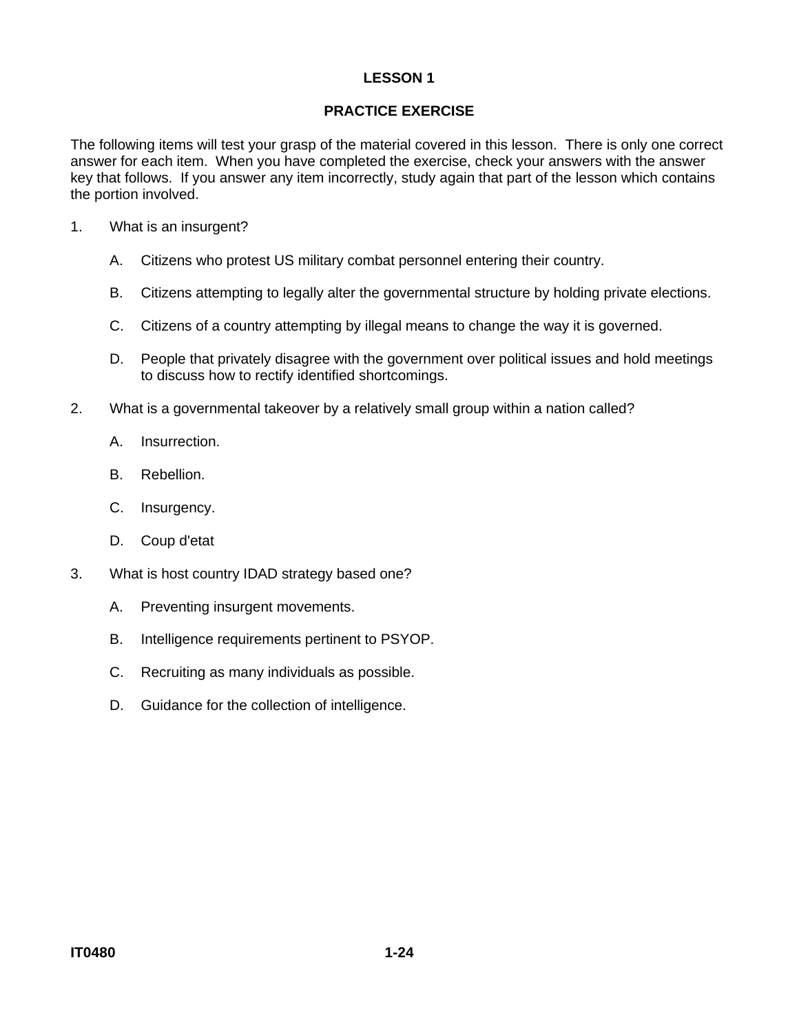# LESSON 1

## PRACTICE EXERCISE

The following items will test your grasp of the material covered in this lesson. There is only one correct answer for each item. When you have completed the exercise, check your answers with the answer key that follows. If you answer any item incorrectly, study again that part of the lesson which contains the portion involved.

1. What is an insurgent?

   A. Citizens who protest US military combat personnel entering their country.

   B. Citizens attempting to legally alter the governmental structure by holding private elections.

   C. Citizens of a country attempting by illegal means to change the way it is governed.

   D. People that privately disagree with the government over political issues and hold meetings to discuss how to rectify identified shortcomings.

2. What is a governmental takeover by a relatively small group within a nation called?

   A. Insurrection.

   B. Rebellion.

   C. Insurgency.

   D. Coup d'etat

3. What is host country IDAD strategy based one?

   A. Preventing insurgent movements.

   B. Intelligence requirements pertinent to PSYOP.

   C. Recruiting as many individuals as possible.

   D. Guidance for the collection of intelligence.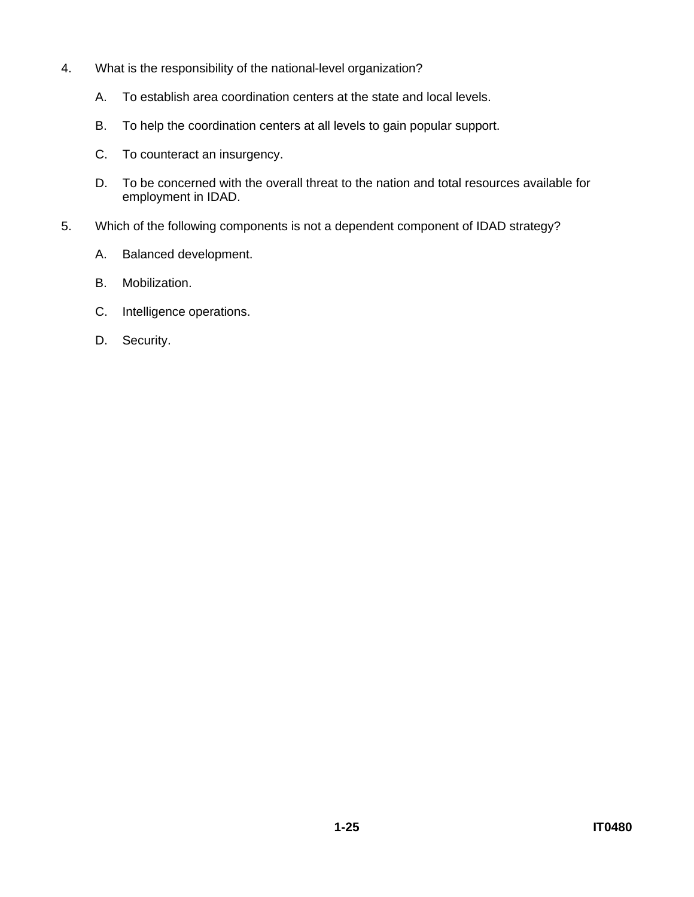4. What is the responsibility of the national-level organization?

    A. To establish area coordination centers at the state and local levels.

    B. To help the coordination centers at all levels to gain popular support.

    C. To counteract an insurgency.

    D. To be concerned with the overall threat to the nation and total resources available for employment in IDAD.

5. Which of the following components is not a dependent component of IDAD strategy?

    A. Balanced development.

    B. Mobilization.

    C. Intelligence operations.

    D. Security.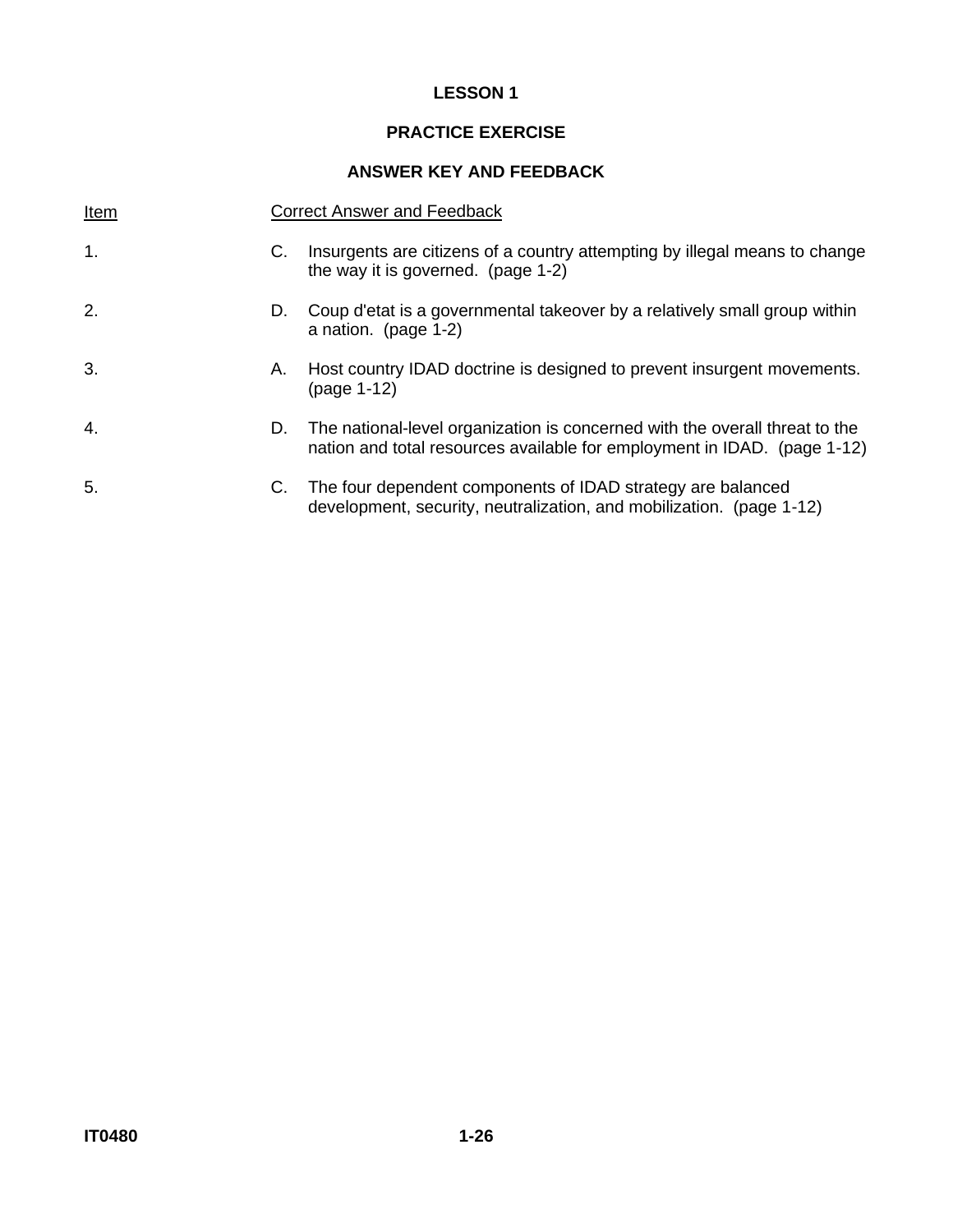## LESSON 1

## PRACTICE EXERCISE

## ANSWER KEY AND FEEDBACK

| Item | Correct Answer and Feedback |
|---|---|
| 1. | C. Insurgents are citizens of a country attempting by illegal means to change the way it is governed. (page 1-2) |
| 2. | D. Coup d'etat is a governmental takeover by a relatively small group within a nation. (page 1-2) |
| 3. | A. Host country IDAD doctrine is designed to prevent insurgent movements. (page 1-12) |
| 4. | D. The national-level organization is concerned with the overall threat to the nation and total resources available for employment in IDAD. (page 1-12) |
| 5. | C. The four dependent components of IDAD strategy are balanced development, security, neutralization, and mobilization. (page 1-12) |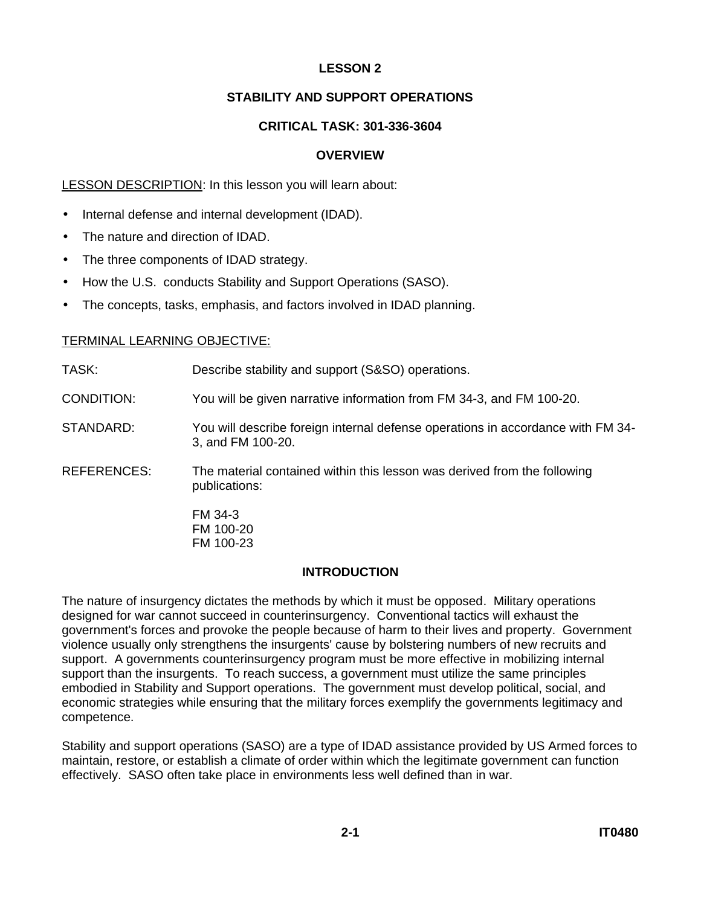# LESSON 2

## STABILITY AND SUPPORT OPERATIONS

## CRITICAL TASK: 301-336-3604

## OVERVIEW

LESSON DESCRIPTION: In this lesson you will learn about:

- Internal defense and internal development (IDAD).
- The nature and direction of IDAD.
- The three components of IDAD strategy.
- How the U.S. conducts Stability and Support Operations (SASO).
- The concepts, tasks, emphasis, and factors involved in IDAD planning.

TERMINAL LEARNING OBJECTIVE:

TASK: Describe stability and support (S&SO) operations.

CONDITION: You will be given narrative information from FM 34-3, and FM 100-20.

STANDARD: You will describe foreign internal defense operations in accordance with FM 34-3, and FM 100-20.

REFERENCES: The material contained within this lesson was derived from the following publications:

FM 34-3
FM 100-20
FM 100-23

## INTRODUCTION

The nature of insurgency dictates the methods by which it must be opposed. Military operations designed for war cannot succeed in counterinsurgency. Conventional tactics will exhaust the government's forces and provoke the people because of harm to their lives and property. Government violence usually only strengthens the insurgents' cause by bolstering numbers of new recruits and support. A governments counterinsurgency program must be more effective in mobilizing internal support than the insurgents. To reach success, a government must utilize the same principles embodied in Stability and Support operations. The government must develop political, social, and economic strategies while ensuring that the military forces exemplify the governments legitimacy and competence.

Stability and support operations (SASO) are a type of IDAD assistance provided by US Armed forces to maintain, restore, or establish a climate of order within which the legitimate government can function effectively. SASO often take place in environments less well defined than in war.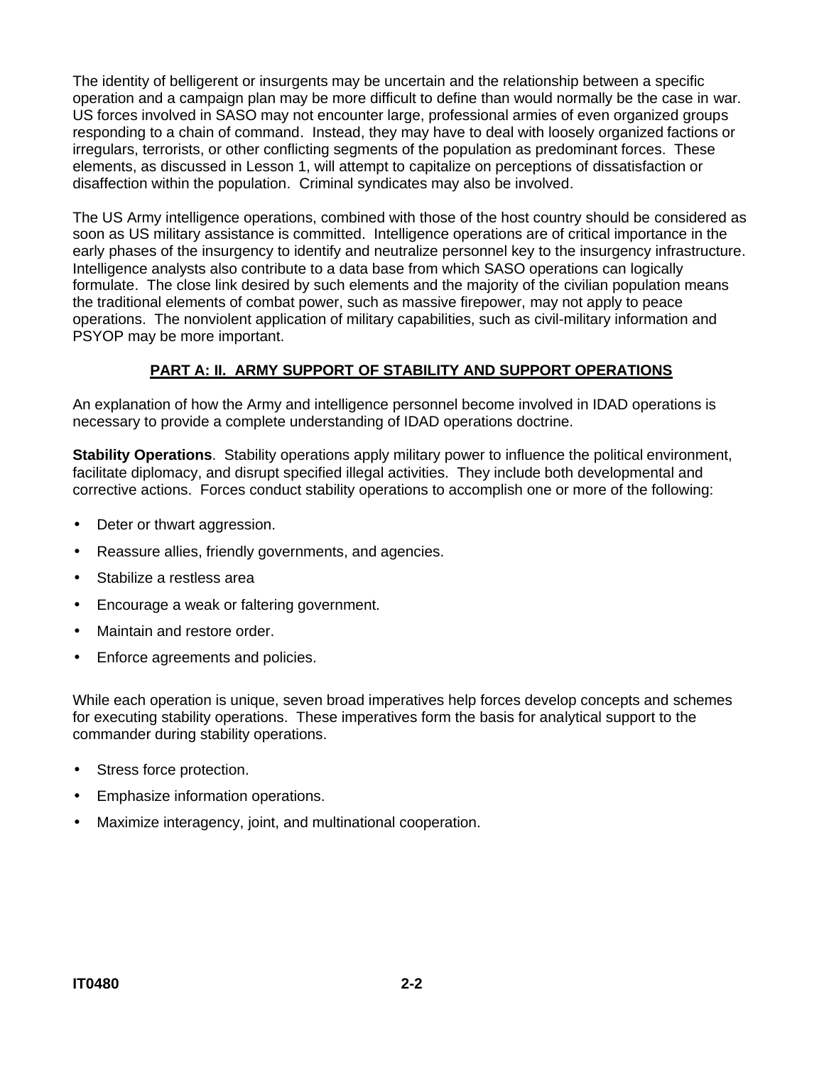The identity of belligerent or insurgents may be uncertain and the relationship between a specific operation and a campaign plan may be more difficult to define than would normally be the case in war. US forces involved in SASO may not encounter large, professional armies of even organized groups responding to a chain of command. Instead, they may have to deal with loosely organized factions or irregulars, terrorists, or other conflicting segments of the population as predominant forces. These elements, as discussed in Lesson 1, will attempt to capitalize on perceptions of dissatisfaction or disaffection within the population. Criminal syndicates may also be involved.

The US Army intelligence operations, combined with those of the host country should be considered as soon as US military assistance is committed. Intelligence operations are of critical importance in the early phases of the insurgency to identify and neutralize personnel key to the insurgency infrastructure. Intelligence analysts also contribute to a data base from which SASO operations can logically formulate. The close link desired by such elements and the majority of the civilian population means the traditional elements of combat power, such as massive firepower, may not apply to peace operations. The nonviolent application of military capabilities, such as civil-military information and PSYOP may be more important.

## PART A: II. ARMY SUPPORT OF STABILITY AND SUPPORT OPERATIONS

An explanation of how the Army and intelligence personnel become involved in IDAD operations is necessary to provide a complete understanding of IDAD operations doctrine.

**Stability Operations**. Stability operations apply military power to influence the political environment, facilitate diplomacy, and disrupt specified illegal activities. They include both developmental and corrective actions. Forces conduct stability operations to accomplish one or more of the following:

- Deter or thwart aggression.
- Reassure allies, friendly governments, and agencies.
- Stabilize a restless area
- Encourage a weak or faltering government.
- Maintain and restore order.
- Enforce agreements and policies.

While each operation is unique, seven broad imperatives help forces develop concepts and schemes for executing stability operations. These imperatives form the basis for analytical support to the commander during stability operations.

- Stress force protection.
- Emphasize information operations.
- Maximize interagency, joint, and multinational cooperation.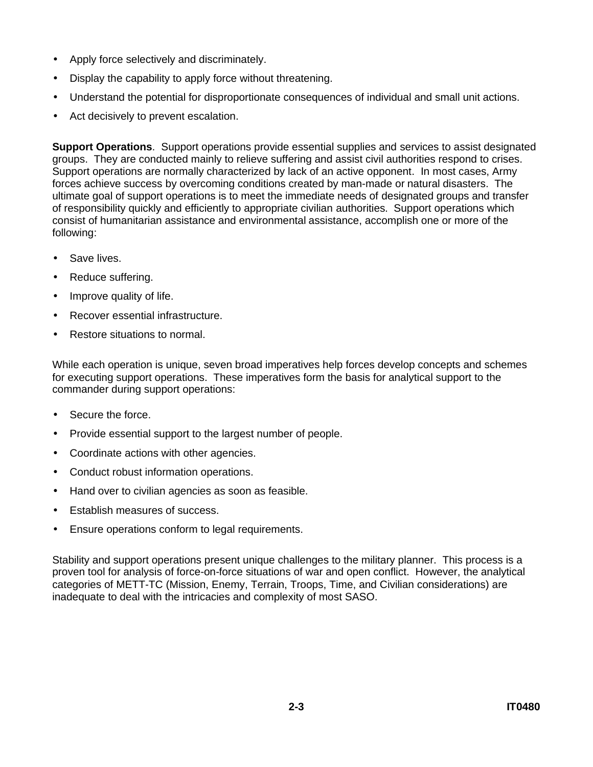- Apply force selectively and discriminately.
- Display the capability to apply force without threatening.
- Understand the potential for disproportionate consequences of individual and small unit actions.
- Act decisively to prevent escalation.

**Support Operations**. Support operations provide essential supplies and services to assist designated groups. They are conducted mainly to relieve suffering and assist civil authorities respond to crises. Support operations are normally characterized by lack of an active opponent. In most cases, Army forces achieve success by overcoming conditions created by man-made or natural disasters. The ultimate goal of support operations is to meet the immediate needs of designated groups and transfer of responsibility quickly and efficiently to appropriate civilian authorities. Support operations which consist of humanitarian assistance and environmental assistance, accomplish one or more of the following:

- Save lives.
- Reduce suffering.
- Improve quality of life.
- Recover essential infrastructure.
- Restore situations to normal.

While each operation is unique, seven broad imperatives help forces develop concepts and schemes for executing support operations. These imperatives form the basis for analytical support to the commander during support operations:

- Secure the force.
- Provide essential support to the largest number of people.
- Coordinate actions with other agencies.
- Conduct robust information operations.
- Hand over to civilian agencies as soon as feasible.
- Establish measures of success.
- Ensure operations conform to legal requirements.

Stability and support operations present unique challenges to the military planner. This process is a proven tool for analysis of force-on-force situations of war and open conflict. However, the analytical categories of METT-TC (Mission, Enemy, Terrain, Troops, Time, and Civilian considerations) are inadequate to deal with the intricacies and complexity of most SASO.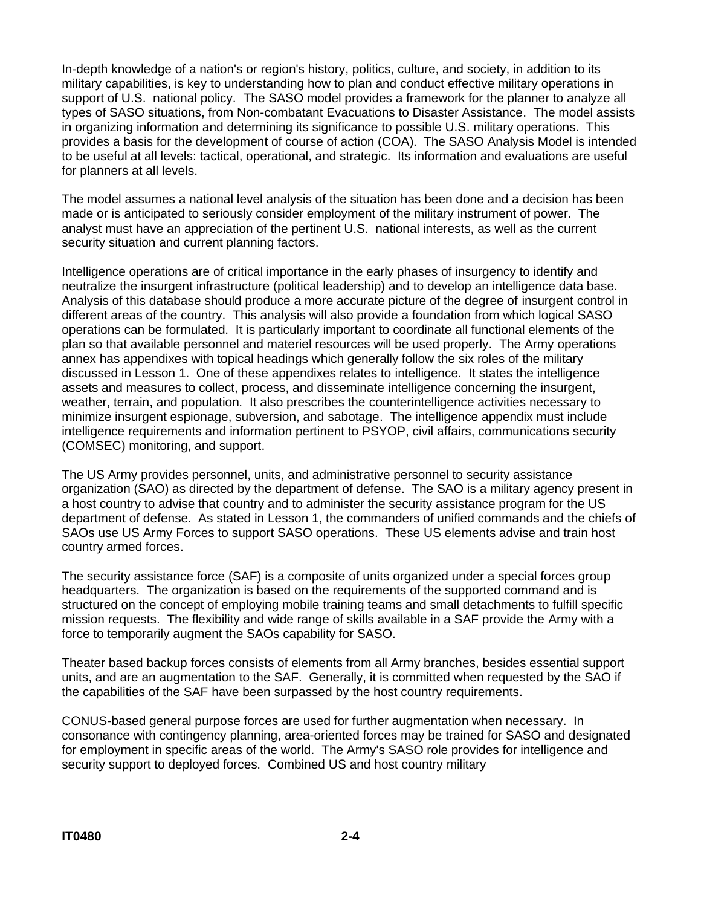In-depth knowledge of a nation's or region's history, politics, culture, and society, in addition to its military capabilities, is key to understanding how to plan and conduct effective military operations in support of U.S. national policy. The SASO model provides a framework for the planner to analyze all types of SASO situations, from Non-combatant Evacuations to Disaster Assistance. The model assists in organizing information and determining its significance to possible U.S. military operations. This provides a basis for the development of course of action (COA). The SASO Analysis Model is intended to be useful at all levels: tactical, operational, and strategic. Its information and evaluations are useful for planners at all levels.

The model assumes a national level analysis of the situation has been done and a decision has been made or is anticipated to seriously consider employment of the military instrument of power. The analyst must have an appreciation of the pertinent U.S. national interests, as well as the current security situation and current planning factors.

Intelligence operations are of critical importance in the early phases of insurgency to identify and neutralize the insurgent infrastructure (political leadership) and to develop an intelligence data base. Analysis of this database should produce a more accurate picture of the degree of insurgent control in different areas of the country. This analysis will also provide a foundation from which logical SASO operations can be formulated. It is particularly important to coordinate all functional elements of the plan so that available personnel and materiel resources will be used properly. The Army operations annex has appendixes with topical headings which generally follow the six roles of the military discussed in Lesson 1. One of these appendixes relates to intelligence. It states the intelligence assets and measures to collect, process, and disseminate intelligence concerning the insurgent, weather, terrain, and population. It also prescribes the counterintelligence activities necessary to minimize insurgent espionage, subversion, and sabotage. The intelligence appendix must include intelligence requirements and information pertinent to PSYOP, civil affairs, communications security (COMSEC) monitoring, and support.

The US Army provides personnel, units, and administrative personnel to security assistance organization (SAO) as directed by the department of defense. The SAO is a military agency present in a host country to advise that country and to administer the security assistance program for the US department of defense. As stated in Lesson 1, the commanders of unified commands and the chiefs of SAOs use US Army Forces to support SASO operations. These US elements advise and train host country armed forces.

The security assistance force (SAF) is a composite of units organized under a special forces group headquarters. The organization is based on the requirements of the supported command and is structured on the concept of employing mobile training teams and small detachments to fulfill specific mission requests. The flexibility and wide range of skills available in a SAF provide the Army with a force to temporarily augment the SAOs capability for SASO.

Theater based backup forces consists of elements from all Army branches, besides essential support units, and are an augmentation to the SAF. Generally, it is committed when requested by the SAO if the capabilities of the SAF have been surpassed by the host country requirements.

CONUS-based general purpose forces are used for further augmentation when necessary. In consonance with contingency planning, area-oriented forces may be trained for SASO and designated for employment in specific areas of the world. The Army's SASO role provides for intelligence and security support to deployed forces. Combined US and host country military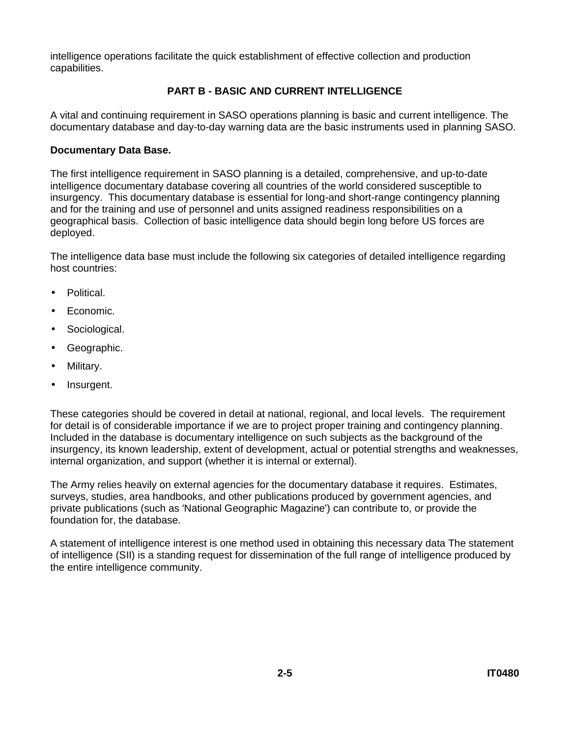intelligence operations facilitate the quick establishment of effective collection and production capabilities.

## PART B - BASIC AND CURRENT INTELLIGENCE

A vital and continuing requirement in SASO operations planning is basic and current intelligence. The documentary database and day-to-day warning data are the basic instruments used in planning SASO.

**Documentary Data Base.**

The first intelligence requirement in SASO planning is a detailed, comprehensive, and up-to-date intelligence documentary database covering all countries of the world considered susceptible to insurgency. This documentary database is essential for long-and short-range contingency planning and for the training and use of personnel and units assigned readiness responsibilities on a geographical basis. Collection of basic intelligence data should begin long before US forces are deployed.

The intelligence data base must include the following six categories of detailed intelligence regarding host countries:

- Political.
- Economic.
- Sociological.
- Geographic.
- Military.
- Insurgent.

These categories should be covered in detail at national, regional, and local levels. The requirement for detail is of considerable importance if we are to project proper training and contingency planning. Included in the database is documentary intelligence on such subjects as the background of the insurgency, its known leadership, extent of development, actual or potential strengths and weaknesses, internal organization, and support (whether it is internal or external).

The Army relies heavily on external agencies for the documentary database it requires. Estimates, surveys, studies, area handbooks, and other publications produced by government agencies, and private publications (such as 'National Geographic Magazine') can contribute to, or provide the foundation for, the database.

A statement of intelligence interest is one method used in obtaining this necessary data The statement of intelligence (SII) is a standing request for dissemination of the full range of intelligence produced by the entire intelligence community.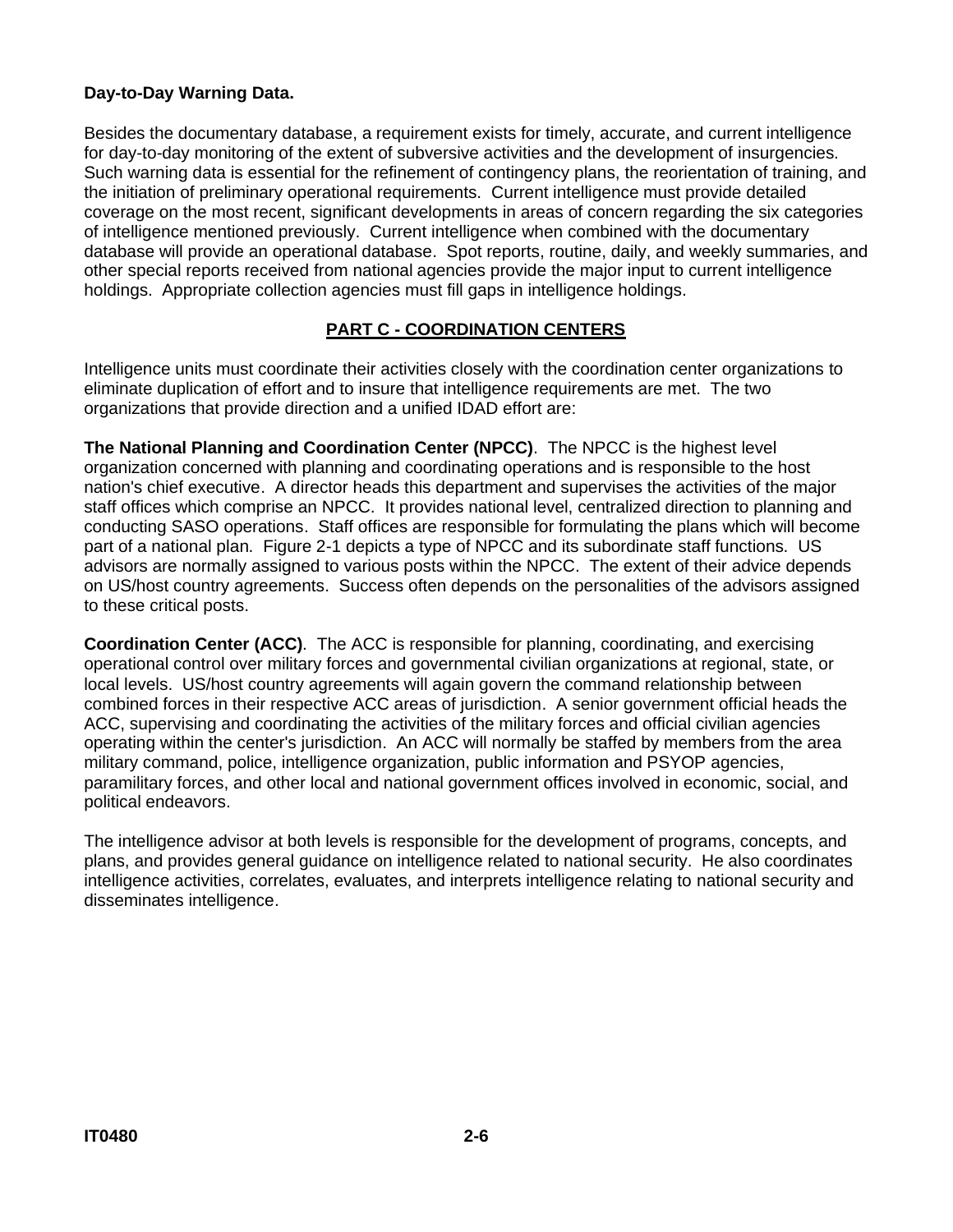**Day-to-Day Warning Data.**

Besides the documentary database, a requirement exists for timely, accurate, and current intelligence for day-to-day monitoring of the extent of subversive activities and the development of insurgencies. Such warning data is essential for the refinement of contingency plans, the reorientation of training, and the initiation of preliminary operational requirements. Current intelligence must provide detailed coverage on the most recent, significant developments in areas of concern regarding the six categories of intelligence mentioned previously. Current intelligence when combined with the documentary database will provide an operational database. Spot reports, routine, daily, and weekly summaries, and other special reports received from national agencies provide the major input to current intelligence holdings. Appropriate collection agencies must fill gaps in intelligence holdings.

## PART C - COORDINATION CENTERS

Intelligence units must coordinate their activities closely with the coordination center organizations to eliminate duplication of effort and to insure that intelligence requirements are met. The two organizations that provide direction and a unified IDAD effort are:

**The National Planning and Coordination Center (NPCC)**. The NPCC is the highest level organization concerned with planning and coordinating operations and is responsible to the host nation's chief executive. A director heads this department and supervises the activities of the major staff offices which comprise an NPCC. It provides national level, centralized direction to planning and conducting SASO operations. Staff offices are responsible for formulating the plans which will become part of a national plan. Figure 2-1 depicts a type of NPCC and its subordinate staff functions. US advisors are normally assigned to various posts within the NPCC. The extent of their advice depends on US/host country agreements. Success often depends on the personalities of the advisors assigned to these critical posts.

**Coordination Center (ACC)**. The ACC is responsible for planning, coordinating, and exercising operational control over military forces and governmental civilian organizations at regional, state, or local levels. US/host country agreements will again govern the command relationship between combined forces in their respective ACC areas of jurisdiction. A senior government official heads the ACC, supervising and coordinating the activities of the military forces and official civilian agencies operating within the center's jurisdiction. An ACC will normally be staffed by members from the area military command, police, intelligence organization, public information and PSYOP agencies, paramilitary forces, and other local and national government offices involved in economic, social, and political endeavors.

The intelligence advisor at both levels is responsible for the development of programs, concepts, and plans, and provides general guidance on intelligence related to national security. He also coordinates intelligence activities, correlates, evaluates, and interprets intelligence relating to national security and disseminates intelligence.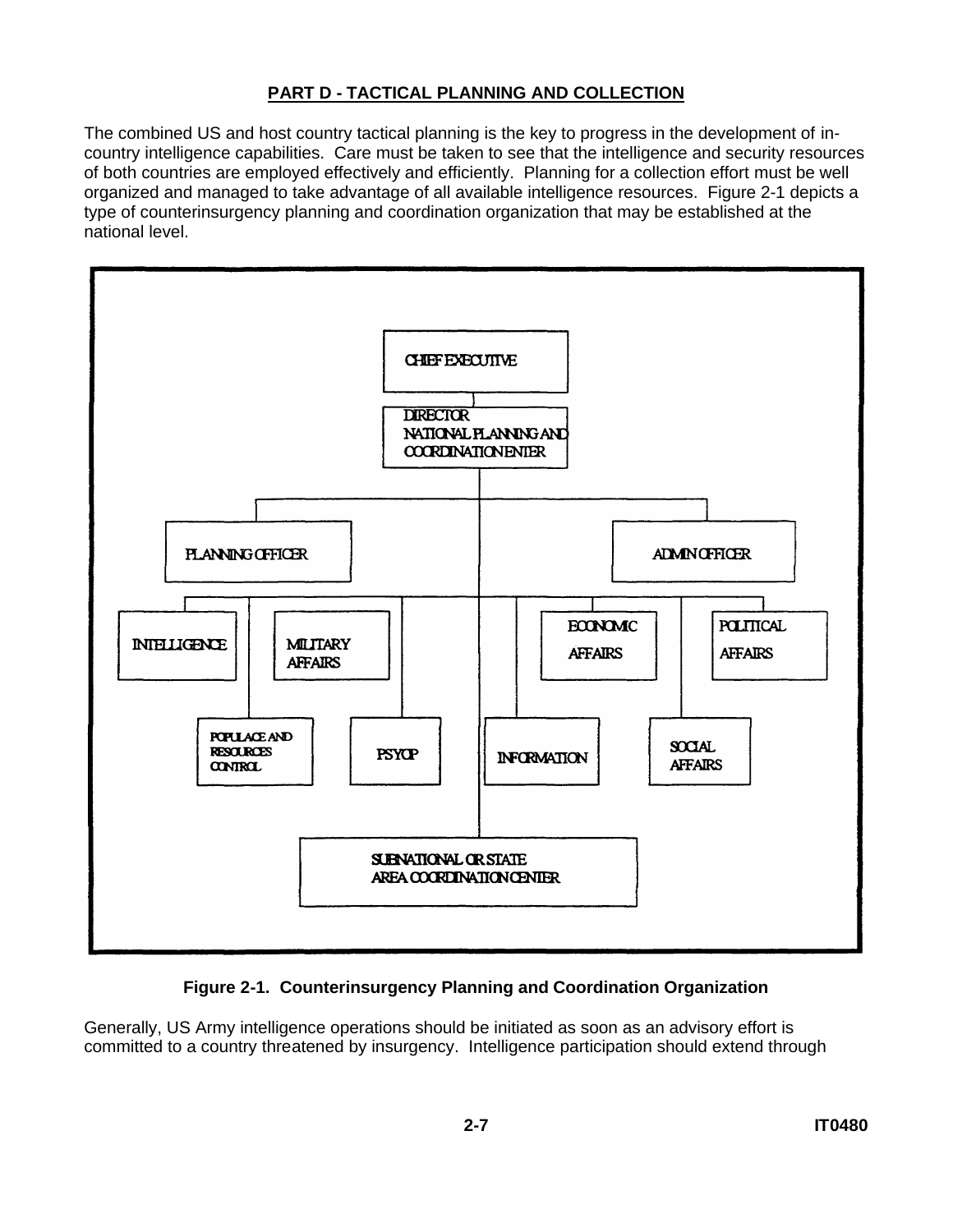## PART D - TACTICAL PLANNING AND COLLECTION

The combined US and host country tactical planning is the key to progress in the development of in-country intelligence capabilities. Care must be taken to see that the intelligence and security resources of both countries are employed effectively and efficiently. Planning for a collection effort must be well organized and managed to take advantage of all available intelligence resources. Figure 2-1 depicts a type of counterinsurgency planning and coordination organization that may be established at the national level.

- CHIEF EXECUTIVE
  - DIRECTOR NATIONAL PLANNING AND COORDINATION CENTER
    - PLANNING OFFICER
    - ADMIN OFFICER
    - INTELLIGENCE
    - MILITARY AFFAIRS
    - ECONOMIC AFFAIRS
    - POLITICAL AFFAIRS
    - POPULACE AND RESOURCES CONTROL
    - PSYOP
    - INFORMATION
    - SOCIAL AFFAIRS
    - SUBNATIONAL OR STATE AREA COORDINATION CENTER

**Figure 2-1. Counterinsurgency Planning and Coordination Organization**

Generally, US Army intelligence operations should be initiated as soon as an advisory effort is committed to a country threatened by insurgency. Intelligence participation should extend through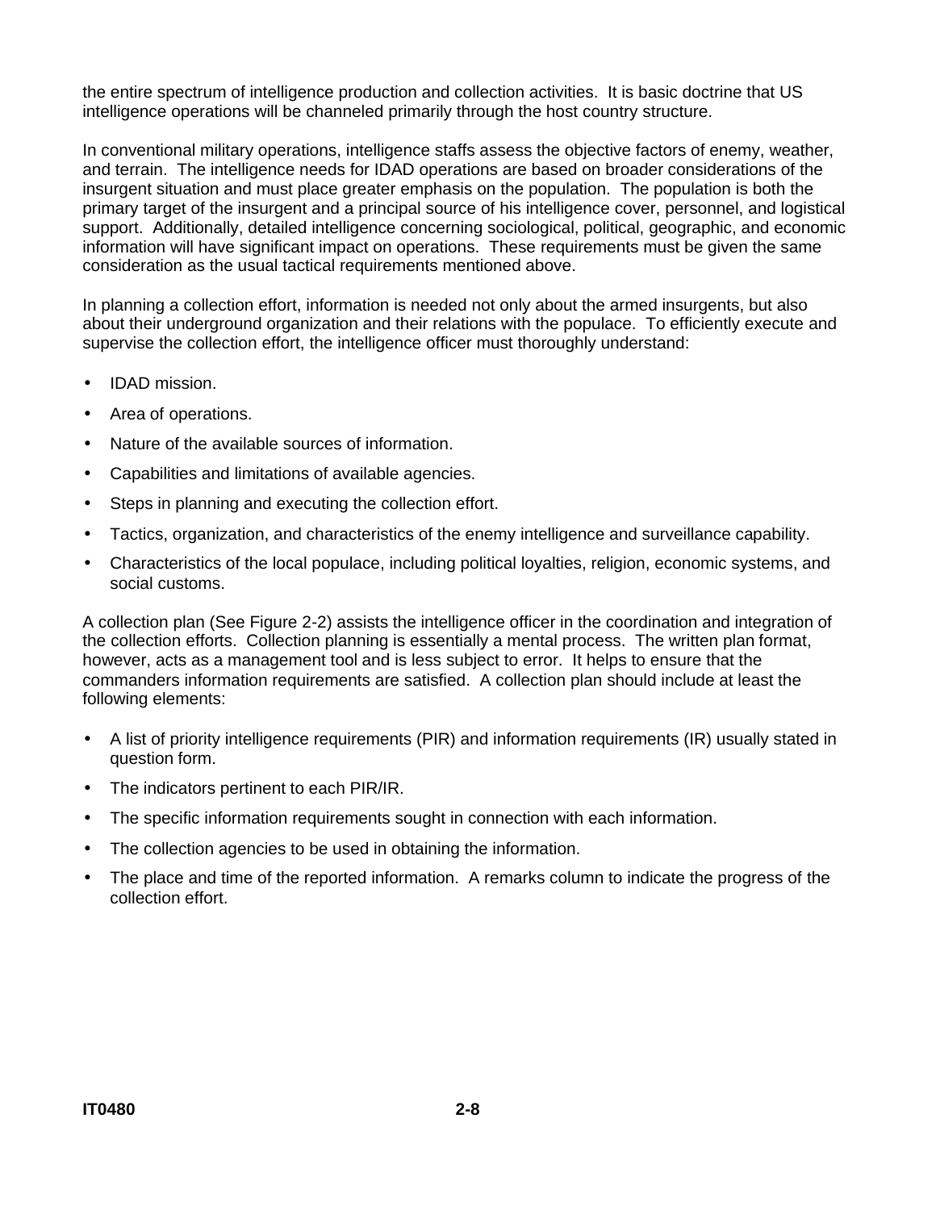the entire spectrum of intelligence production and collection activities. It is basic doctrine that US intelligence operations will be channeled primarily through the host country structure.

In conventional military operations, intelligence staffs assess the objective factors of enemy, weather, and terrain. The intelligence needs for IDAD operations are based on broader considerations of the insurgent situation and must place greater emphasis on the population. The population is both the primary target of the insurgent and a principal source of his intelligence cover, personnel, and logistical support. Additionally, detailed intelligence concerning sociological, political, geographic, and economic information will have significant impact on operations. These requirements must be given the same consideration as the usual tactical requirements mentioned above.

In planning a collection effort, information is needed not only about the armed insurgents, but also about their underground organization and their relations with the populace. To efficiently execute and supervise the collection effort, the intelligence officer must thoroughly understand:

- IDAD mission.
- Area of operations.
- Nature of the available sources of information.
- Capabilities and limitations of available agencies.
- Steps in planning and executing the collection effort.
- Tactics, organization, and characteristics of the enemy intelligence and surveillance capability.
- Characteristics of the local populace, including political loyalties, religion, economic systems, and social customs.

A collection plan (See Figure 2-2) assists the intelligence officer in the coordination and integration of the collection efforts. Collection planning is essentially a mental process. The written plan format, however, acts as a management tool and is less subject to error. It helps to ensure that the commanders information requirements are satisfied. A collection plan should include at least the following elements:

- A list of priority intelligence requirements (PIR) and information requirements (IR) usually stated in question form.
- The indicators pertinent to each PIR/IR.
- The specific information requirements sought in connection with each information.
- The collection agencies to be used in obtaining the information.
- The place and time of the reported information. A remarks column to indicate the progress of the collection effort.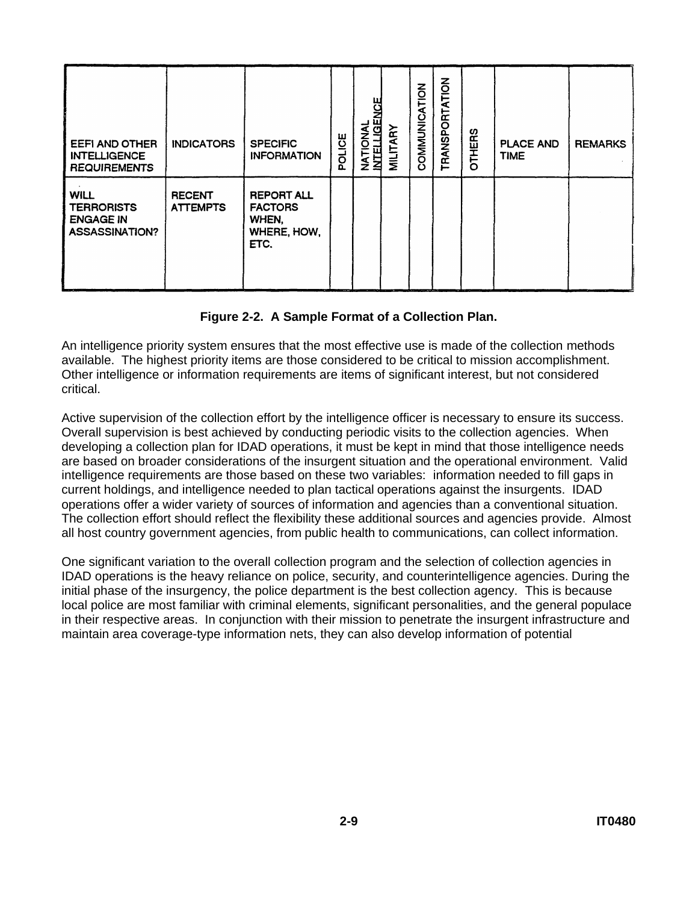| EEFI AND OTHER INTELLIGENCE REQUIREMENTS | INDICATORS | SPECIFIC INFORMATION | POLICE | NATIONAL INTELLIGENCE | MILITARY | COMMUNICATION | TRANSPORTATION | OTHERS | PLACE AND TIME | REMARKS |
|---|---|---|---|---|---|---|---|---|---|---|
| WILL TERRORISTS ENGAGE IN ASSASSINATION? | RECENT ATTEMPTS | REPORT ALL FACTORS WHEN, WHERE, HOW, ETC. | | | | | | | | |

**Figure 2-2. A Sample Format of a Collection Plan.**

An intelligence priority system ensures that the most effective use is made of the collection methods available. The highest priority items are those considered to be critical to mission accomplishment. Other intelligence or information requirements are items of significant interest, but not considered critical.

Active supervision of the collection effort by the intelligence officer is necessary to ensure its success. Overall supervision is best achieved by conducting periodic visits to the collection agencies. When developing a collection plan for IDAD operations, it must be kept in mind that those intelligence needs are based on broader considerations of the insurgent situation and the operational environment. Valid intelligence requirements are those based on these two variables: information needed to fill gaps in current holdings, and intelligence needed to plan tactical operations against the insurgents. IDAD operations offer a wider variety of sources of information and agencies than a conventional situation. The collection effort should reflect the flexibility these additional sources and agencies provide. Almost all host country government agencies, from public health to communications, can collect information.

One significant variation to the overall collection program and the selection of collection agencies in IDAD operations is the heavy reliance on police, security, and counterintelligence agencies. During the initial phase of the insurgency, the police department is the best collection agency. This is because local police are most familiar with criminal elements, significant personalities, and the general populace in their respective areas. In conjunction with their mission to penetrate the insurgent infrastructure and maintain area coverage-type information nets, they can also develop information of potential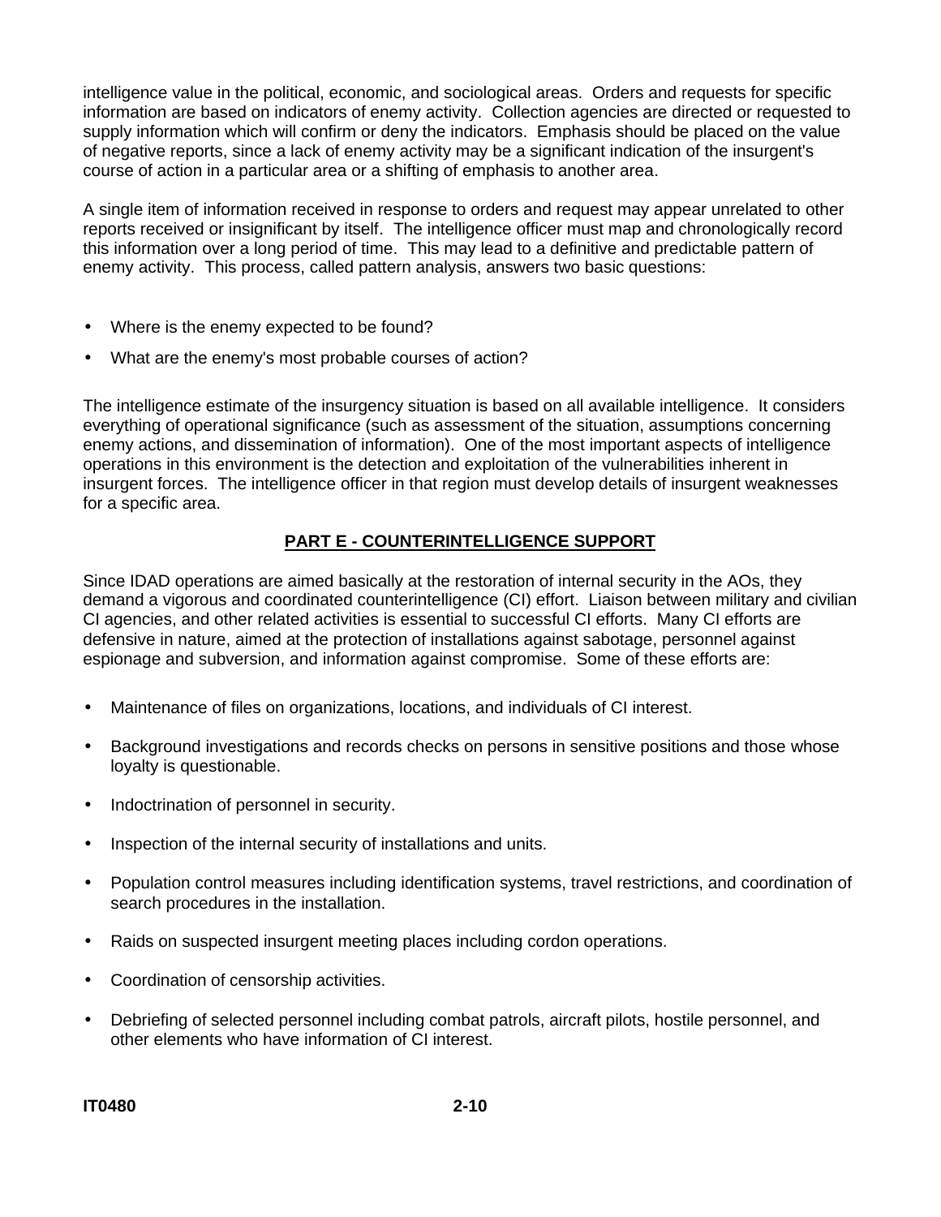intelligence value in the political, economic, and sociological areas. Orders and requests for specific information are based on indicators of enemy activity. Collection agencies are directed or requested to supply information which will confirm or deny the indicators. Emphasis should be placed on the value of negative reports, since a lack of enemy activity may be a significant indication of the insurgent's course of action in a particular area or a shifting of emphasis to another area.

A single item of information received in response to orders and request may appear unrelated to other reports received or insignificant by itself. The intelligence officer must map and chronologically record this information over a long period of time. This may lead to a definitive and predictable pattern of enemy activity. This process, called pattern analysis, answers two basic questions:

- Where is the enemy expected to be found?
- What are the enemy's most probable courses of action?

The intelligence estimate of the insurgency situation is based on all available intelligence. It considers everything of operational significance (such as assessment of the situation, assumptions concerning enemy actions, and dissemination of information). One of the most important aspects of intelligence operations in this environment is the detection and exploitation of the vulnerabilities inherent in insurgent forces. The intelligence officer in that region must develop details of insurgent weaknesses for a specific area.

## PART E - COUNTERINTELLIGENCE SUPPORT

Since IDAD operations are aimed basically at the restoration of internal security in the AOs, they demand a vigorous and coordinated counterintelligence (CI) effort. Liaison between military and civilian CI agencies, and other related activities is essential to successful CI efforts. Many CI efforts are defensive in nature, aimed at the protection of installations against sabotage, personnel against espionage and subversion, and information against compromise. Some of these efforts are:

- Maintenance of files on organizations, locations, and individuals of CI interest.
- Background investigations and records checks on persons in sensitive positions and those whose loyalty is questionable.
- Indoctrination of personnel in security.
- Inspection of the internal security of installations and units.
- Population control measures including identification systems, travel restrictions, and coordination of search procedures in the installation.
- Raids on suspected insurgent meeting places including cordon operations.
- Coordination of censorship activities.
- Debriefing of selected personnel including combat patrols, aircraft pilots, hostile personnel, and other elements who have information of CI interest.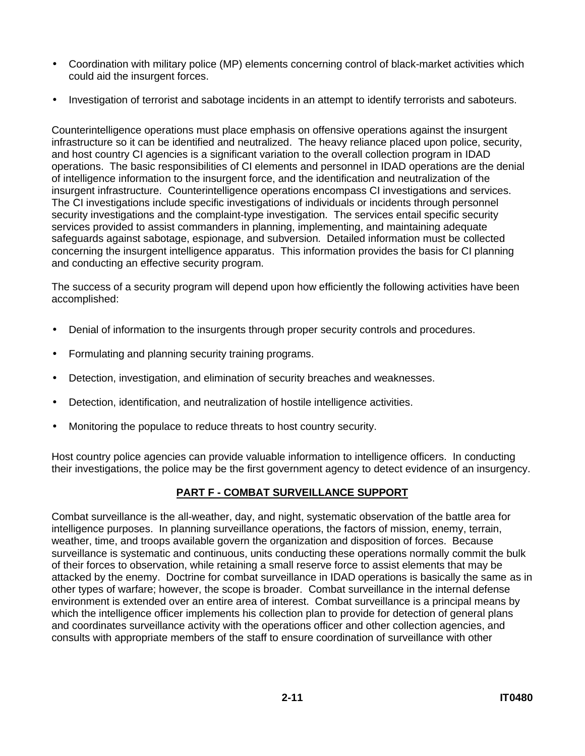- Coordination with military police (MP) elements concerning control of black-market activities which could aid the insurgent forces.

- Investigation of terrorist and sabotage incidents in an attempt to identify terrorists and saboteurs.

Counterintelligence operations must place emphasis on offensive operations against the insurgent infrastructure so it can be identified and neutralized. The heavy reliance placed upon police, security, and host country CI agencies is a significant variation to the overall collection program in IDAD operations. The basic responsibilities of CI elements and personnel in IDAD operations are the denial of intelligence information to the insurgent force, and the identification and neutralization of the insurgent infrastructure. Counterintelligence operations encompass CI investigations and services. The CI investigations include specific investigations of individuals or incidents through personnel security investigations and the complaint-type investigation. The services entail specific security services provided to assist commanders in planning, implementing, and maintaining adequate safeguards against sabotage, espionage, and subversion. Detailed information must be collected concerning the insurgent intelligence apparatus. This information provides the basis for CI planning and conducting an effective security program.

The success of a security program will depend upon how efficiently the following activities have been accomplished:

- Denial of information to the insurgents through proper security controls and procedures.

- Formulating and planning security training programs.

- Detection, investigation, and elimination of security breaches and weaknesses.

- Detection, identification, and neutralization of hostile intelligence activities.

- Monitoring the populace to reduce threats to host country security.

Host country police agencies can provide valuable information to intelligence officers. In conducting their investigations, the police may be the first government agency to detect evidence of an insurgency.

## PART F - COMBAT SURVEILLANCE SUPPORT

Combat surveillance is the all-weather, day, and night, systematic observation of the battle area for intelligence purposes. In planning surveillance operations, the factors of mission, enemy, terrain, weather, time, and troops available govern the organization and disposition of forces. Because surveillance is systematic and continuous, units conducting these operations normally commit the bulk of their forces to observation, while retaining a small reserve force to assist elements that may be attacked by the enemy. Doctrine for combat surveillance in IDAD operations is basically the same as in other types of warfare; however, the scope is broader. Combat surveillance in the internal defense environment is extended over an entire area of interest. Combat surveillance is a principal means by which the intelligence officer implements his collection plan to provide for detection of general plans and coordinates surveillance activity with the operations officer and other collection agencies, and consults with appropriate members of the staff to ensure coordination of surveillance with other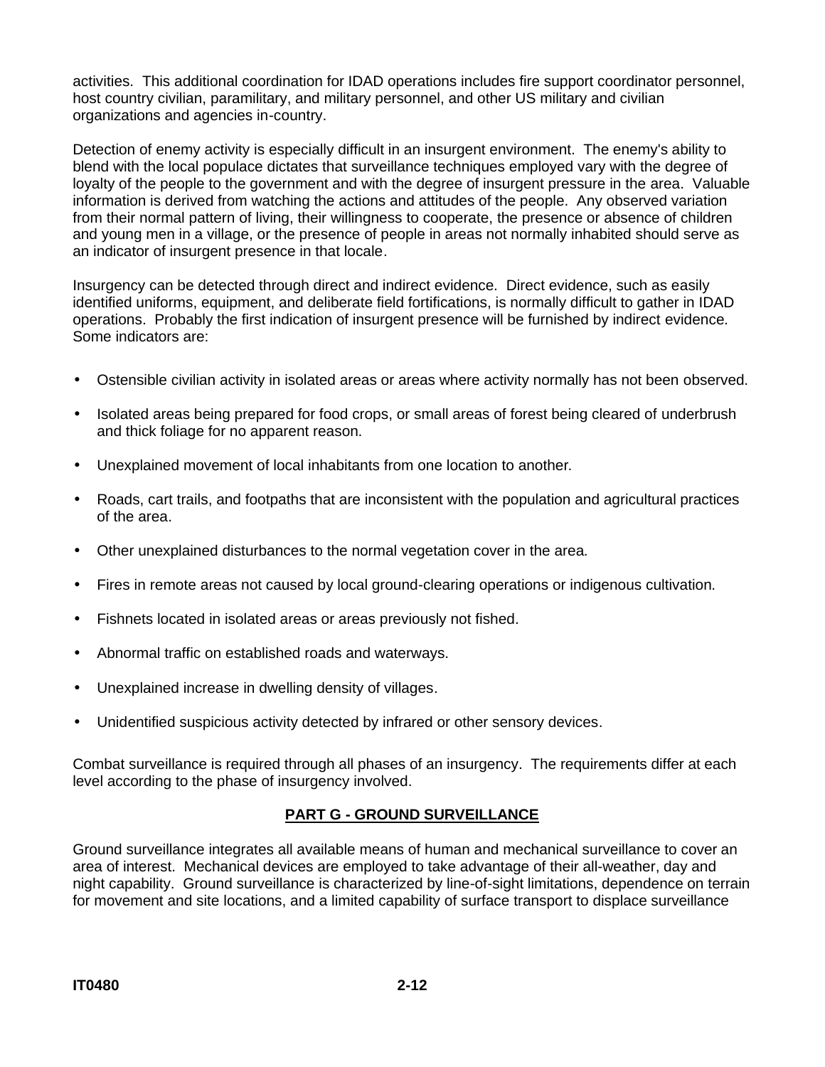activities. This additional coordination for IDAD operations includes fire support coordinator personnel, host country civilian, paramilitary, and military personnel, and other US military and civilian organizations and agencies in-country.

Detection of enemy activity is especially difficult in an insurgent environment. The enemy's ability to blend with the local populace dictates that surveillance techniques employed vary with the degree of loyalty of the people to the government and with the degree of insurgent pressure in the area. Valuable information is derived from watching the actions and attitudes of the people. Any observed variation from their normal pattern of living, their willingness to cooperate, the presence or absence of children and young men in a village, or the presence of people in areas not normally inhabited should serve as an indicator of insurgent presence in that locale.

Insurgency can be detected through direct and indirect evidence. Direct evidence, such as easily identified uniforms, equipment, and deliberate field fortifications, is normally difficult to gather in IDAD operations. Probably the first indication of insurgent presence will be furnished by indirect evidence. Some indicators are:

- Ostensible civilian activity in isolated areas or areas where activity normally has not been observed.
- Isolated areas being prepared for food crops, or small areas of forest being cleared of underbrush and thick foliage for no apparent reason.
- Unexplained movement of local inhabitants from one location to another.
- Roads, cart trails, and footpaths that are inconsistent with the population and agricultural practices of the area.
- Other unexplained disturbances to the normal vegetation cover in the area.
- Fires in remote areas not caused by local ground-clearing operations or indigenous cultivation.
- Fishnets located in isolated areas or areas previously not fished.
- Abnormal traffic on established roads and waterways.
- Unexplained increase in dwelling density of villages.
- Unidentified suspicious activity detected by infrared or other sensory devices.

Combat surveillance is required through all phases of an insurgency. The requirements differ at each level according to the phase of insurgency involved.

## PART G - GROUND SURVEILLANCE

Ground surveillance integrates all available means of human and mechanical surveillance to cover an area of interest. Mechanical devices are employed to take advantage of their all-weather, day and night capability. Ground surveillance is characterized by line-of-sight limitations, dependence on terrain for movement and site locations, and a limited capability of surface transport to displace surveillance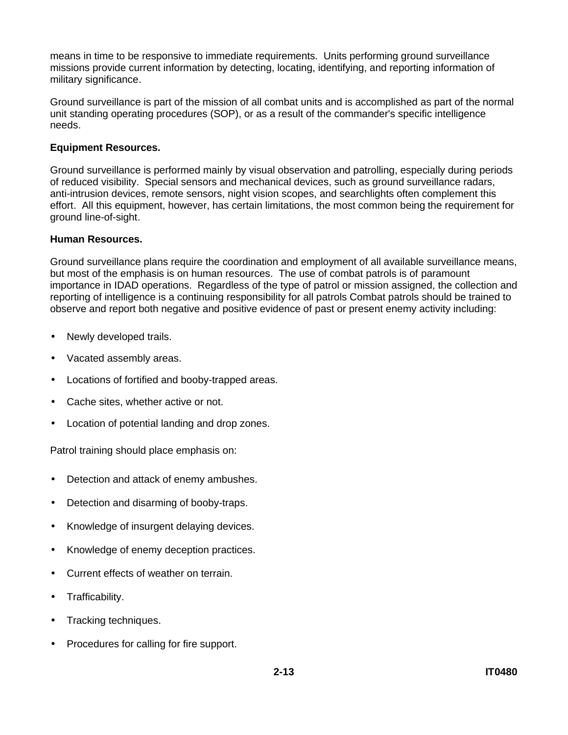means in time to be responsive to immediate requirements. Units performing ground surveillance missions provide current information by detecting, locating, identifying, and reporting information of military significance.

Ground surveillance is part of the mission of all combat units and is accomplished as part of the normal unit standing operating procedures (SOP), or as a result of the commander's specific intelligence needs.

**Equipment Resources.**

Ground surveillance is performed mainly by visual observation and patrolling, especially during periods of reduced visibility. Special sensors and mechanical devices, such as ground surveillance radars, anti-intrusion devices, remote sensors, night vision scopes, and searchlights often complement this effort. All this equipment, however, has certain limitations, the most common being the requirement for ground line-of-sight.

**Human Resources.**

Ground surveillance plans require the coordination and employment of all available surveillance means, but most of the emphasis is on human resources. The use of combat patrols is of paramount importance in IDAD operations. Regardless of the type of patrol or mission assigned, the collection and reporting of intelligence is a continuing responsibility for all patrols Combat patrols should be trained to observe and report both negative and positive evidence of past or present enemy activity including:

- Newly developed trails.
- Vacated assembly areas.
- Locations of fortified and booby-trapped areas.
- Cache sites, whether active or not.
- Location of potential landing and drop zones.

Patrol training should place emphasis on:

- Detection and attack of enemy ambushes.
- Detection and disarming of booby-traps.
- Knowledge of insurgent delaying devices.
- Knowledge of enemy deception practices.
- Current effects of weather on terrain.
- Trafficability.
- Tracking techniques.
- Procedures for calling for fire support.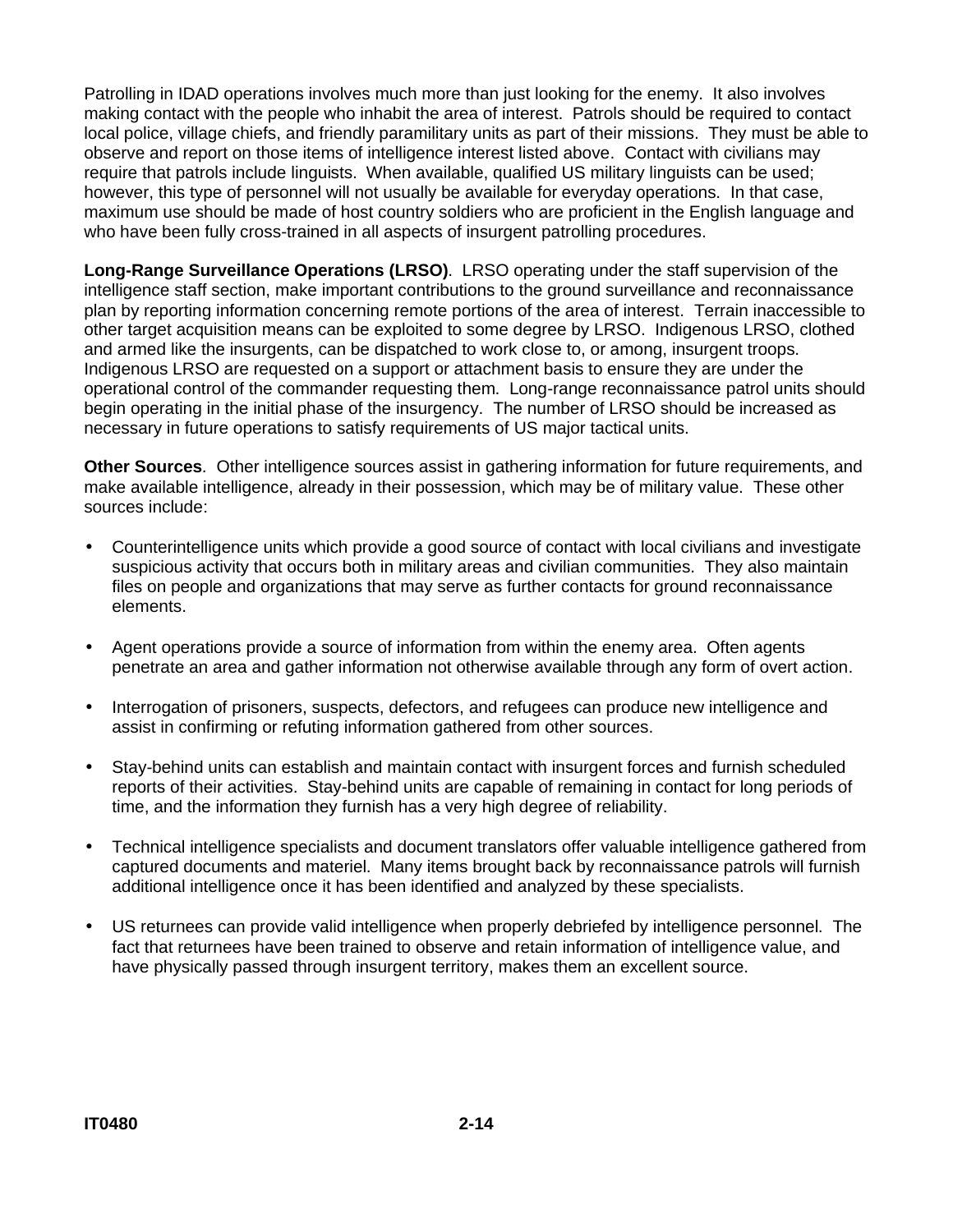Patrolling in IDAD operations involves much more than just looking for the enemy. It also involves making contact with the people who inhabit the area of interest. Patrols should be required to contact local police, village chiefs, and friendly paramilitary units as part of their missions. They must be able to observe and report on those items of intelligence interest listed above. Contact with civilians may require that patrols include linguists. When available, qualified US military linguists can be used; however, this type of personnel will not usually be available for everyday operations. In that case, maximum use should be made of host country soldiers who are proficient in the English language and who have been fully cross-trained in all aspects of insurgent patrolling procedures.

**Long-Range Surveillance Operations (LRSO)**. LRSO operating under the staff supervision of the intelligence staff section, make important contributions to the ground surveillance and reconnaissance plan by reporting information concerning remote portions of the area of interest. Terrain inaccessible to other target acquisition means can be exploited to some degree by LRSO. Indigenous LRSO, clothed and armed like the insurgents, can be dispatched to work close to, or among, insurgent troops. Indigenous LRSO are requested on a support or attachment basis to ensure they are under the operational control of the commander requesting them. Long-range reconnaissance patrol units should begin operating in the initial phase of the insurgency. The number of LRSO should be increased as necessary in future operations to satisfy requirements of US major tactical units.

**Other Sources**. Other intelligence sources assist in gathering information for future requirements, and make available intelligence, already in their possession, which may be of military value. These other sources include:

- Counterintelligence units which provide a good source of contact with local civilians and investigate suspicious activity that occurs both in military areas and civilian communities. They also maintain files on people and organizations that may serve as further contacts for ground reconnaissance elements.

- Agent operations provide a source of information from within the enemy area. Often agents penetrate an area and gather information not otherwise available through any form of overt action.

- Interrogation of prisoners, suspects, defectors, and refugees can produce new intelligence and assist in confirming or refuting information gathered from other sources.

- Stay-behind units can establish and maintain contact with insurgent forces and furnish scheduled reports of their activities. Stay-behind units are capable of remaining in contact for long periods of time, and the information they furnish has a very high degree of reliability.

- Technical intelligence specialists and document translators offer valuable intelligence gathered from captured documents and materiel. Many items brought back by reconnaissance patrols will furnish additional intelligence once it has been identified and analyzed by these specialists.

- US returnees can provide valid intelligence when properly debriefed by intelligence personnel. The fact that returnees have been trained to observe and retain information of intelligence value, and have physically passed through insurgent territory, makes them an excellent source.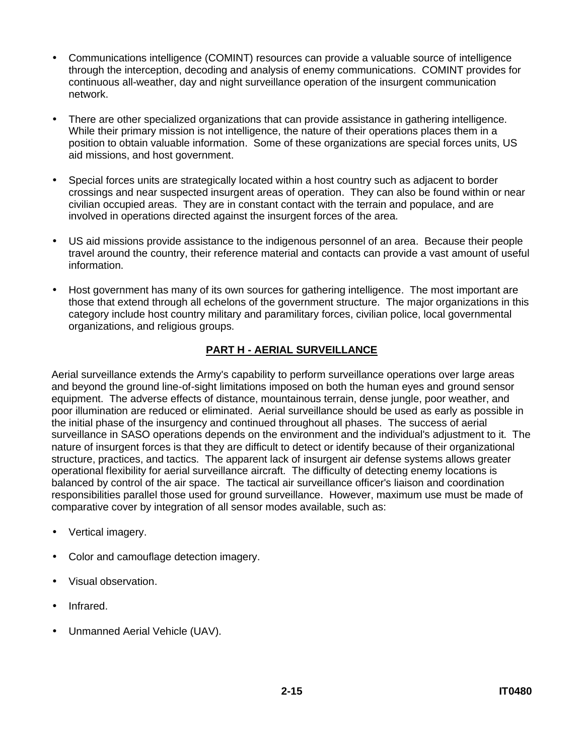- Communications intelligence (COMINT) resources can provide a valuable source of intelligence through the interception, decoding and analysis of enemy communications. COMINT provides for continuous all-weather, day and night surveillance operation of the insurgent communication network.

- There are other specialized organizations that can provide assistance in gathering intelligence. While their primary mission is not intelligence, the nature of their operations places them in a position to obtain valuable information. Some of these organizations are special forces units, US aid missions, and host government.

- Special forces units are strategically located within a host country such as adjacent to border crossings and near suspected insurgent areas of operation. They can also be found within or near civilian occupied areas. They are in constant contact with the terrain and populace, and are involved in operations directed against the insurgent forces of the area.

- US aid missions provide assistance to the indigenous personnel of an area. Because their people travel around the country, their reference material and contacts can provide a vast amount of useful information.

- Host government has many of its own sources for gathering intelligence. The most important are those that extend through all echelons of the government structure. The major organizations in this category include host country military and paramilitary forces, civilian police, local governmental organizations, and religious groups.

## PART H - AERIAL SURVEILLANCE

Aerial surveillance extends the Army's capability to perform surveillance operations over large areas and beyond the ground line-of-sight limitations imposed on both the human eyes and ground sensor equipment. The adverse effects of distance, mountainous terrain, dense jungle, poor weather, and poor illumination are reduced or eliminated. Aerial surveillance should be used as early as possible in the initial phase of the insurgency and continued throughout all phases. The success of aerial surveillance in SASO operations depends on the environment and the individual's adjustment to it. The nature of insurgent forces is that they are difficult to detect or identify because of their organizational structure, practices, and tactics. The apparent lack of insurgent air defense systems allows greater operational flexibility for aerial surveillance aircraft. The difficulty of detecting enemy locations is balanced by control of the air space. The tactical air surveillance officer's liaison and coordination responsibilities parallel those used for ground surveillance. However, maximum use must be made of comparative cover by integration of all sensor modes available, such as:

- Vertical imagery.

- Color and camouflage detection imagery.

- Visual observation.

- Infrared.

- Unmanned Aerial Vehicle (UAV).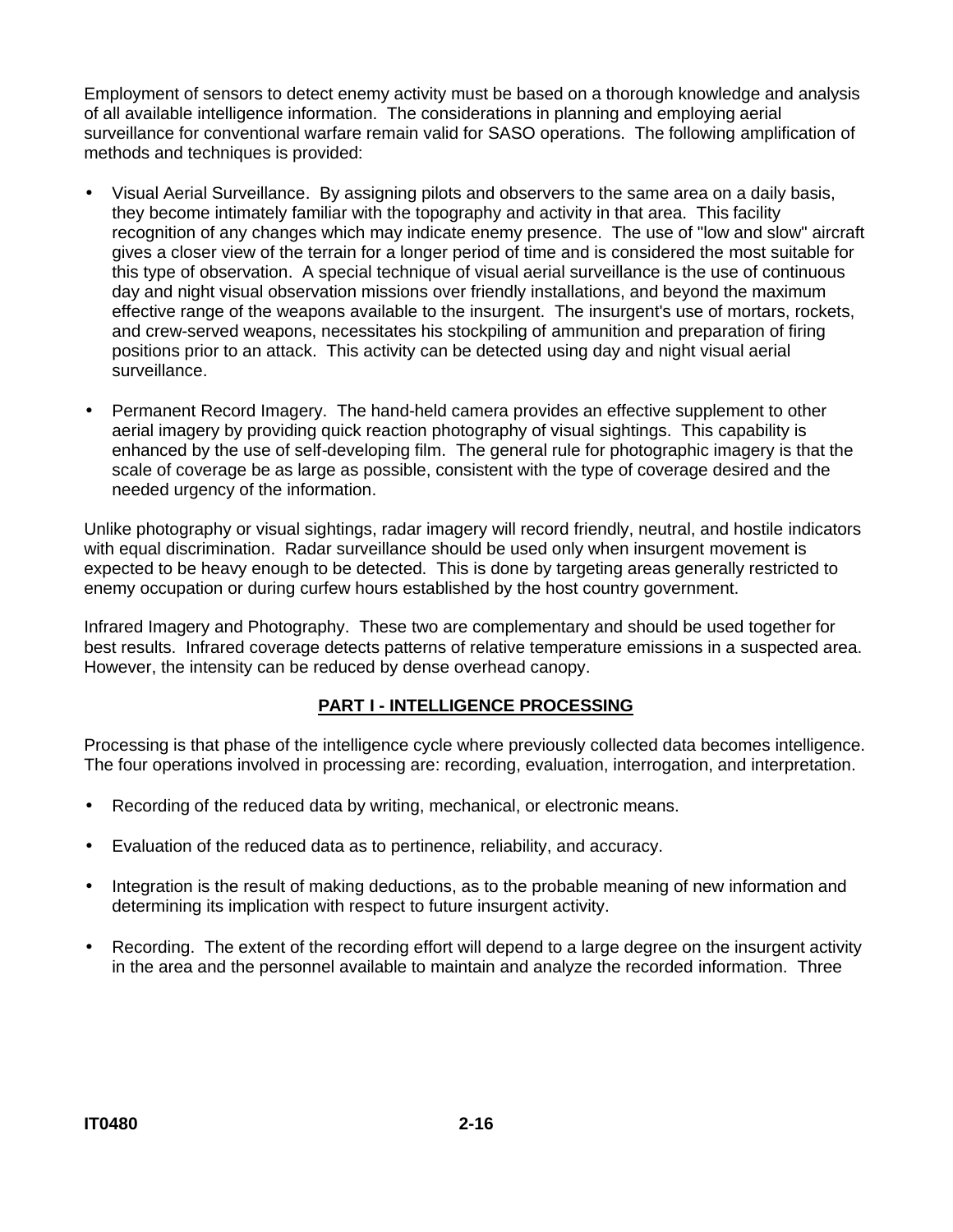Employment of sensors to detect enemy activity must be based on a thorough knowledge and analysis of all available intelligence information. The considerations in planning and employing aerial surveillance for conventional warfare remain valid for SASO operations. The following amplification of methods and techniques is provided:

- Visual Aerial Surveillance. By assigning pilots and observers to the same area on a daily basis, they become intimately familiar with the topography and activity in that area. This facility recognition of any changes which may indicate enemy presence. The use of "low and slow" aircraft gives a closer view of the terrain for a longer period of time and is considered the most suitable for this type of observation. A special technique of visual aerial surveillance is the use of continuous day and night visual observation missions over friendly installations, and beyond the maximum effective range of the weapons available to the insurgent. The insurgent's use of mortars, rockets, and crew-served weapons, necessitates his stockpiling of ammunition and preparation of firing positions prior to an attack. This activity can be detected using day and night visual aerial surveillance.

- Permanent Record Imagery. The hand-held camera provides an effective supplement to other aerial imagery by providing quick reaction photography of visual sightings. This capability is enhanced by the use of self-developing film. The general rule for photographic imagery is that the scale of coverage be as large as possible, consistent with the type of coverage desired and the needed urgency of the information.

Unlike photography or visual sightings, radar imagery will record friendly, neutral, and hostile indicators with equal discrimination. Radar surveillance should be used only when insurgent movement is expected to be heavy enough to be detected. This is done by targeting areas generally restricted to enemy occupation or during curfew hours established by the host country government.

Infrared Imagery and Photography. These two are complementary and should be used together for best results. Infrared coverage detects patterns of relative temperature emissions in a suspected area. However, the intensity can be reduced by dense overhead canopy.

## PART I - INTELLIGENCE PROCESSING

Processing is that phase of the intelligence cycle where previously collected data becomes intelligence. The four operations involved in processing are: recording, evaluation, interrogation, and interpretation.

- Recording of the reduced data by writing, mechanical, or electronic means.

- Evaluation of the reduced data as to pertinence, reliability, and accuracy.

- Integration is the result of making deductions, as to the probable meaning of new information and determining its implication with respect to future insurgent activity.

- Recording. The extent of the recording effort will depend to a large degree on the insurgent activity in the area and the personnel available to maintain and analyze the recorded information. Three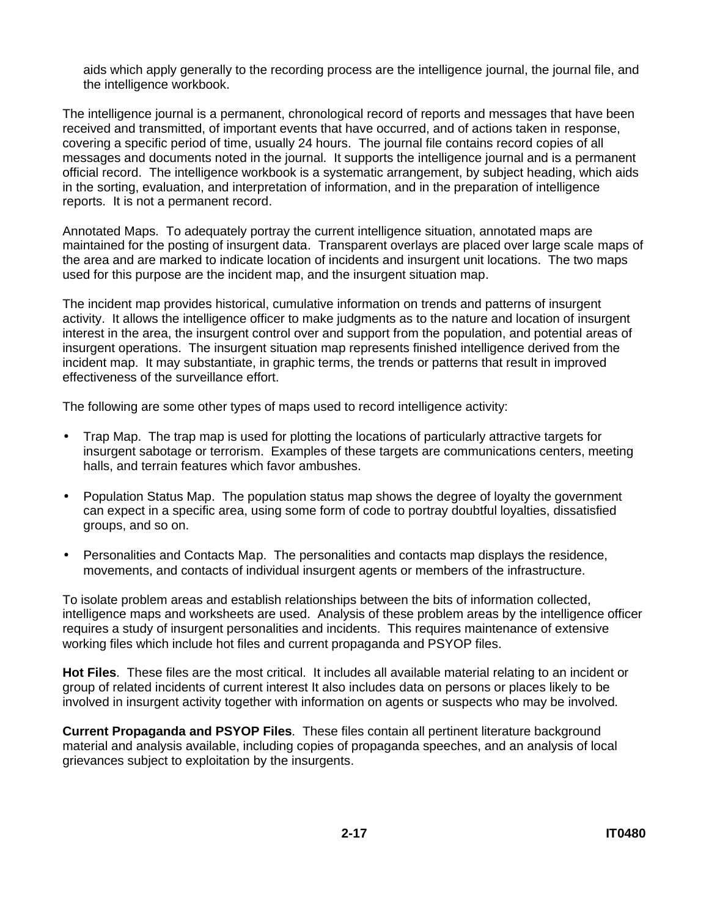aids which apply generally to the recording process are the intelligence journal, the journal file, and the intelligence workbook.

The intelligence journal is a permanent, chronological record of reports and messages that have been received and transmitted, of important events that have occurred, and of actions taken in response, covering a specific period of time, usually 24 hours. The journal file contains record copies of all messages and documents noted in the journal. It supports the intelligence journal and is a permanent official record. The intelligence workbook is a systematic arrangement, by subject heading, which aids in the sorting, evaluation, and interpretation of information, and in the preparation of intelligence reports. It is not a permanent record.

Annotated Maps. To adequately portray the current intelligence situation, annotated maps are maintained for the posting of insurgent data. Transparent overlays are placed over large scale maps of the area and are marked to indicate location of incidents and insurgent unit locations. The two maps used for this purpose are the incident map, and the insurgent situation map.

The incident map provides historical, cumulative information on trends and patterns of insurgent activity. It allows the intelligence officer to make judgments as to the nature and location of insurgent interest in the area, the insurgent control over and support from the population, and potential areas of insurgent operations. The insurgent situation map represents finished intelligence derived from the incident map. It may substantiate, in graphic terms, the trends or patterns that result in improved effectiveness of the surveillance effort.

The following are some other types of maps used to record intelligence activity:

- Trap Map. The trap map is used for plotting the locations of particularly attractive targets for insurgent sabotage or terrorism. Examples of these targets are communications centers, meeting halls, and terrain features which favor ambushes.

- Population Status Map. The population status map shows the degree of loyalty the government can expect in a specific area, using some form of code to portray doubtful loyalties, dissatisfied groups, and so on.

- Personalities and Contacts Map. The personalities and contacts map displays the residence, movements, and contacts of individual insurgent agents or members of the infrastructure.

To isolate problem areas and establish relationships between the bits of information collected, intelligence maps and worksheets are used. Analysis of these problem areas by the intelligence officer requires a study of insurgent personalities and incidents. This requires maintenance of extensive working files which include hot files and current propaganda and PSYOP files.

**Hot Files**. These files are the most critical. It includes all available material relating to an incident or group of related incidents of current interest It also includes data on persons or places likely to be involved in insurgent activity together with information on agents or suspects who may be involved.

**Current Propaganda and PSYOP Files**. These files contain all pertinent literature background material and analysis available, including copies of propaganda speeches, and an analysis of local grievances subject to exploitation by the insurgents.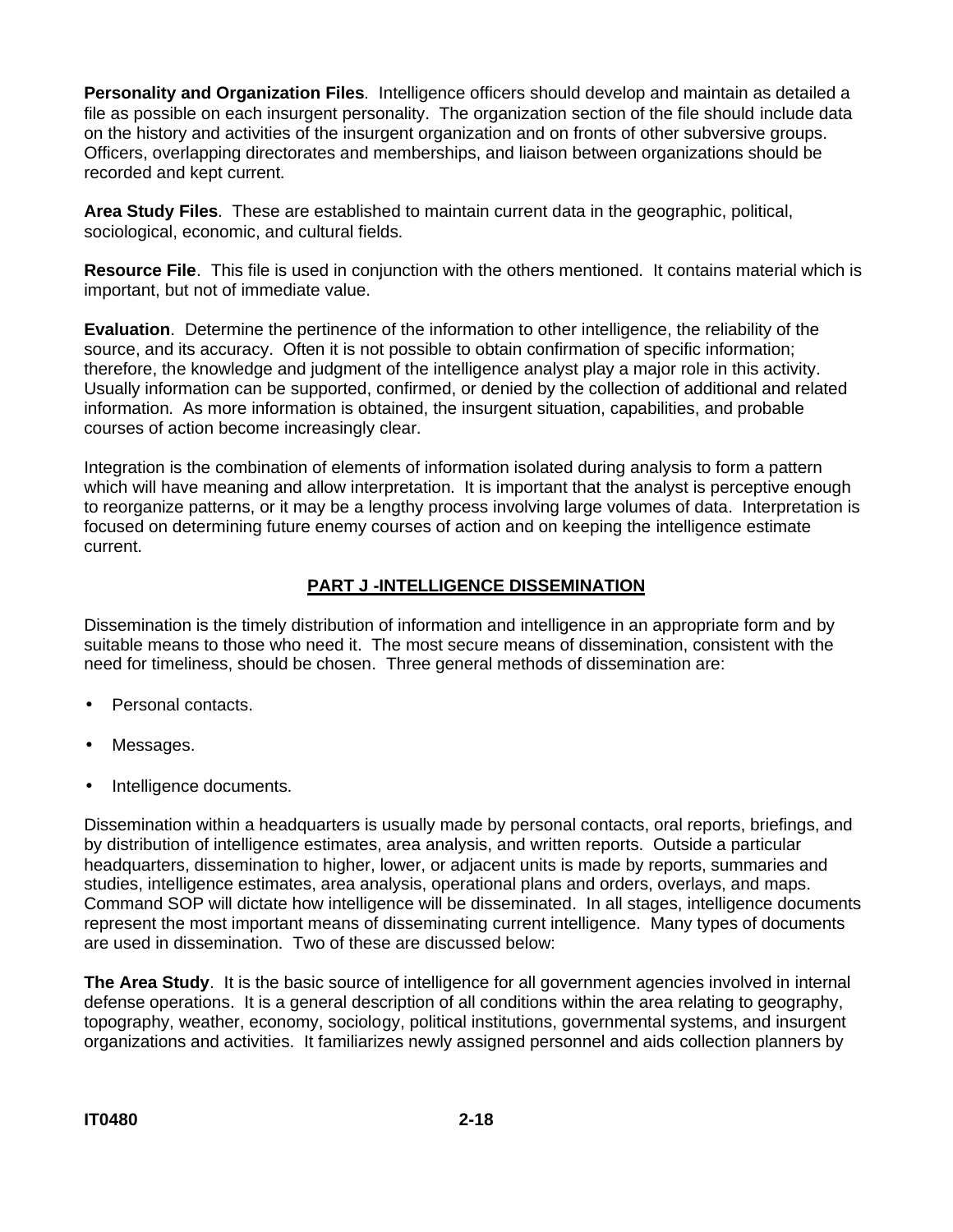**Personality and Organization Files**. Intelligence officers should develop and maintain as detailed a file as possible on each insurgent personality. The organization section of the file should include data on the history and activities of the insurgent organization and on fronts of other subversive groups. Officers, overlapping directorates and memberships, and liaison between organizations should be recorded and kept current.

**Area Study Files**. These are established to maintain current data in the geographic, political, sociological, economic, and cultural fields.

**Resource File**. This file is used in conjunction with the others mentioned. It contains material which is important, but not of immediate value.

**Evaluation**. Determine the pertinence of the information to other intelligence, the reliability of the source, and its accuracy. Often it is not possible to obtain confirmation of specific information; therefore, the knowledge and judgment of the intelligence analyst play a major role in this activity. Usually information can be supported, confirmed, or denied by the collection of additional and related information. As more information is obtained, the insurgent situation, capabilities, and probable courses of action become increasingly clear.

Integration is the combination of elements of information isolated during analysis to form a pattern which will have meaning and allow interpretation. It is important that the analyst is perceptive enough to reorganize patterns, or it may be a lengthy process involving large volumes of data. Interpretation is focused on determining future enemy courses of action and on keeping the intelligence estimate current.

## PART J -INTELLIGENCE DISSEMINATION

Dissemination is the timely distribution of information and intelligence in an appropriate form and by suitable means to those who need it. The most secure means of dissemination, consistent with the need for timeliness, should be chosen. Three general methods of dissemination are:

- Personal contacts.
- Messages.
- Intelligence documents.

Dissemination within a headquarters is usually made by personal contacts, oral reports, briefings, and by distribution of intelligence estimates, area analysis, and written reports. Outside a particular headquarters, dissemination to higher, lower, or adjacent units is made by reports, summaries and studies, intelligence estimates, area analysis, operational plans and orders, overlays, and maps. Command SOP will dictate how intelligence will be disseminated. In all stages, intelligence documents represent the most important means of disseminating current intelligence. Many types of documents are used in dissemination. Two of these are discussed below:

**The Area Study**. It is the basic source of intelligence for all government agencies involved in internal defense operations. It is a general description of all conditions within the area relating to geography, topography, weather, economy, sociology, political institutions, governmental systems, and insurgent organizations and activities. It familiarizes newly assigned personnel and aids collection planners by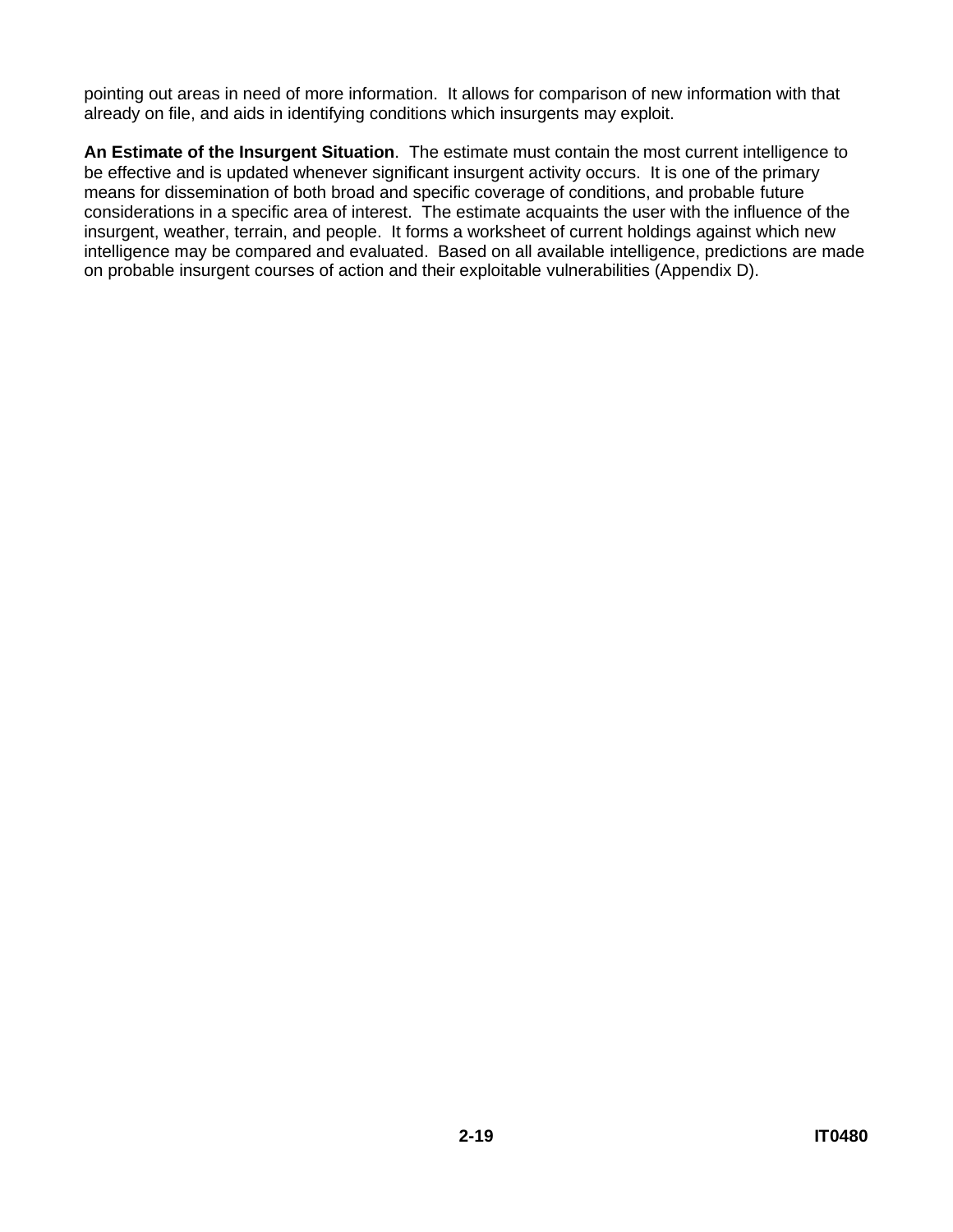pointing out areas in need of more information. It allows for comparison of new information with that already on file, and aids in identifying conditions which insurgents may exploit.

**An Estimate of the Insurgent Situation**. The estimate must contain the most current intelligence to be effective and is updated whenever significant insurgent activity occurs. It is one of the primary means for dissemination of both broad and specific coverage of conditions, and probable future considerations in a specific area of interest. The estimate acquaints the user with the influence of the insurgent, weather, terrain, and people. It forms a worksheet of current holdings against which new intelligence may be compared and evaluated. Based on all available intelligence, predictions are made on probable insurgent courses of action and their exploitable vulnerabilities (Appendix D).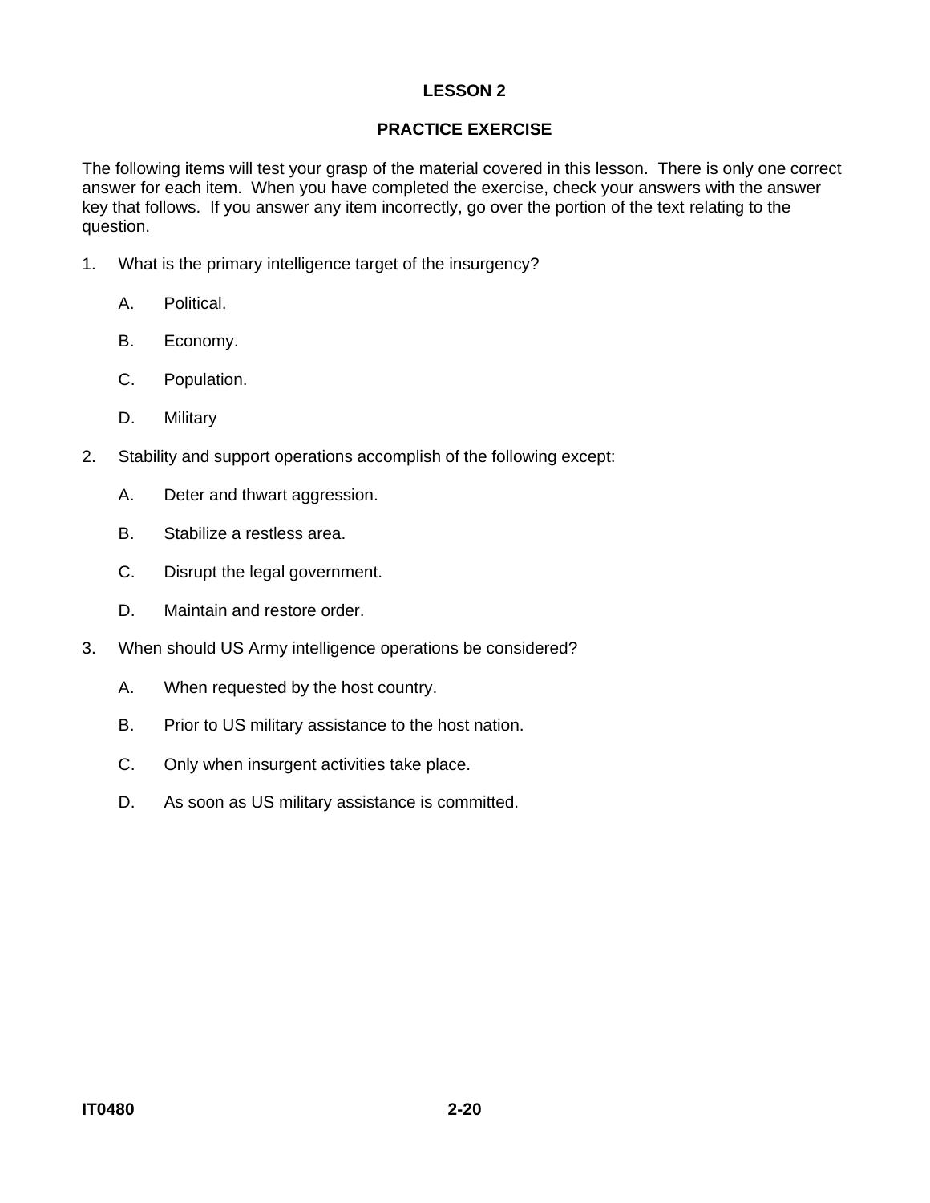## LESSON 2

## PRACTICE EXERCISE

The following items will test your grasp of the material covered in this lesson. There is only one correct answer for each item. When you have completed the exercise, check your answers with the answer key that follows. If you answer any item incorrectly, go over the portion of the text relating to the question.

1. What is the primary intelligence target of the insurgency?

   A. Political.

   B. Economy.

   C. Population.

   D. Military

2. Stability and support operations accomplish of the following except:

   A. Deter and thwart aggression.

   B. Stabilize a restless area.

   C. Disrupt the legal government.

   D. Maintain and restore order.

3. When should US Army intelligence operations be considered?

   A. When requested by the host country.

   B. Prior to US military assistance to the host nation.

   C. Only when insurgent activities take place.

   D. As soon as US military assistance is committed.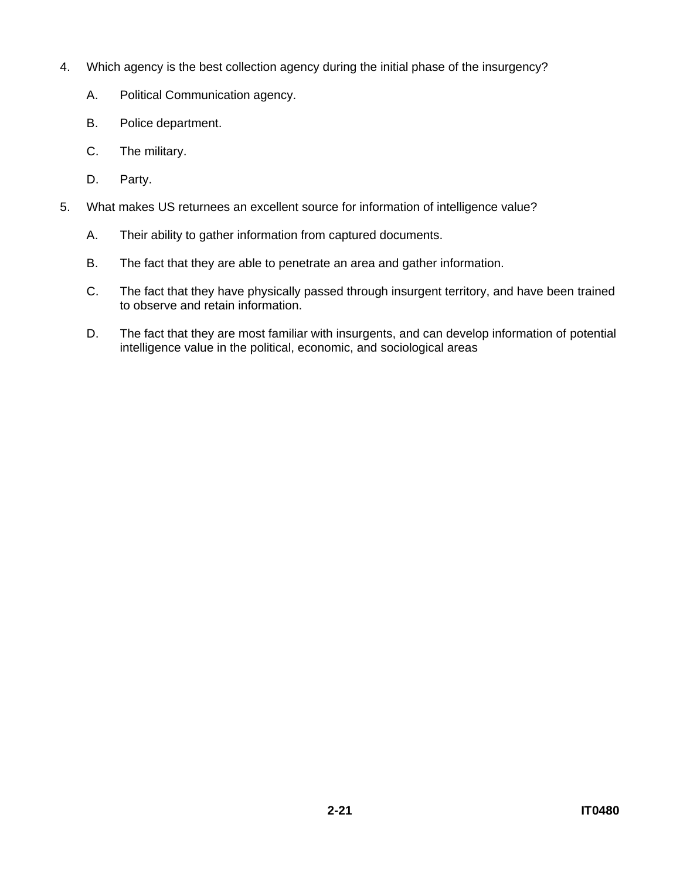4. Which agency is the best collection agency during the initial phase of the insurgency?

   A. Political Communication agency.

   B. Police department.

   C. The military.

   D. Party.

5. What makes US returnees an excellent source for information of intelligence value?

   A. Their ability to gather information from captured documents.

   B. The fact that they are able to penetrate an area and gather information.

   C. The fact that they have physically passed through insurgent territory, and have been trained to observe and retain information.

   D. The fact that they are most familiar with insurgents, and can develop information of potential intelligence value in the political, economic, and sociological areas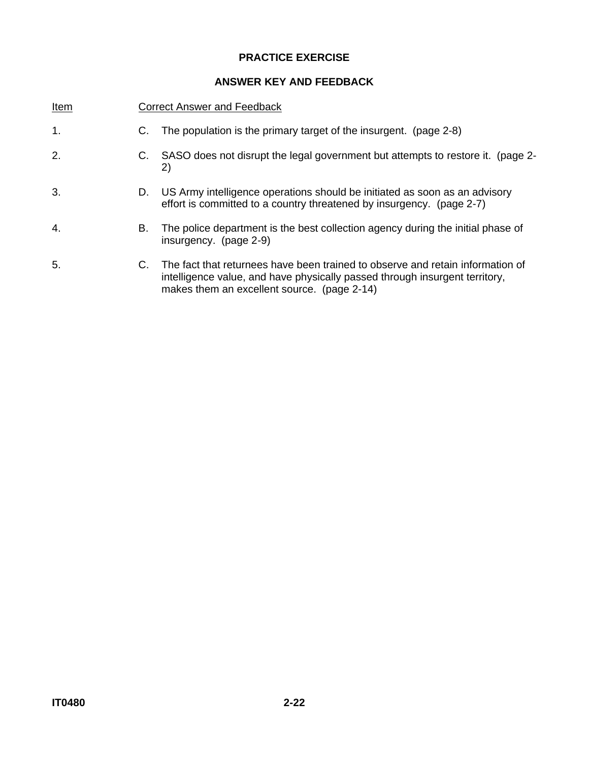**PRACTICE EXERCISE**

**ANSWER KEY AND FEEDBACK**

| Item | Correct Answer and Feedback |
| --- | --- |
| 1. | C. The population is the primary target of the insurgent. (page 2-8) |
| 2. | C. SASO does not disrupt the legal government but attempts to restore it. (page 2-2) |
| 3. | D. US Army intelligence operations should be initiated as soon as an advisory effort is committed to a country threatened by insurgency. (page 2-7) |
| 4. | B. The police department is the best collection agency during the initial phase of insurgency. (page 2-9) |
| 5. | C. The fact that returnees have been trained to observe and retain information of intelligence value, and have physically passed through insurgent territory, makes them an excellent source. (page 2-14) |